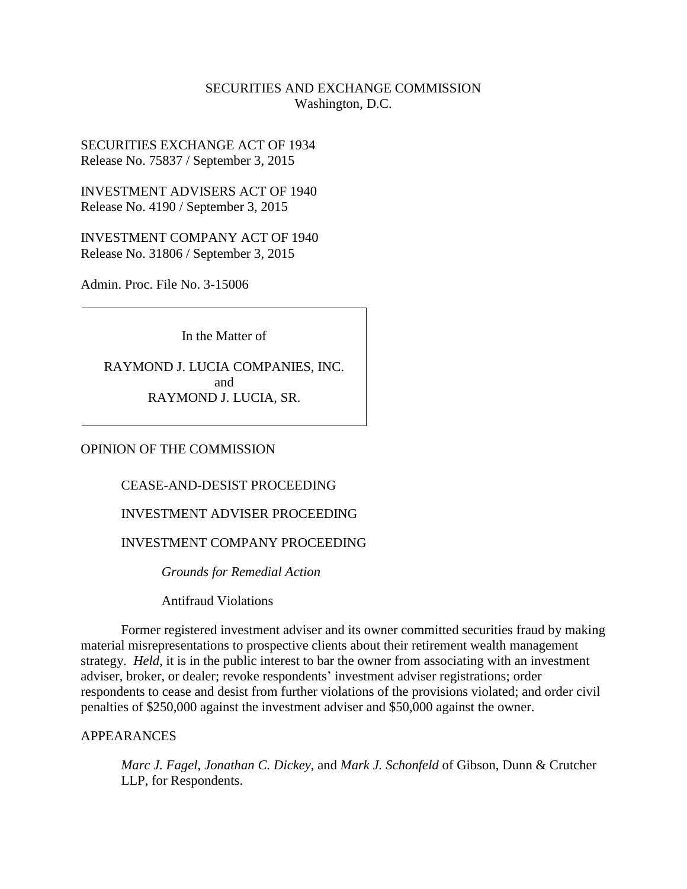SECURITIES AND EXCHANGE COMMISSION
Washington, D.C.

SECURITIES EXCHANGE ACT OF 1934
Release No. 75837 / September 3, 2015

INVESTMENT ADVISERS ACT OF 1940
Release No. 4190 / September 3, 2015

INVESTMENT COMPANY ACT OF 1940
Release No. 31806 / September 3, 2015

Admin. Proc. File No. 3-15006

In the Matter of

RAYMOND J. LUCIA COMPANIES, INC.
and
RAYMOND J. LUCIA, SR.

OPINION OF THE COMMISSION

CEASE-AND-DESIST PROCEEDING

INVESTMENT ADVISER PROCEEDING

INVESTMENT COMPANY PROCEEDING

*Grounds for Remedial Action*

Antifraud Violations

Former registered investment adviser and its owner committed securities fraud by making material misrepresentations to prospective clients about their retirement wealth management strategy. *Held*, it is in the public interest to bar the owner from associating with an investment adviser, broker, or dealer; revoke respondents' investment adviser registrations; order respondents to cease and desist from further violations of the provisions violated; and order civil penalties of $250,000 against the investment adviser and $50,000 against the owner.

APPEARANCES

*Marc J. Fagel*, *Jonathan C. Dickey*, and *Mark J. Schonfeld* of Gibson, Dunn & Crutcher LLP, for Respondents.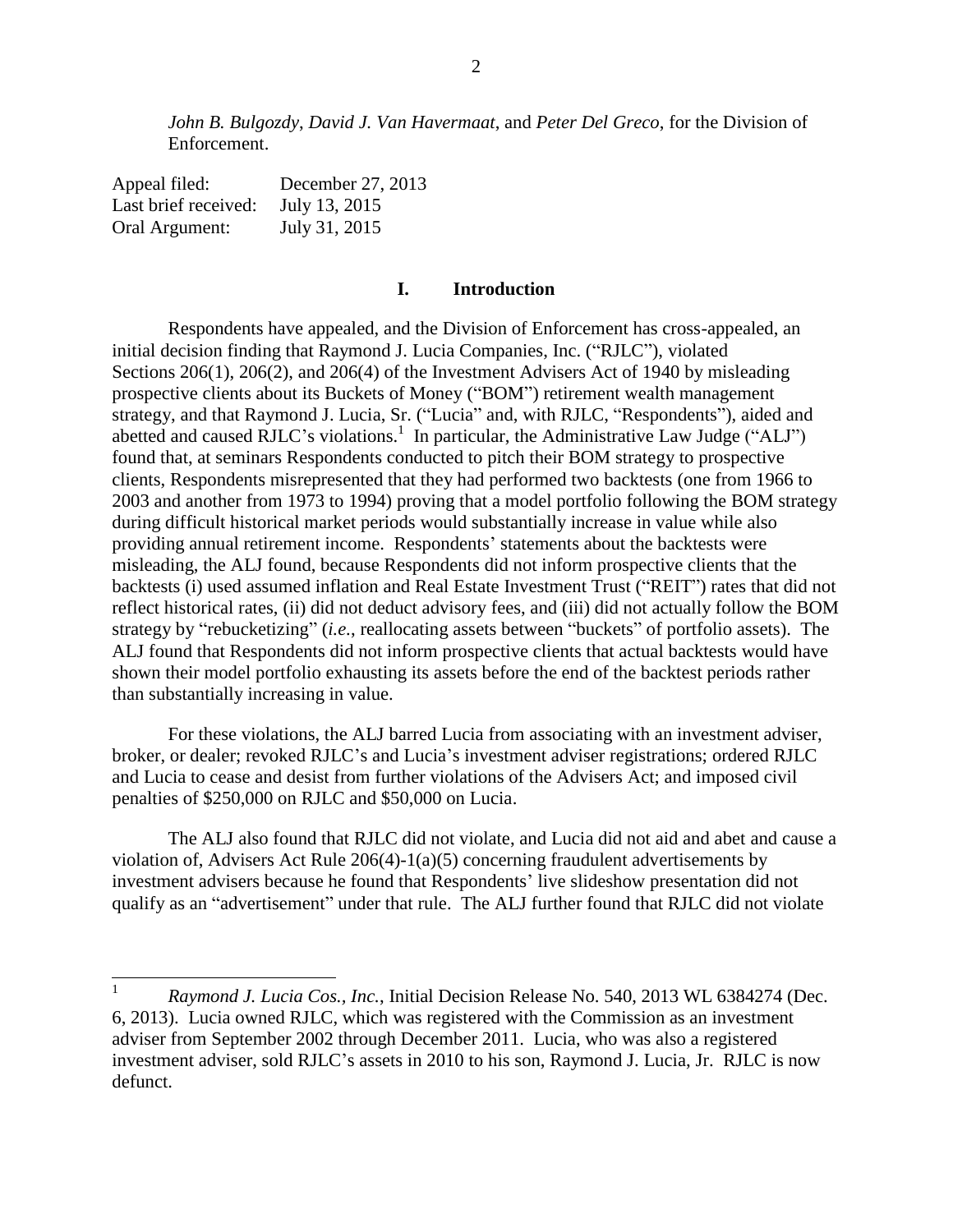*John B. Bulgozdy*, *David J. Van Havermaat*, and *Peter Del Greco*, for the Division of Enforcement.

| | |
|---|---|
| Appeal filed: | December 27, 2013 |
| Last brief received: | July 13, 2015 |
| Oral Argument: | July 31, 2015 |

## I. Introduction

Respondents have appealed, and the Division of Enforcement has cross-appealed, an initial decision finding that Raymond J. Lucia Companies, Inc. ("RJLC"), violated Sections 206(1), 206(2), and 206(4) of the Investment Advisers Act of 1940 by misleading prospective clients about its Buckets of Money ("BOM") retirement wealth management strategy, and that Raymond J. Lucia, Sr. ("Lucia" and, with RJLC, "Respondents"), aided and abetted and caused RJLC's violations.[1] In particular, the Administrative Law Judge ("ALJ") found that, at seminars Respondents conducted to pitch their BOM strategy to prospective clients, Respondents misrepresented that they had performed two backtests (one from 1966 to 2003 and another from 1973 to 1994) proving that a model portfolio following the BOM strategy during difficult historical market periods would substantially increase in value while also providing annual retirement income. Respondents' statements about the backtests were misleading, the ALJ found, because Respondents did not inform prospective clients that the backtests (i) used assumed inflation and Real Estate Investment Trust ("REIT") rates that did not reflect historical rates, (ii) did not deduct advisory fees, and (iii) did not actually follow the BOM strategy by "rebucketizing" (*i.e.*, reallocating assets between "buckets" of portfolio assets). The ALJ found that Respondents did not inform prospective clients that actual backtests would have shown their model portfolio exhausting its assets before the end of the backtest periods rather than substantially increasing in value.

For these violations, the ALJ barred Lucia from associating with an investment adviser, broker, or dealer; revoked RJLC's and Lucia's investment adviser registrations; ordered RJLC and Lucia to cease and desist from further violations of the Advisers Act; and imposed civil penalties of $250,000 on RJLC and $50,000 on Lucia.

The ALJ also found that RJLC did not violate, and Lucia did not aid and abet and cause a violation of, Advisers Act Rule 206(4)-1(a)(5) concerning fraudulent advertisements by investment advisers because he found that Respondents' live slideshow presentation did not qualify as an "advertisement" under that rule. The ALJ further found that RJLC did not violate

---

[1] *Raymond J. Lucia Cos., Inc.*, Initial Decision Release No. 540, 2013 WL 6384274 (Dec. 6, 2013). Lucia owned RJLC, which was registered with the Commission as an investment adviser from September 2002 through December 2011. Lucia, who was also a registered investment adviser, sold RJLC's assets in 2010 to his son, Raymond J. Lucia, Jr. RJLC is now defunct.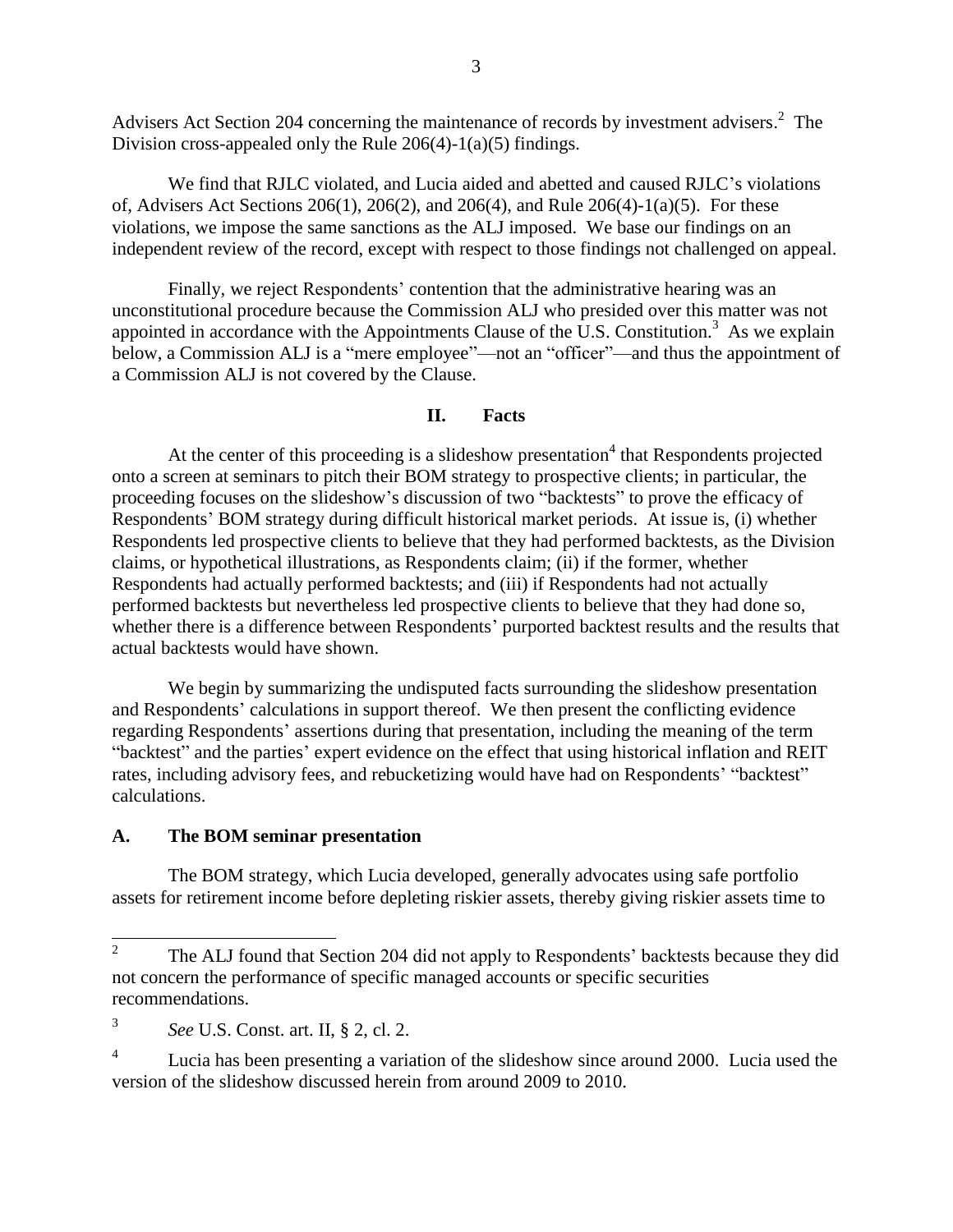Advisers Act Section 204 concerning the maintenance of records by investment advisers.[2] The Division cross-appealed only the Rule 206(4)-1(a)(5) findings.

We find that RJLC violated, and Lucia aided and abetted and caused RJLC's violations of, Advisers Act Sections 206(1), 206(2), and 206(4), and Rule 206(4)-1(a)(5). For these violations, we impose the same sanctions as the ALJ imposed. We base our findings on an independent review of the record, except with respect to those findings not challenged on appeal.

Finally, we reject Respondents' contention that the administrative hearing was an unconstitutional procedure because the Commission ALJ who presided over this matter was not appointed in accordance with the Appointments Clause of the U.S. Constitution.[3] As we explain below, a Commission ALJ is a "mere employee"—not an "officer"—and thus the appointment of a Commission ALJ is not covered by the Clause.

## II. Facts

At the center of this proceeding is a slideshow presentation[4] that Respondents projected onto a screen at seminars to pitch their BOM strategy to prospective clients; in particular, the proceeding focuses on the slideshow's discussion of two "backtests" to prove the efficacy of Respondents' BOM strategy during difficult historical market periods. At issue is, (i) whether Respondents led prospective clients to believe that they had performed backtests, as the Division claims, or hypothetical illustrations, as Respondents claim; (ii) if the former, whether Respondents had actually performed backtests; and (iii) if Respondents had not actually performed backtests but nevertheless led prospective clients to believe that they had done so, whether there is a difference between Respondents' purported backtest results and the results that actual backtests would have shown.

We begin by summarizing the undisputed facts surrounding the slideshow presentation and Respondents' calculations in support thereof. We then present the conflicting evidence regarding Respondents' assertions during that presentation, including the meaning of the term "backtest" and the parties' expert evidence on the effect that using historical inflation and REIT rates, including advisory fees, and rebucketizing would have had on Respondents' "backtest" calculations.

### A. The BOM seminar presentation

The BOM strategy, which Lucia developed, generally advocates using safe portfolio assets for retirement income before depleting riskier assets, thereby giving riskier assets time to

---

[2] The ALJ found that Section 204 did not apply to Respondents' backtests because they did not concern the performance of specific managed accounts or specific securities recommendations.

[3] *See* U.S. Const. art. II, § 2, cl. 2.

[4] Lucia has been presenting a variation of the slideshow since around 2000. Lucia used the version of the slideshow discussed herein from around 2009 to 2010.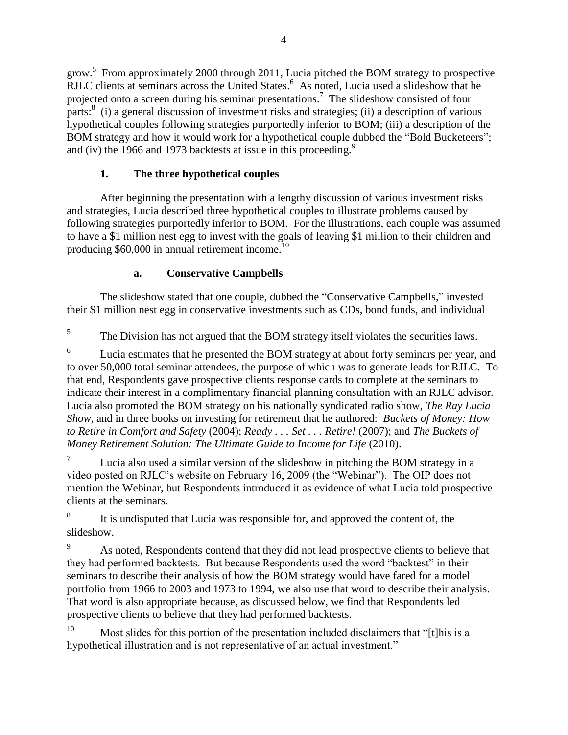grow.[5] From approximately 2000 through 2011, Lucia pitched the BOM strategy to prospective RJLC clients at seminars across the United States.[6] As noted, Lucia used a slideshow that he projected onto a screen during his seminar presentations.[7] The slideshow consisted of four parts:[8] (i) a general discussion of investment risks and strategies; (ii) a description of various hypothetical couples following strategies purportedly inferior to BOM; (iii) a description of the BOM strategy and how it would work for a hypothetical couple dubbed the "Bold Bucketeers"; and (iv) the 1966 and 1973 backtests at issue in this proceeding.[9]

### 1. The three hypothetical couples

After beginning the presentation with a lengthy discussion of various investment risks and strategies, Lucia described three hypothetical couples to illustrate problems caused by following strategies purportedly inferior to BOM. For the illustrations, each couple was assumed to have a $1 million nest egg to invest with the goals of leaving $1 million to their children and producing $60,000 in annual retirement income.[10]

#### a. Conservative Campbells

The slideshow stated that one couple, dubbed the "Conservative Campbells," invested their $1 million nest egg in conservative investments such as CDs, bond funds, and individual

---

[5] The Division has not argued that the BOM strategy itself violates the securities laws.

[6] Lucia estimates that he presented the BOM strategy at about forty seminars per year, and to over 50,000 total seminar attendees, the purpose of which was to generate leads for RJLC. To that end, Respondents gave prospective clients response cards to complete at the seminars to indicate their interest in a complimentary financial planning consultation with an RJLC advisor. Lucia also promoted the BOM strategy on his nationally syndicated radio show, *The Ray Lucia Show*, and in three books on investing for retirement that he authored: *Buckets of Money: How to Retire in Comfort and Safety* (2004); *Ready . . . Set . . . Retire!* (2007); and *The Buckets of Money Retirement Solution: The Ultimate Guide to Income for Life* (2010).

[7] Lucia also used a similar version of the slideshow in pitching the BOM strategy in a video posted on RJLC's website on February 16, 2009 (the "Webinar"). The OIP does not mention the Webinar, but Respondents introduced it as evidence of what Lucia told prospective clients at the seminars.

[8] It is undisputed that Lucia was responsible for, and approved the content of, the slideshow.

[9] As noted, Respondents contend that they did not lead prospective clients to believe that they had performed backtests. But because Respondents used the word "backtest" in their seminars to describe their analysis of how the BOM strategy would have fared for a model portfolio from 1966 to 2003 and 1973 to 1994, we also use that word to describe their analysis. That word is also appropriate because, as discussed below, we find that Respondents led prospective clients to believe that they had performed backtests.

[10] Most slides for this portion of the presentation included disclaimers that "[t]his is a hypothetical illustration and is not representative of an actual investment."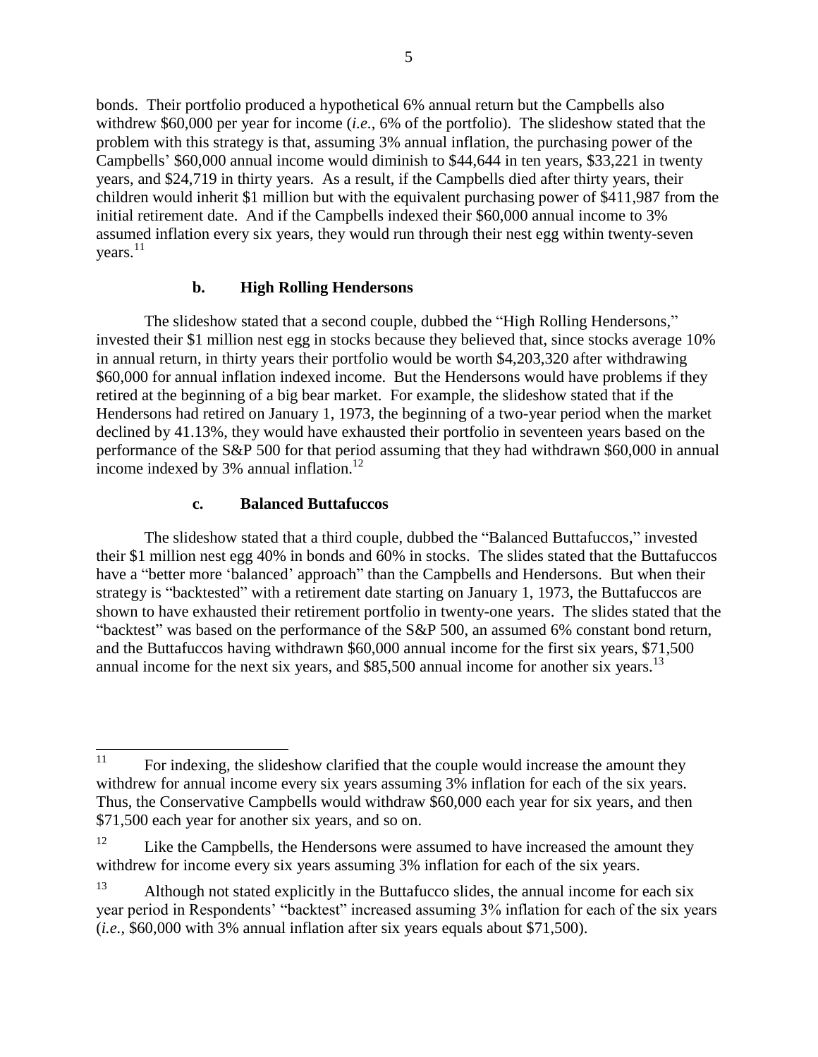bonds. Their portfolio produced a hypothetical 6% annual return but the Campbells also withdrew $60,000 per year for income (*i.e.*, 6% of the portfolio). The slideshow stated that the problem with this strategy is that, assuming 3% annual inflation, the purchasing power of the Campbells' $60,000 annual income would diminish to $44,644 in ten years, $33,221 in twenty years, and $24,719 in thirty years. As a result, if the Campbells died after thirty years, their children would inherit $1 million but with the equivalent purchasing power of $411,987 from the initial retirement date. And if the Campbells indexed their $60,000 annual income to 3% assumed inflation every six years, they would run through their nest egg within twenty-seven years.[11]

### b. High Rolling Hendersons

The slideshow stated that a second couple, dubbed the "High Rolling Hendersons," invested their $1 million nest egg in stocks because they believed that, since stocks average 10% in annual return, in thirty years their portfolio would be worth $4,203,320 after withdrawing $60,000 for annual inflation indexed income. But the Hendersons would have problems if they retired at the beginning of a big bear market. For example, the slideshow stated that if the Hendersons had retired on January 1, 1973, the beginning of a two-year period when the market declined by 41.13%, they would have exhausted their portfolio in seventeen years based on the performance of the S&P 500 for that period assuming that they had withdrawn $60,000 in annual income indexed by 3% annual inflation.[12]

### c. Balanced Buttafuccos

The slideshow stated that a third couple, dubbed the "Balanced Buttafuccos," invested their $1 million nest egg 40% in bonds and 60% in stocks. The slides stated that the Buttafuccos have a "better more 'balanced' approach" than the Campbells and Hendersons. But when their strategy is "backtested" with a retirement date starting on January 1, 1973, the Buttafuccos are shown to have exhausted their retirement portfolio in twenty-one years. The slides stated that the "backtest" was based on the performance of the S&P 500, an assumed 6% constant bond return, and the Buttafuccos having withdrawn $60,000 annual income for the first six years, $71,500 annual income for the next six years, and $85,500 annual income for another six years.[13]

---

[11] For indexing, the slideshow clarified that the couple would increase the amount they withdrew for annual income every six years assuming 3% inflation for each of the six years. Thus, the Conservative Campbells would withdraw $60,000 each year for six years, and then $71,500 each year for another six years, and so on.

[12] Like the Campbells, the Hendersons were assumed to have increased the amount they withdrew for income every six years assuming 3% inflation for each of the six years.

[13] Although not stated explicitly in the Buttafucco slides, the annual income for each six year period in Respondents' "backtest" increased assuming 3% inflation for each of the six years (*i.e.*, $60,000 with 3% annual inflation after six years equals about $71,500).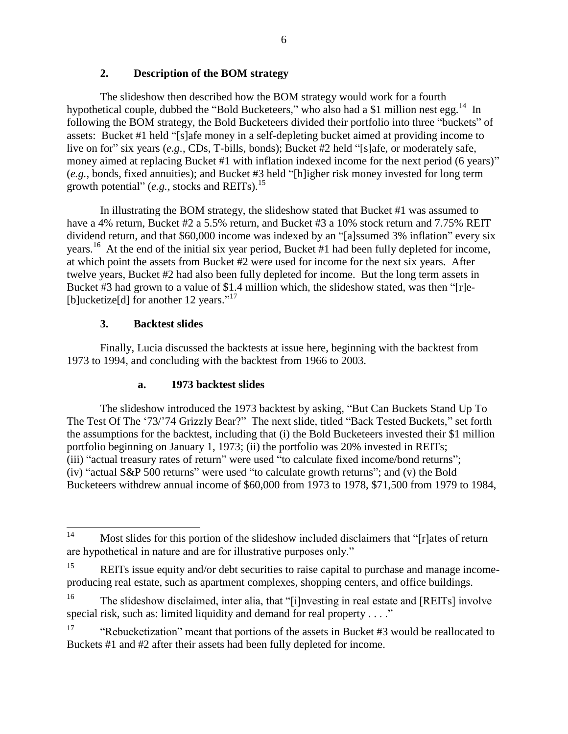### 2. Description of the BOM strategy

The slideshow then described how the BOM strategy would work for a fourth hypothetical couple, dubbed the "Bold Bucketeers," who also had a $1 million nest egg.[14] In following the BOM strategy, the Bold Bucketeers divided their portfolio into three "buckets" of assets: Bucket #1 held "[s]afe money in a self-depleting bucket aimed at providing income to live on for" six years (*e.g.*, CDs, T-bills, bonds); Bucket #2 held "[s]afe, or moderately safe, money aimed at replacing Bucket #1 with inflation indexed income for the next period (6 years)" (*e.g.*, bonds, fixed annuities); and Bucket #3 held "[h]igher risk money invested for long term growth potential" (*e.g.*, stocks and REITs).[15]

In illustrating the BOM strategy, the slideshow stated that Bucket #1 was assumed to have a 4% return, Bucket #2 a 5.5% return, and Bucket #3 a 10% stock return and 7.75% REIT dividend return, and that $60,000 income was indexed by an "[a]ssumed 3% inflation" every six years.[16] At the end of the initial six year period, Bucket #1 had been fully depleted for income, at which point the assets from Bucket #2 were used for income for the next six years. After twelve years, Bucket #2 had also been fully depleted for income. But the long term assets in Bucket #3 had grown to a value of $1.4 million which, the slideshow stated, was then "[r]e-[b]ucketize[d] for another 12 years."[17]

### 3. Backtest slides

Finally, Lucia discussed the backtests at issue here, beginning with the backtest from 1973 to 1994, and concluding with the backtest from 1966 to 2003.

#### a. 1973 backtest slides

The slideshow introduced the 1973 backtest by asking, "But Can Buckets Stand Up To The Test Of The '73/'74 Grizzly Bear?" The next slide, titled "Back Tested Buckets," set forth the assumptions for the backtest, including that (i) the Bold Bucketeers invested their $1 million portfolio beginning on January 1, 1973; (ii) the portfolio was 20% invested in REITs; (iii) "actual treasury rates of return" were used "to calculate fixed income/bond returns"; (iv) "actual S&P 500 returns" were used "to calculate growth returns"; and (v) the Bold Bucketeers withdrew annual income of $60,000 from 1973 to 1978, $71,500 from 1979 to 1984,

---

[14] Most slides for this portion of the slideshow included disclaimers that "[r]ates of return are hypothetical in nature and are for illustrative purposes only."

[15] REITs issue equity and/or debt securities to raise capital to purchase and manage income-producing real estate, such as apartment complexes, shopping centers, and office buildings.

[16] The slideshow disclaimed, inter alia, that "[i]nvesting in real estate and [REITs] involve special risk, such as: limited liquidity and demand for real property . . . ."

[17] "Rebucketization" meant that portions of the assets in Bucket #3 would be reallocated to Buckets #1 and #2 after their assets had been fully depleted for income.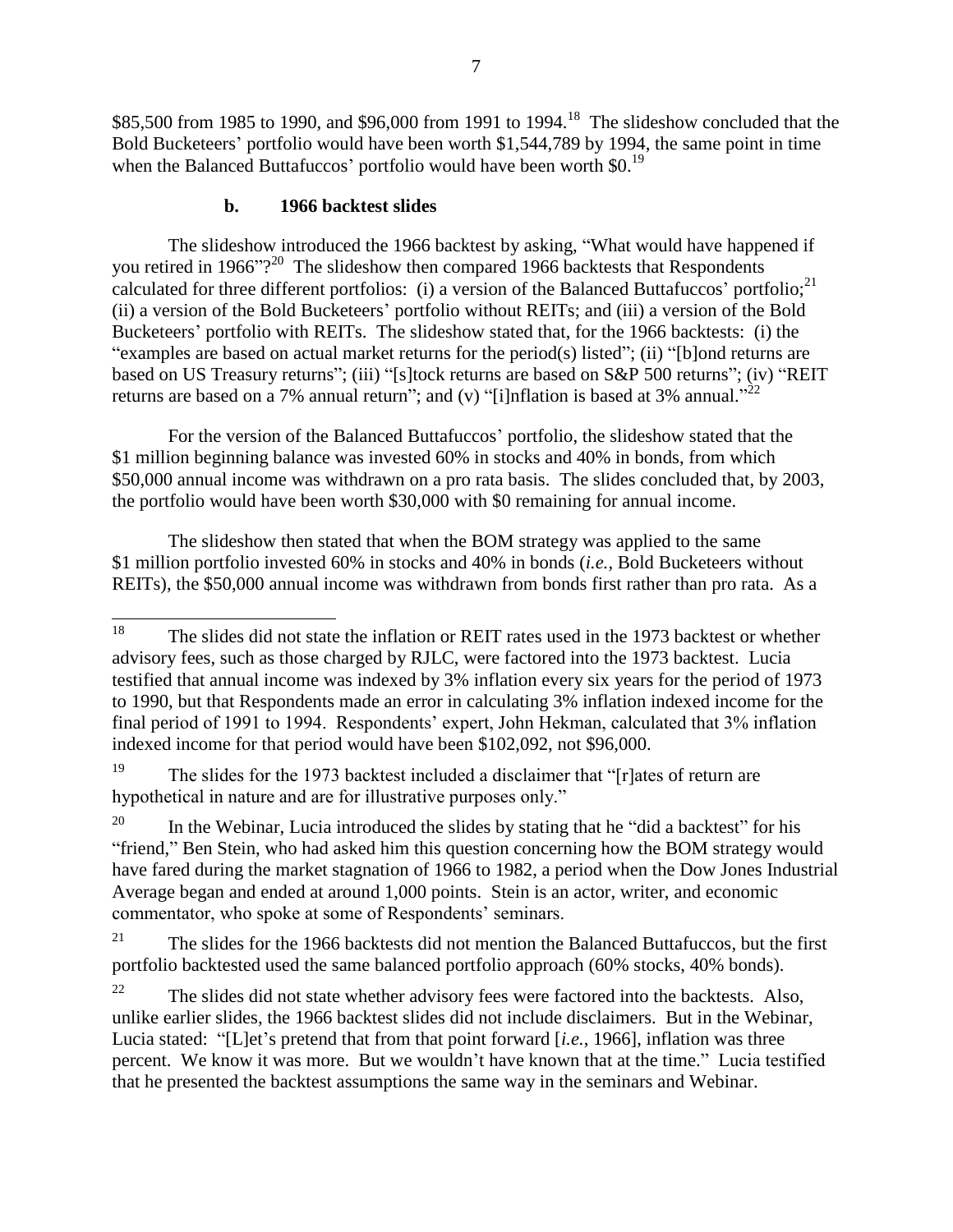$85,500 from 1985 to 1990, and $96,000 from 1991 to 1994.[18] The slideshow concluded that the Bold Bucketeers' portfolio would have been worth $1,544,789 by 1994, the same point in time when the Balanced Buttafuccos' portfolio would have been worth $0.[19]

### b. 1966 backtest slides

The slideshow introduced the 1966 backtest by asking, "What would have happened if you retired in 1966"?[20] The slideshow then compared 1966 backtests that Respondents calculated for three different portfolios: (i) a version of the Balanced Buttafuccos' portfolio;[21] (ii) a version of the Bold Bucketeers' portfolio without REITs; and (iii) a version of the Bold Bucketeers' portfolio with REITs. The slideshow stated that, for the 1966 backtests: (i) the "examples are based on actual market returns for the period(s) listed"; (ii) "[b]ond returns are based on US Treasury returns"; (iii) "[s]tock returns are based on S&P 500 returns"; (iv) "REIT returns are based on a 7% annual return"; and (v) "[i]nflation is based at 3% annual."[22]

For the version of the Balanced Buttafuccos' portfolio, the slideshow stated that the $1 million beginning balance was invested 60% in stocks and 40% in bonds, from which $50,000 annual income was withdrawn on a pro rata basis. The slides concluded that, by 2003, the portfolio would have been worth $30,000 with $0 remaining for annual income.

The slideshow then stated that when the BOM strategy was applied to the same $1 million portfolio invested 60% in stocks and 40% in bonds (*i.e.*, Bold Bucketeers without REITs), the $50,000 annual income was withdrawn from bonds first rather than pro rata. As a

---

[18] The slides did not state the inflation or REIT rates used in the 1973 backtest or whether advisory fees, such as those charged by RJLC, were factored into the 1973 backtest. Lucia testified that annual income was indexed by 3% inflation every six years for the period of 1973 to 1990, but that Respondents made an error in calculating 3% inflation indexed income for the final period of 1991 to 1994. Respondents' expert, John Hekman, calculated that 3% inflation indexed income for that period would have been $102,092, not $96,000.

[19] The slides for the 1973 backtest included a disclaimer that "[r]ates of return are hypothetical in nature and are for illustrative purposes only."

[20] In the Webinar, Lucia introduced the slides by stating that he "did a backtest" for his "friend," Ben Stein, who had asked him this question concerning how the BOM strategy would have fared during the market stagnation of 1966 to 1982, a period when the Dow Jones Industrial Average began and ended at around 1,000 points. Stein is an actor, writer, and economic commentator, who spoke at some of Respondents' seminars.

[21] The slides for the 1966 backtests did not mention the Balanced Buttafuccos, but the first portfolio backtested used the same balanced portfolio approach (60% stocks, 40% bonds).

[22] The slides did not state whether advisory fees were factored into the backtests. Also, unlike earlier slides, the 1966 backtest slides did not include disclaimers. But in the Webinar, Lucia stated: "[L]et's pretend that from that point forward [*i.e.*, 1966], inflation was three percent. We know it was more. But we wouldn't have known that at the time." Lucia testified that he presented the backtest assumptions the same way in the seminars and Webinar.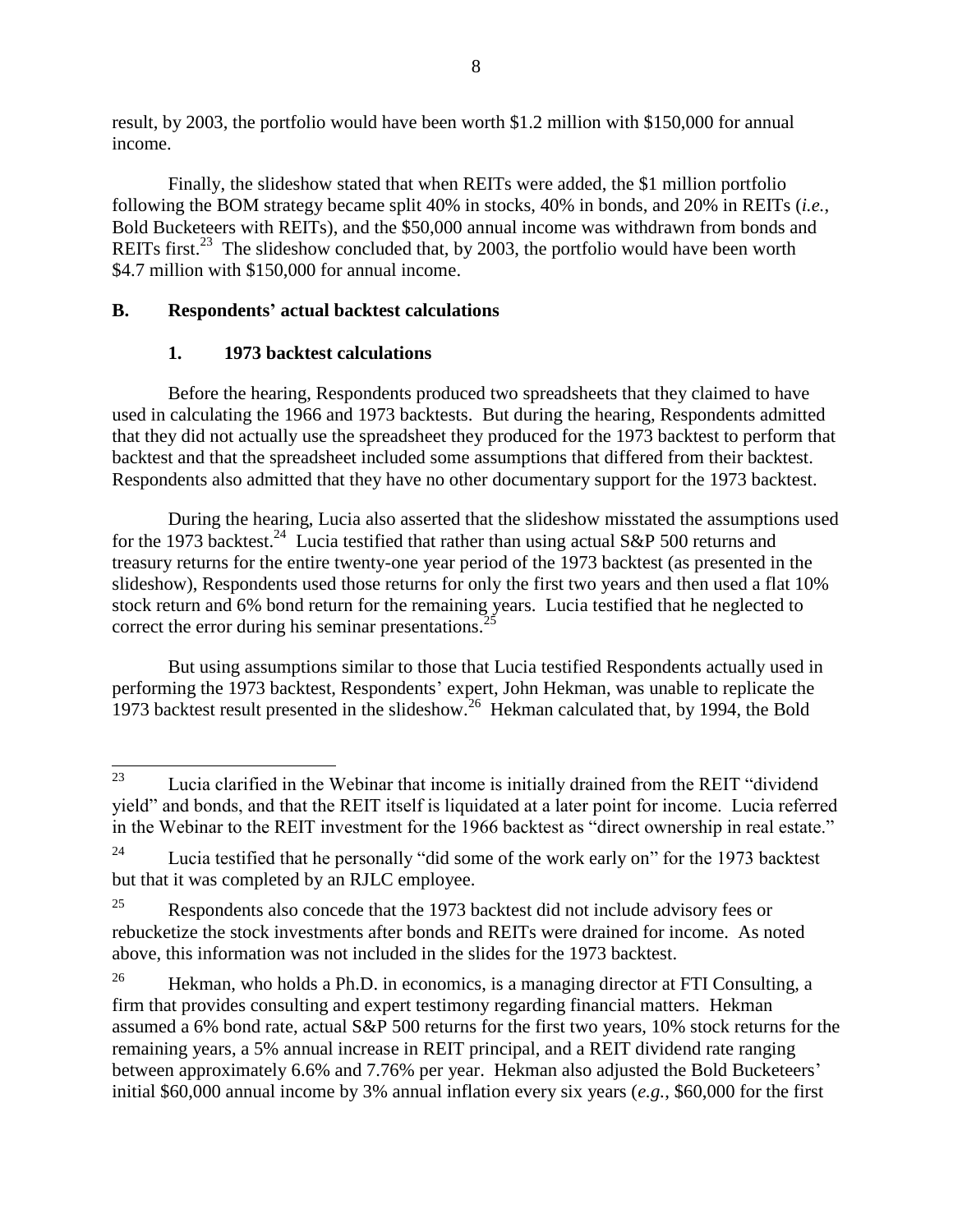result, by 2003, the portfolio would have been worth \$1.2 million with \$150,000 for annual income.

Finally, the slideshow stated that when REITs were added, the \$1 million portfolio following the BOM strategy became split 40% in stocks, 40% in bonds, and 20% in REITs (*i.e.*, Bold Bucketeers with REITs), and the \$50,000 annual income was withdrawn from bonds and REITs first.[23] The slideshow concluded that, by 2003, the portfolio would have been worth \$4.7 million with \$150,000 for annual income.

### B. Respondents' actual backtest calculations

#### 1. 1973 backtest calculations

Before the hearing, Respondents produced two spreadsheets that they claimed to have used in calculating the 1966 and 1973 backtests. But during the hearing, Respondents admitted that they did not actually use the spreadsheet they produced for the 1973 backtest to perform that backtest and that the spreadsheet included some assumptions that differed from their backtest. Respondents also admitted that they have no other documentary support for the 1973 backtest.

During the hearing, Lucia also asserted that the slideshow misstated the assumptions used for the 1973 backtest.[24] Lucia testified that rather than using actual S&P 500 returns and treasury returns for the entire twenty-one year period of the 1973 backtest (as presented in the slideshow), Respondents used those returns for only the first two years and then used a flat 10% stock return and 6% bond return for the remaining years. Lucia testified that he neglected to correct the error during his seminar presentations.[25]

But using assumptions similar to those that Lucia testified Respondents actually used in performing the 1973 backtest, Respondents' expert, John Hekman, was unable to replicate the 1973 backtest result presented in the slideshow.[26] Hekman calculated that, by 1994, the Bold

---

[23] Lucia clarified in the Webinar that income is initially drained from the REIT "dividend yield" and bonds, and that the REIT itself is liquidated at a later point for income. Lucia referred in the Webinar to the REIT investment for the 1966 backtest as "direct ownership in real estate."

[24] Lucia testified that he personally "did some of the work early on" for the 1973 backtest but that it was completed by an RJLC employee.

[25] Respondents also concede that the 1973 backtest did not include advisory fees or rebucketize the stock investments after bonds and REITs were drained for income. As noted above, this information was not included in the slides for the 1973 backtest.

[26] Hekman, who holds a Ph.D. in economics, is a managing director at FTI Consulting, a firm that provides consulting and expert testimony regarding financial matters. Hekman assumed a 6% bond rate, actual S&P 500 returns for the first two years, 10% stock returns for the remaining years, a 5% annual increase in REIT principal, and a REIT dividend rate ranging between approximately 6.6% and 7.76% per year. Hekman also adjusted the Bold Bucketeers' initial \$60,000 annual income by 3% annual inflation every six years (*e.g.*, \$60,000 for the first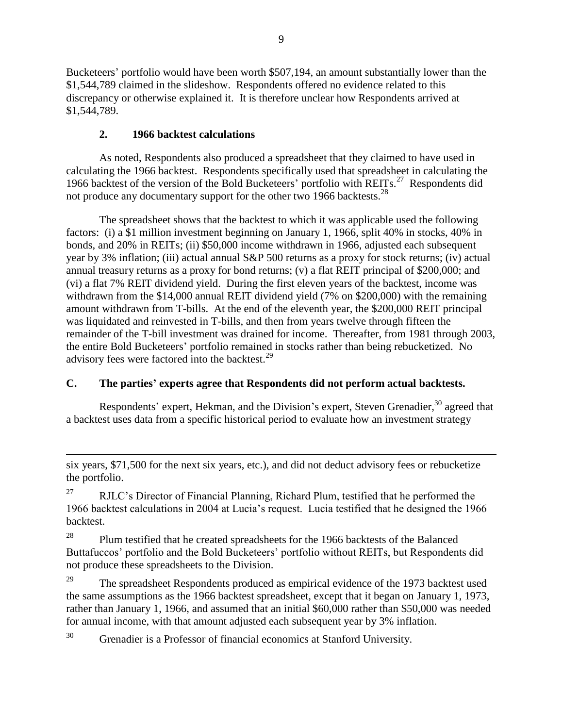Bucketeers' portfolio would have been worth $507,194, an amount substantially lower than the $1,544,789 claimed in the slideshow. Respondents offered no evidence related to this discrepancy or otherwise explained it. It is therefore unclear how Respondents arrived at $1,544,789.

### 2. 1966 backtest calculations

As noted, Respondents also produced a spreadsheet that they claimed to have used in calculating the 1966 backtest. Respondents specifically used that spreadsheet in calculating the 1966 backtest of the version of the Bold Bucketeers' portfolio with REITs.[27] Respondents did not produce any documentary support for the other two 1966 backtests.[28]

The spreadsheet shows that the backtest to which it was applicable used the following factors: (i) a $1 million investment beginning on January 1, 1966, split 40% in stocks, 40% in bonds, and 20% in REITs; (ii) $50,000 income withdrawn in 1966, adjusted each subsequent year by 3% inflation; (iii) actual annual S&P 500 returns as a proxy for stock returns; (iv) actual annual treasury returns as a proxy for bond returns; (v) a flat REIT principal of $200,000; and (vi) a flat 7% REIT dividend yield. During the first eleven years of the backtest, income was withdrawn from the $14,000 annual REIT dividend yield (7% on $200,000) with the remaining amount withdrawn from T-bills. At the end of the eleventh year, the $200,000 REIT principal was liquidated and reinvested in T-bills, and then from years twelve through fifteen the remainder of the T-bill investment was drained for income. Thereafter, from 1981 through 2003, the entire Bold Bucketeers' portfolio remained in stocks rather than being rebucketized. No advisory fees were factored into the backtest.[29]

## C. The parties' experts agree that Respondents did not perform actual backtests.

Respondents' expert, Hekman, and the Division's expert, Steven Grenadier,[30] agreed that a backtest uses data from a specific historical period to evaluate how an investment strategy

---

six years, $71,500 for the next six years, etc.), and did not deduct advisory fees or rebucketize the portfolio.

[27] RJLC's Director of Financial Planning, Richard Plum, testified that he performed the 1966 backtest calculations in 2004 at Lucia's request. Lucia testified that he designed the 1966 backtest.

[28] Plum testified that he created spreadsheets for the 1966 backtests of the Balanced Buttafuccos' portfolio and the Bold Bucketeers' portfolio without REITs, but Respondents did not produce these spreadsheets to the Division.

[29] The spreadsheet Respondents produced as empirical evidence of the 1973 backtest used the same assumptions as the 1966 backtest spreadsheet, except that it began on January 1, 1973, rather than January 1, 1966, and assumed that an initial $60,000 rather than $50,000 was needed for annual income, with that amount adjusted each subsequent year by 3% inflation.

[30] Grenadier is a Professor of financial economics at Stanford University.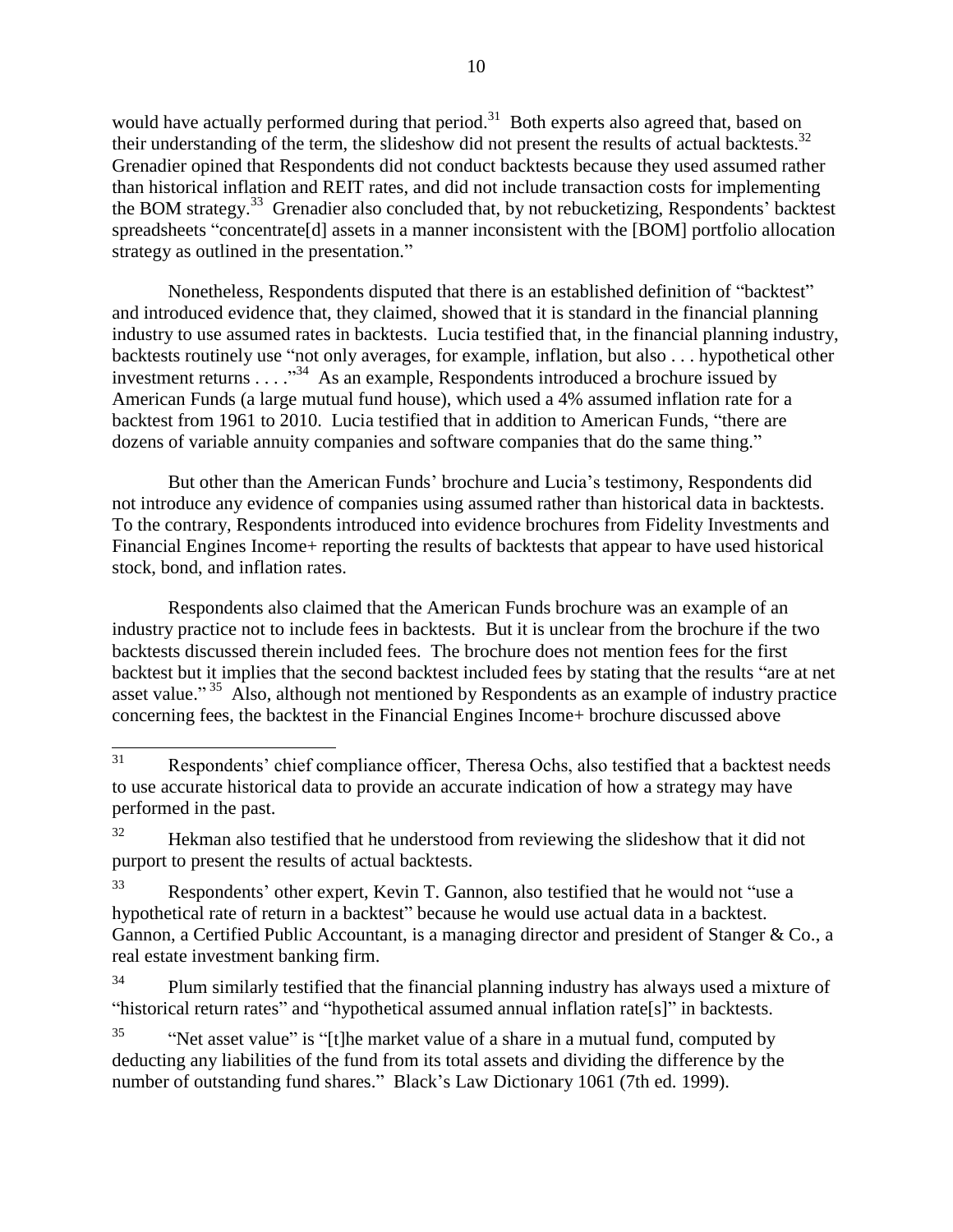would have actually performed during that period.[31] Both experts also agreed that, based on their understanding of the term, the slideshow did not present the results of actual backtests.[32] Grenadier opined that Respondents did not conduct backtests because they used assumed rather than historical inflation and REIT rates, and did not include transaction costs for implementing the BOM strategy.[33] Grenadier also concluded that, by not rebucketizing, Respondents' backtest spreadsheets "concentrate[d] assets in a manner inconsistent with the [BOM] portfolio allocation strategy as outlined in the presentation."

Nonetheless, Respondents disputed that there is an established definition of "backtest" and introduced evidence that, they claimed, showed that it is standard in the financial planning industry to use assumed rates in backtests. Lucia testified that, in the financial planning industry, backtests routinely use "not only averages, for example, inflation, but also . . . hypothetical other investment returns . . . ."[34] As an example, Respondents introduced a brochure issued by American Funds (a large mutual fund house), which used a 4% assumed inflation rate for a backtest from 1961 to 2010. Lucia testified that in addition to American Funds, "there are dozens of variable annuity companies and software companies that do the same thing."

But other than the American Funds' brochure and Lucia's testimony, Respondents did not introduce any evidence of companies using assumed rather than historical data in backtests. To the contrary, Respondents introduced into evidence brochures from Fidelity Investments and Financial Engines Income+ reporting the results of backtests that appear to have used historical stock, bond, and inflation rates.

Respondents also claimed that the American Funds brochure was an example of an industry practice not to include fees in backtests. But it is unclear from the brochure if the two backtests discussed therein included fees. The brochure does not mention fees for the first backtest but it implies that the second backtest included fees by stating that the results "are at net asset value."[35] Also, although not mentioned by Respondents as an example of industry practice concerning fees, the backtest in the Financial Engines Income+ brochure discussed above

---

[31] Respondents' chief compliance officer, Theresa Ochs, also testified that a backtest needs to use accurate historical data to provide an accurate indication of how a strategy may have performed in the past.

[32] Hekman also testified that he understood from reviewing the slideshow that it did not purport to present the results of actual backtests.

[33] Respondents' other expert, Kevin T. Gannon, also testified that he would not "use a hypothetical rate of return in a backtest" because he would use actual data in a backtest. Gannon, a Certified Public Accountant, is a managing director and president of Stanger & Co., a real estate investment banking firm.

[34] Plum similarly testified that the financial planning industry has always used a mixture of "historical return rates" and "hypothetical assumed annual inflation rate[s]" in backtests.

[35] "Net asset value" is "[t]he market value of a share in a mutual fund, computed by deducting any liabilities of the fund from its total assets and dividing the difference by the number of outstanding fund shares." Black's Law Dictionary 1061 (7th ed. 1999).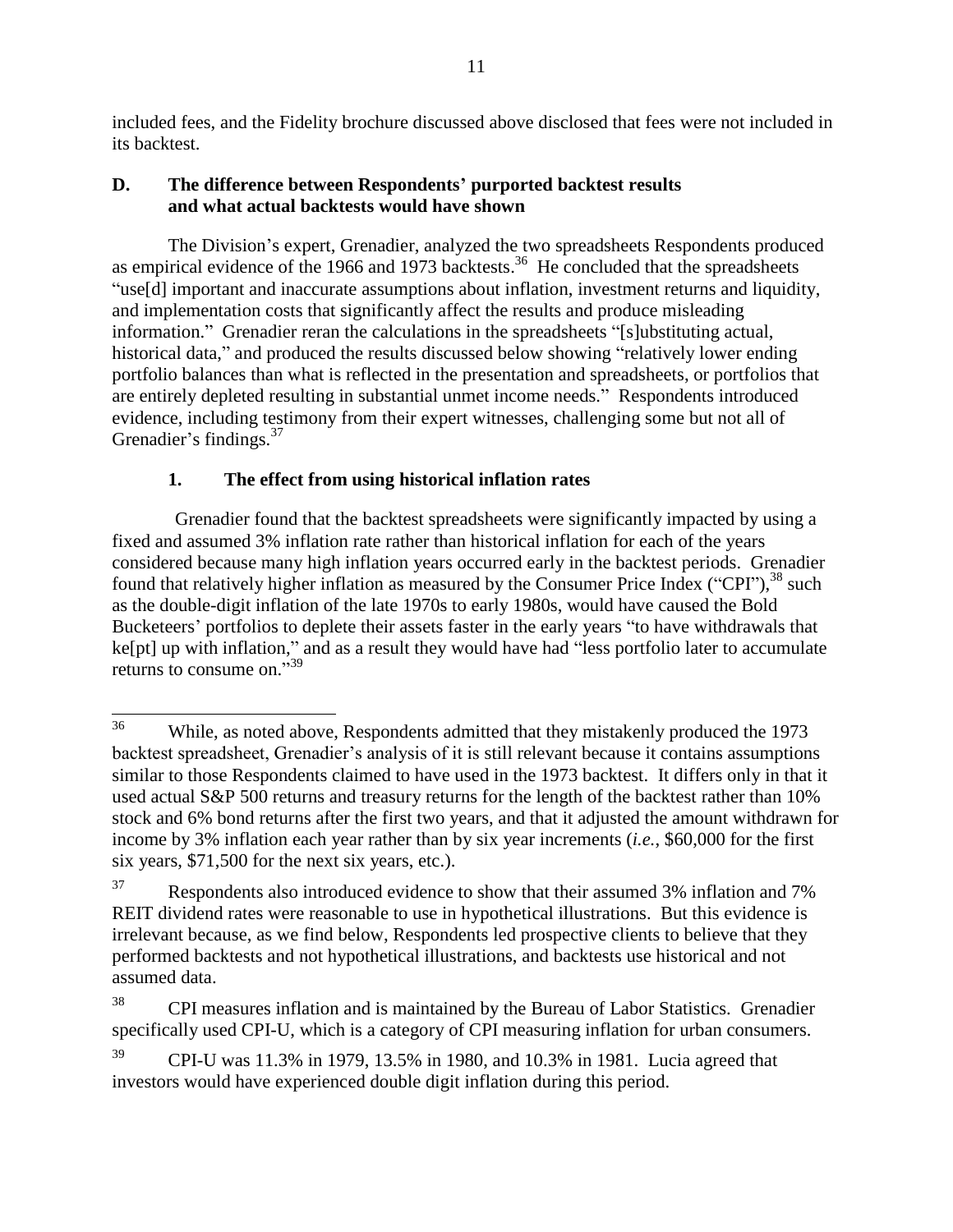included fees, and the Fidelity brochure discussed above disclosed that fees were not included in its backtest.

### D. The difference between Respondents' purported backtest results and what actual backtests would have shown

The Division's expert, Grenadier, analyzed the two spreadsheets Respondents produced as empirical evidence of the 1966 and 1973 backtests.[36] He concluded that the spreadsheets "use[d] important and inaccurate assumptions about inflation, investment returns and liquidity, and implementation costs that significantly affect the results and produce misleading information." Grenadier reran the calculations in the spreadsheets "[s]ubstituting actual, historical data," and produced the results discussed below showing "relatively lower ending portfolio balances than what is reflected in the presentation and spreadsheets, or portfolios that are entirely depleted resulting in substantial unmet income needs." Respondents introduced evidence, including testimony from their expert witnesses, challenging some but not all of Grenadier's findings.[37]

#### 1. The effect from using historical inflation rates

Grenadier found that the backtest spreadsheets were significantly impacted by using a fixed and assumed 3% inflation rate rather than historical inflation for each of the years considered because many high inflation years occurred early in the backtest periods. Grenadier found that relatively higher inflation as measured by the Consumer Price Index ("CPI"),[38] such as the double-digit inflation of the late 1970s to early 1980s, would have caused the Bold Bucketeers' portfolios to deplete their assets faster in the early years "to have withdrawals that ke[pt] up with inflation," and as a result they would have had "less portfolio later to accumulate returns to consume on."[39]

---

[36] While, as noted above, Respondents admitted that they mistakenly produced the 1973 backtest spreadsheet, Grenadier's analysis of it is still relevant because it contains assumptions similar to those Respondents claimed to have used in the 1973 backtest. It differs only in that it used actual S&P 500 returns and treasury returns for the length of the backtest rather than 10% stock and 6% bond returns after the first two years, and that it adjusted the amount withdrawn for income by 3% inflation each year rather than by six year increments (*i.e.*, \$60,000 for the first six years, \$71,500 for the next six years, etc.).

[37] Respondents also introduced evidence to show that their assumed 3% inflation and 7% REIT dividend rates were reasonable to use in hypothetical illustrations. But this evidence is irrelevant because, as we find below, Respondents led prospective clients to believe that they performed backtests and not hypothetical illustrations, and backtests use historical and not assumed data.

[38] CPI measures inflation and is maintained by the Bureau of Labor Statistics. Grenadier specifically used CPI-U, which is a category of CPI measuring inflation for urban consumers.

[39] CPI-U was 11.3% in 1979, 13.5% in 1980, and 10.3% in 1981. Lucia agreed that investors would have experienced double digit inflation during this period.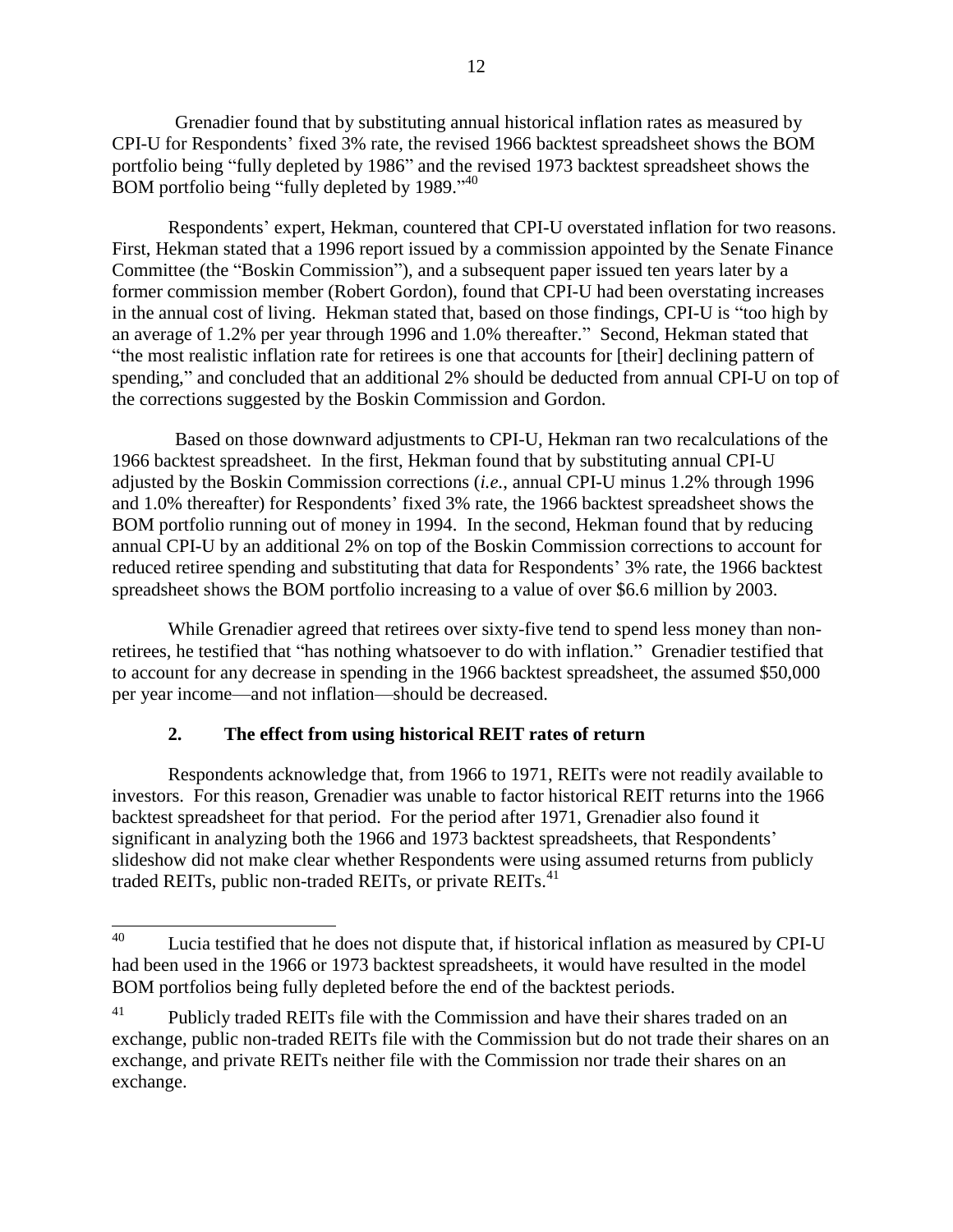Grenadier found that by substituting annual historical inflation rates as measured by CPI-U for Respondents' fixed 3% rate, the revised 1966 backtest spreadsheet shows the BOM portfolio being "fully depleted by 1986" and the revised 1973 backtest spreadsheet shows the BOM portfolio being "fully depleted by 1989."[40]

Respondents' expert, Hekman, countered that CPI-U overstated inflation for two reasons. First, Hekman stated that a 1996 report issued by a commission appointed by the Senate Finance Committee (the "Boskin Commission"), and a subsequent paper issued ten years later by a former commission member (Robert Gordon), found that CPI-U had been overstating increases in the annual cost of living. Hekman stated that, based on those findings, CPI-U is "too high by an average of 1.2% per year through 1996 and 1.0% thereafter." Second, Hekman stated that "the most realistic inflation rate for retirees is one that accounts for [their] declining pattern of spending," and concluded that an additional 2% should be deducted from annual CPI-U on top of the corrections suggested by the Boskin Commission and Gordon.

Based on those downward adjustments to CPI-U, Hekman ran two recalculations of the 1966 backtest spreadsheet. In the first, Hekman found that by substituting annual CPI-U adjusted by the Boskin Commission corrections (*i.e.*, annual CPI-U minus 1.2% through 1996 and 1.0% thereafter) for Respondents' fixed 3% rate, the 1966 backtest spreadsheet shows the BOM portfolio running out of money in 1994. In the second, Hekman found that by reducing annual CPI-U by an additional 2% on top of the Boskin Commission corrections to account for reduced retiree spending and substituting that data for Respondents' 3% rate, the 1966 backtest spreadsheet shows the BOM portfolio increasing to a value of over $6.6 million by 2003.

While Grenadier agreed that retirees over sixty-five tend to spend less money than non-retirees, he testified that "has nothing whatsoever to do with inflation." Grenadier testified that to account for any decrease in spending in the 1966 backtest spreadsheet, the assumed $50,000 per year income—and not inflation—should be decreased.

### 2. The effect from using historical REIT rates of return

Respondents acknowledge that, from 1966 to 1971, REITs were not readily available to investors. For this reason, Grenadier was unable to factor historical REIT returns into the 1966 backtest spreadsheet for that period. For the period after 1971, Grenadier also found it significant in analyzing both the 1966 and 1973 backtest spreadsheets, that Respondents' slideshow did not make clear whether Respondents were using assumed returns from publicly traded REITs, public non-traded REITs, or private REITs.[41]

---

[40] Lucia testified that he does not dispute that, if historical inflation as measured by CPI-U had been used in the 1966 or 1973 backtest spreadsheets, it would have resulted in the model BOM portfolios being fully depleted before the end of the backtest periods.

[41] Publicly traded REITs file with the Commission and have their shares traded on an exchange, public non-traded REITs file with the Commission but do not trade their shares on an exchange, and private REITs neither file with the Commission nor trade their shares on an exchange.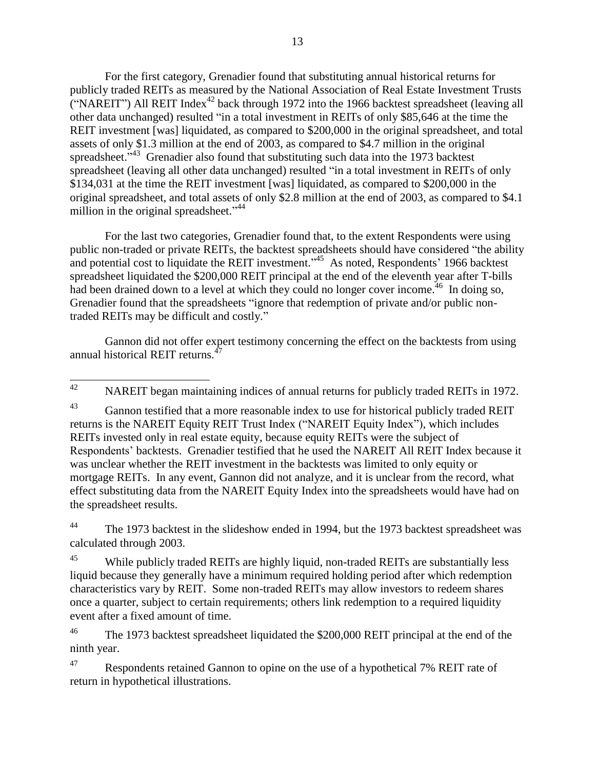For the first category, Grenadier found that substituting annual historical returns for publicly traded REITs as measured by the National Association of Real Estate Investment Trusts ("NAREIT") All REIT Index[42] back through 1972 into the 1966 backtest spreadsheet (leaving all other data unchanged) resulted "in a total investment in REITs of only \$85,646 at the time the REIT investment [was] liquidated, as compared to \$200,000 in the original spreadsheet, and total assets of only \$1.3 million at the end of 2003, as compared to \$4.7 million in the original spreadsheet."[43] Grenadier also found that substituting such data into the 1973 backtest spreadsheet (leaving all other data unchanged) resulted "in a total investment in REITs of only \$134,031 at the time the REIT investment [was] liquidated, as compared to \$200,000 in the original spreadsheet, and total assets of only \$2.8 million at the end of 2003, as compared to \$4.1 million in the original spreadsheet."[44]

For the last two categories, Grenadier found that, to the extent Respondents were using public non-traded or private REITs, the backtest spreadsheets should have considered "the ability and potential cost to liquidate the REIT investment."[45] As noted, Respondents' 1966 backtest spreadsheet liquidated the \$200,000 REIT principal at the end of the eleventh year after T-bills had been drained down to a level at which they could no longer cover income.[46] In doing so, Grenadier found that the spreadsheets "ignore that redemption of private and/or public non-traded REITs may be difficult and costly."

Gannon did not offer expert testimony concerning the effect on the backtests from using annual historical REIT returns.[47]

---

[42] NAREIT began maintaining indices of annual returns for publicly traded REITs in 1972.

[43] Gannon testified that a more reasonable index to use for historical publicly traded REIT returns is the NAREIT Equity REIT Trust Index ("NAREIT Equity Index"), which includes REITs invested only in real estate equity, because equity REITs were the subject of Respondents' backtests. Grenadier testified that he used the NAREIT All REIT Index because it was unclear whether the REIT investment in the backtests was limited to only equity or mortgage REITs. In any event, Gannon did not analyze, and it is unclear from the record, what effect substituting data from the NAREIT Equity Index into the spreadsheets would have had on the spreadsheet results.

[44] The 1973 backtest in the slideshow ended in 1994, but the 1973 backtest spreadsheet was calculated through 2003.

[45] While publicly traded REITs are highly liquid, non-traded REITs are substantially less liquid because they generally have a minimum required holding period after which redemption characteristics vary by REIT. Some non-traded REITs may allow investors to redeem shares once a quarter, subject to certain requirements; others link redemption to a required liquidity event after a fixed amount of time.

[46] The 1973 backtest spreadsheet liquidated the \$200,000 REIT principal at the end of the ninth year.

[47] Respondents retained Gannon to opine on the use of a hypothetical 7% REIT rate of return in hypothetical illustrations.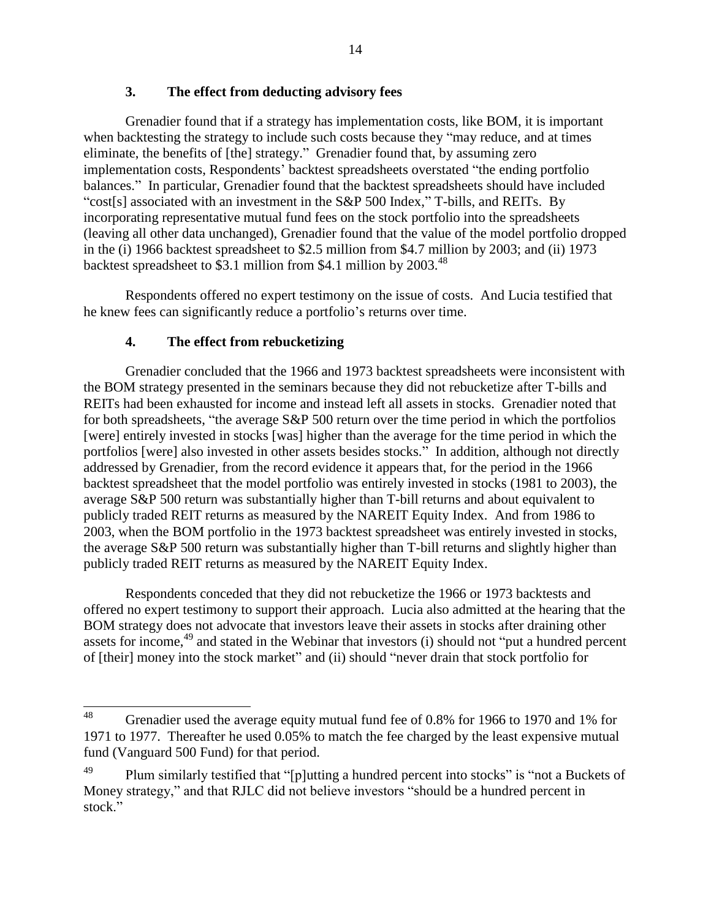### 3. The effect from deducting advisory fees

Grenadier found that if a strategy has implementation costs, like BOM, it is important when backtesting the strategy to include such costs because they "may reduce, and at times eliminate, the benefits of [the] strategy." Grenadier found that, by assuming zero implementation costs, Respondents' backtest spreadsheets overstated "the ending portfolio balances." In particular, Grenadier found that the backtest spreadsheets should have included "cost[s] associated with an investment in the S&P 500 Index," T-bills, and REITs. By incorporating representative mutual fund fees on the stock portfolio into the spreadsheets (leaving all other data unchanged), Grenadier found that the value of the model portfolio dropped in the (i) 1966 backtest spreadsheet to $2.5 million from $4.7 million by 2003; and (ii) 1973 backtest spreadsheet to $3.1 million from $4.1 million by 2003.[48]

Respondents offered no expert testimony on the issue of costs. And Lucia testified that he knew fees can significantly reduce a portfolio's returns over time.

### 4. The effect from rebucketizing

Grenadier concluded that the 1966 and 1973 backtest spreadsheets were inconsistent with the BOM strategy presented in the seminars because they did not rebucketize after T-bills and REITs had been exhausted for income and instead left all assets in stocks. Grenadier noted that for both spreadsheets, "the average S&P 500 return over the time period in which the portfolios [were] entirely invested in stocks [was] higher than the average for the time period in which the portfolios [were] also invested in other assets besides stocks." In addition, although not directly addressed by Grenadier, from the record evidence it appears that, for the period in the 1966 backtest spreadsheet that the model portfolio was entirely invested in stocks (1981 to 2003), the average S&P 500 return was substantially higher than T-bill returns and about equivalent to publicly traded REIT returns as measured by the NAREIT Equity Index. And from 1986 to 2003, when the BOM portfolio in the 1973 backtest spreadsheet was entirely invested in stocks, the average S&P 500 return was substantially higher than T-bill returns and slightly higher than publicly traded REIT returns as measured by the NAREIT Equity Index.

Respondents conceded that they did not rebucketize the 1966 or 1973 backtests and offered no expert testimony to support their approach. Lucia also admitted at the hearing that the BOM strategy does not advocate that investors leave their assets in stocks after draining other assets for income,[49] and stated in the Webinar that investors (i) should not "put a hundred percent of [their] money into the stock market" and (ii) should "never drain that stock portfolio for

---

[48] Grenadier used the average equity mutual fund fee of 0.8% for 1966 to 1970 and 1% for 1971 to 1977. Thereafter he used 0.05% to match the fee charged by the least expensive mutual fund (Vanguard 500 Fund) for that period.

[49] Plum similarly testified that "[p]utting a hundred percent into stocks" is "not a Buckets of Money strategy," and that RJLC did not believe investors "should be a hundred percent in stock."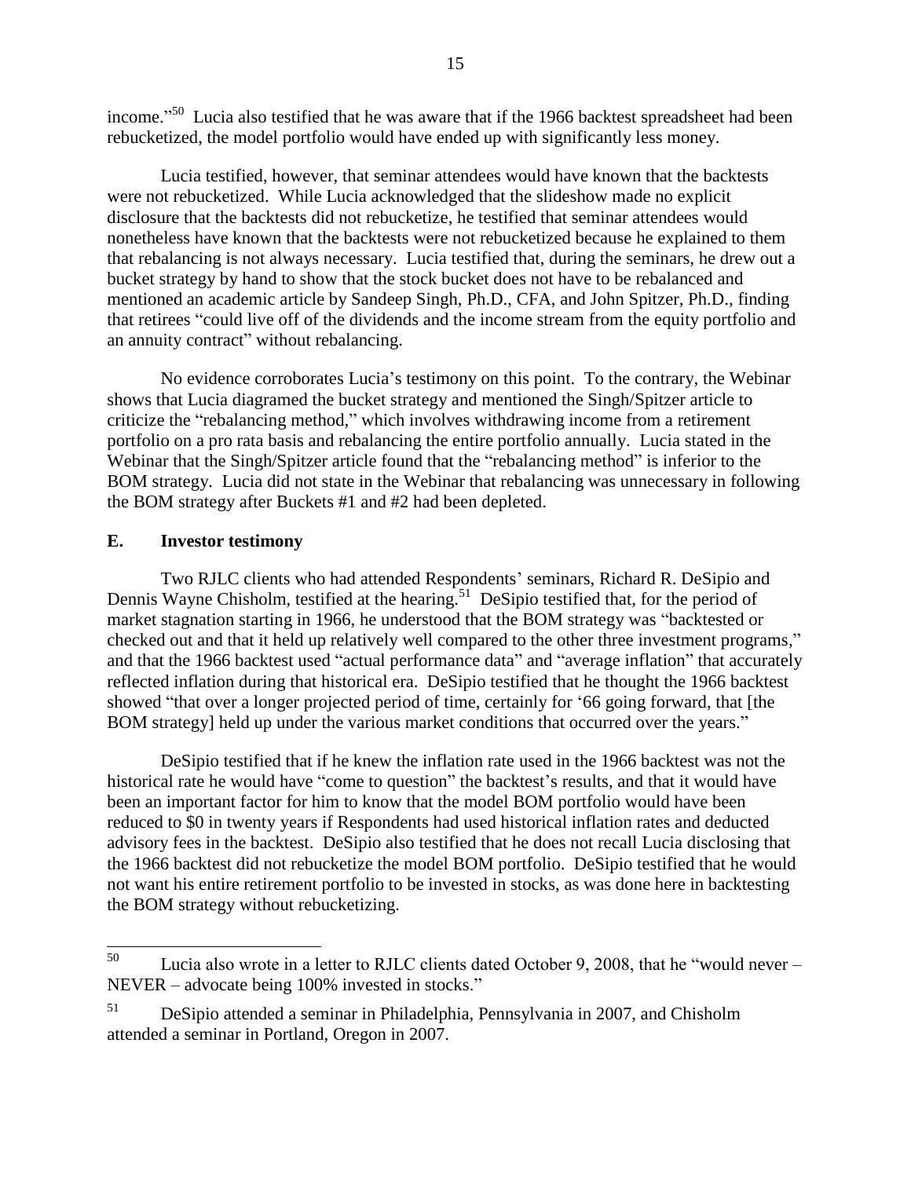income."[50] Lucia also testified that he was aware that if the 1966 backtest spreadsheet had been rebucketized, the model portfolio would have ended up with significantly less money.

Lucia testified, however, that seminar attendees would have known that the backtests were not rebucketized. While Lucia acknowledged that the slideshow made no explicit disclosure that the backtests did not rebucketize, he testified that seminar attendees would nonetheless have known that the backtests were not rebucketized because he explained to them that rebalancing is not always necessary. Lucia testified that, during the seminars, he drew out a bucket strategy by hand to show that the stock bucket does not have to be rebalanced and mentioned an academic article by Sandeep Singh, Ph.D., CFA, and John Spitzer, Ph.D., finding that retirees "could live off of the dividends and the income stream from the equity portfolio and an annuity contract" without rebalancing.

No evidence corroborates Lucia's testimony on this point. To the contrary, the Webinar shows that Lucia diagramed the bucket strategy and mentioned the Singh/Spitzer article to criticize the "rebalancing method," which involves withdrawing income from a retirement portfolio on a pro rata basis and rebalancing the entire portfolio annually. Lucia stated in the Webinar that the Singh/Spitzer article found that the "rebalancing method" is inferior to the BOM strategy. Lucia did not state in the Webinar that rebalancing was unnecessary in following the BOM strategy after Buckets #1 and #2 had been depleted.

## E. Investor testimony

Two RJLC clients who had attended Respondents' seminars, Richard R. DeSipio and Dennis Wayne Chisholm, testified at the hearing.[51] DeSipio testified that, for the period of market stagnation starting in 1966, he understood that the BOM strategy was "backtested or checked out and that it held up relatively well compared to the other three investment programs," and that the 1966 backtest used "actual performance data" and "average inflation" that accurately reflected inflation during that historical era. DeSipio testified that he thought the 1966 backtest showed "that over a longer projected period of time, certainly for '66 going forward, that [the BOM strategy] held up under the various market conditions that occurred over the years."

DeSipio testified that if he knew the inflation rate used in the 1966 backtest was not the historical rate he would have "come to question" the backtest's results, and that it would have been an important factor for him to know that the model BOM portfolio would have been reduced to $0 in twenty years if Respondents had used historical inflation rates and deducted advisory fees in the backtest. DeSipio also testified that he does not recall Lucia disclosing that the 1966 backtest did not rebucketize the model BOM portfolio. DeSipio testified that he would not want his entire retirement portfolio to be invested in stocks, as was done here in backtesting the BOM strategy without rebucketizing.

---

[50] Lucia also wrote in a letter to RJLC clients dated October 9, 2008, that he "would never – NEVER – advocate being 100% invested in stocks."

[51] DeSipio attended a seminar in Philadelphia, Pennsylvania in 2007, and Chisholm attended a seminar in Portland, Oregon in 2007.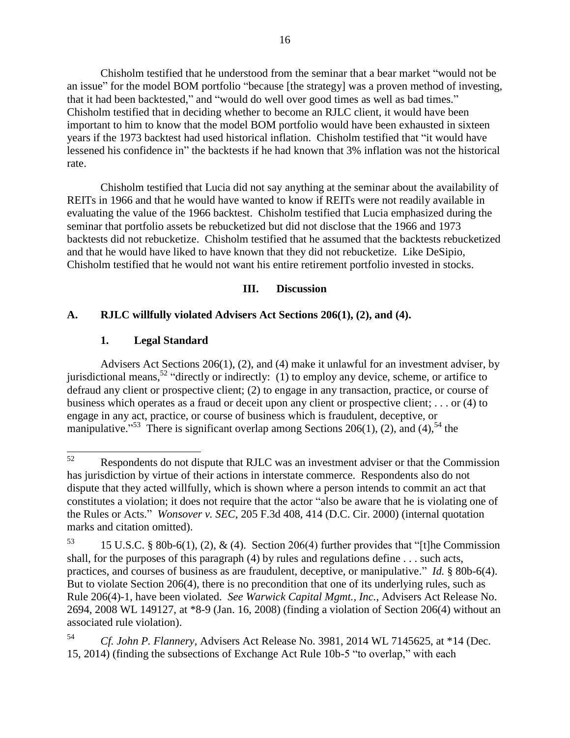Chisholm testified that he understood from the seminar that a bear market "would not be an issue" for the model BOM portfolio "because [the strategy] was a proven method of investing, that it had been backtested," and "would do well over good times as well as bad times." Chisholm testified that in deciding whether to become an RJLC client, it would have been important to him to know that the model BOM portfolio would have been exhausted in sixteen years if the 1973 backtest had used historical inflation. Chisholm testified that "it would have lessened his confidence in" the backtests if he had known that 3% inflation was not the historical rate.

Chisholm testified that Lucia did not say anything at the seminar about the availability of REITs in 1966 and that he would have wanted to know if REITs were not readily available in evaluating the value of the 1966 backtest. Chisholm testified that Lucia emphasized during the seminar that portfolio assets be rebucketized but did not disclose that the 1966 and 1973 backtests did not rebucketize. Chisholm testified that he assumed that the backtests rebucketized and that he would have liked to have known that they did not rebucketize. Like DeSipio, Chisholm testified that he would not want his entire retirement portfolio invested in stocks.

## III. Discussion

### A. RJLC willfully violated Advisers Act Sections 206(1), (2), and (4).

#### 1. Legal Standard

Advisers Act Sections 206(1), (2), and (4) make it unlawful for an investment adviser, by jurisdictional means,[52] "directly or indirectly: (1) to employ any device, scheme, or artifice to defraud any client or prospective client; (2) to engage in any transaction, practice, or course of business which operates as a fraud or deceit upon any client or prospective client; . . . or (4) to engage in any act, practice, or course of business which is fraudulent, deceptive, or manipulative."[53] There is significant overlap among Sections 206(1), (2), and (4),[54] the

---

[52] Respondents do not dispute that RJLC was an investment adviser or that the Commission has jurisdiction by virtue of their actions in interstate commerce. Respondents also do not dispute that they acted willfully, which is shown where a person intends to commit an act that constitutes a violation; it does not require that the actor "also be aware that he is violating one of the Rules or Acts." *Wonsover v. SEC*, 205 F.3d 408, 414 (D.C. Cir. 2000) (internal quotation marks and citation omitted).

[53] 15 U.S.C. § 80b-6(1), (2), & (4). Section 206(4) further provides that "[t]he Commission shall, for the purposes of this paragraph (4) by rules and regulations define . . . such acts, practices, and courses of business as are fraudulent, deceptive, or manipulative." *Id.* § 80b-6(4). But to violate Section 206(4), there is no precondition that one of its underlying rules, such as Rule 206(4)-1, have been violated. *See Warwick Capital Mgmt., Inc.*, Advisers Act Release No. 2694, 2008 WL 149127, at *8-9 (Jan. 16, 2008) (finding a violation of Section 206(4) without an associated rule violation).

[54] *Cf. John P. Flannery*, Advisers Act Release No. 3981, 2014 WL 7145625, at *14 (Dec. 15, 2014) (finding the subsections of Exchange Act Rule 10b-5 "to overlap," with each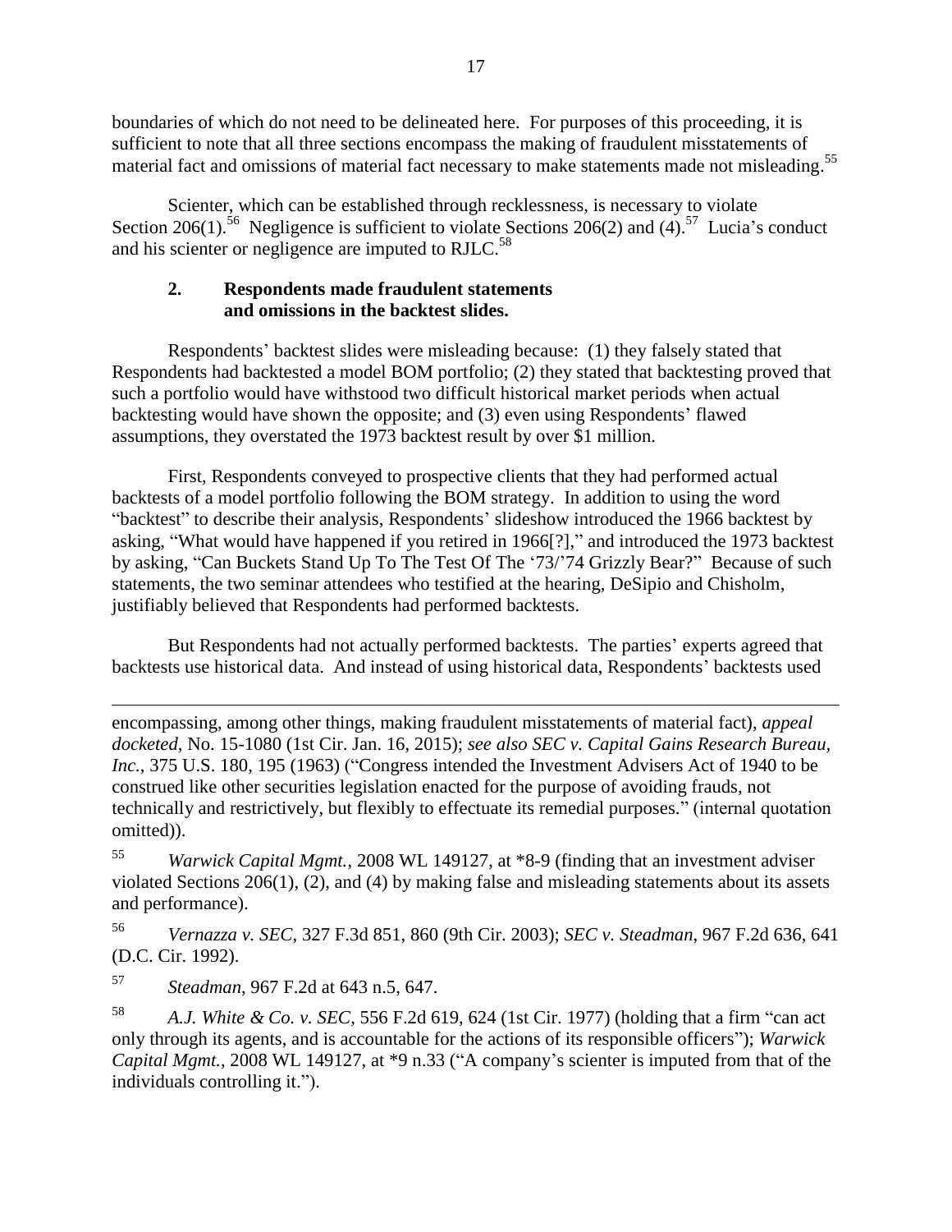boundaries of which do not need to be delineated here. For purposes of this proceeding, it is sufficient to note that all three sections encompass the making of fraudulent misstatements of material fact and omissions of material fact necessary to make statements made not misleading.[55]

Scienter, which can be established through recklessness, is necessary to violate Section 206(1).[56] Negligence is sufficient to violate Sections 206(2) and (4).[57] Lucia's conduct and his scienter or negligence are imputed to RJLC.[58]

### 2. Respondents made fraudulent statements and omissions in the backtest slides.

Respondents' backtest slides were misleading because: (1) they falsely stated that Respondents had backtested a model BOM portfolio; (2) they stated that backtesting proved that such a portfolio would have withstood two difficult historical market periods when actual backtesting would have shown the opposite; and (3) even using Respondents' flawed assumptions, they overstated the 1973 backtest result by over $1 million.

First, Respondents conveyed to prospective clients that they had performed actual backtests of a model portfolio following the BOM strategy. In addition to using the word "backtest" to describe their analysis, Respondents' slideshow introduced the 1966 backtest by asking, "What would have happened if you retired in 1966[?]," and introduced the 1973 backtest by asking, "Can Buckets Stand Up To The Test Of The '73/'74 Grizzly Bear?" Because of such statements, the two seminar attendees who testified at the hearing, DeSipio and Chisholm, justifiably believed that Respondents had performed backtests.

But Respondents had not actually performed backtests. The parties' experts agreed that backtests use historical data. And instead of using historical data, Respondents' backtests used

---

encompassing, among other things, making fraudulent misstatements of material fact), *appeal docketed*, No. 15-1080 (1st Cir. Jan. 16, 2015); *see also SEC v. Capital Gains Research Bureau, Inc.*, 375 U.S. 180, 195 (1963) ("Congress intended the Investment Advisers Act of 1940 to be construed like other securities legislation enacted for the purpose of avoiding frauds, not technically and restrictively, but flexibly to effectuate its remedial purposes." (internal quotation omitted)).

[55] *Warwick Capital Mgmt.*, 2008 WL 149127, at *8-9 (finding that an investment adviser violated Sections 206(1), (2), and (4) by making false and misleading statements about its assets and performance).

[56] *Vernazza v. SEC*, 327 F.3d 851, 860 (9th Cir. 2003); *SEC v. Steadman*, 967 F.2d 636, 641 (D.C. Cir. 1992).

[57] *Steadman*, 967 F.2d at 643 n.5, 647.

[58] *A.J. White & Co. v. SEC*, 556 F.2d 619, 624 (1st Cir. 1977) (holding that a firm "can act only through its agents, and is accountable for the actions of its responsible officers"); *Warwick Capital Mgmt.*, 2008 WL 149127, at *9 n.33 ("A company's scienter is imputed from that of the individuals controlling it.").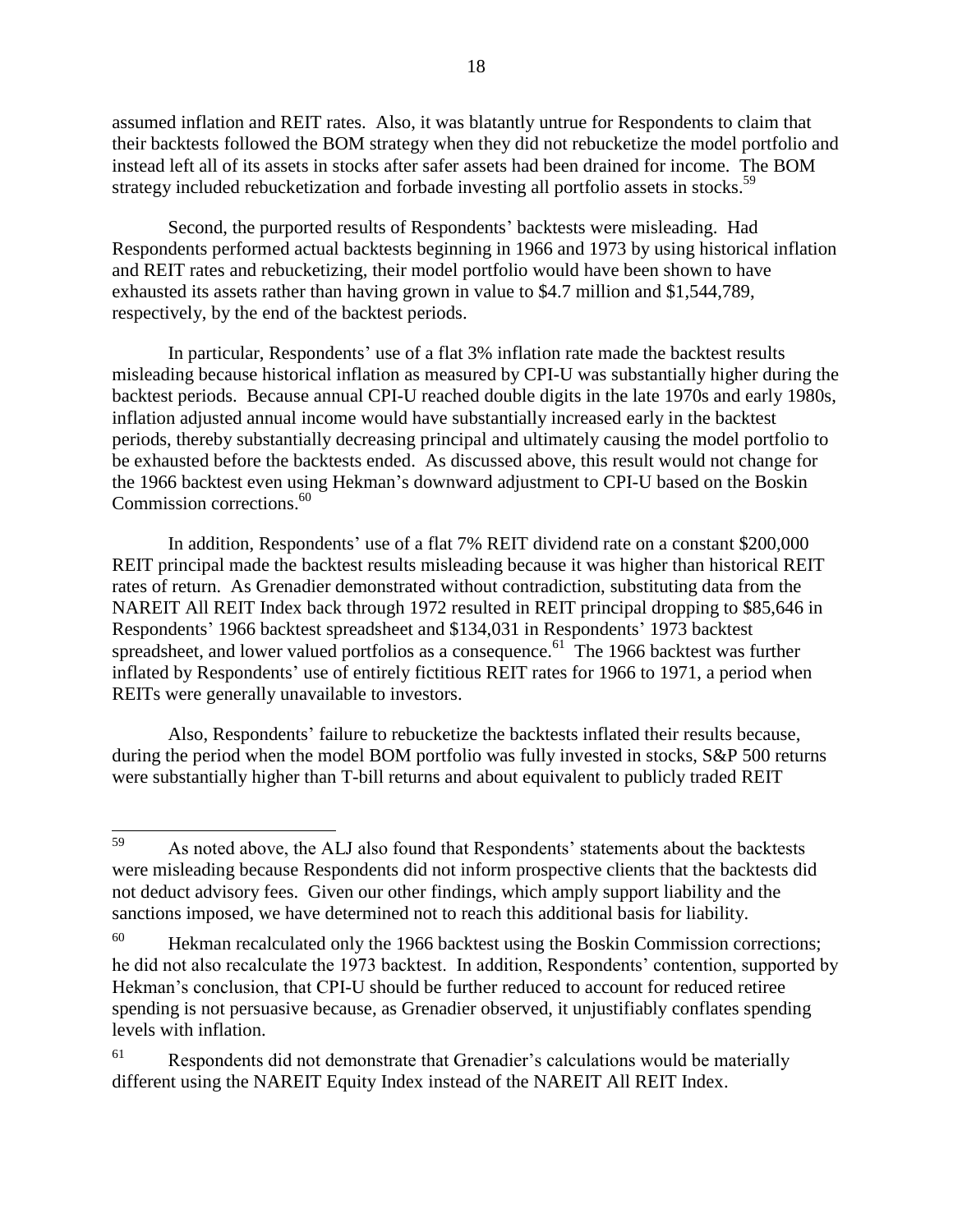assumed inflation and REIT rates. Also, it was blatantly untrue for Respondents to claim that their backtests followed the BOM strategy when they did not rebucketize the model portfolio and instead left all of its assets in stocks after safer assets had been drained for income. The BOM strategy included rebucketization and forbade investing all portfolio assets in stocks.[59]

Second, the purported results of Respondents' backtests were misleading. Had Respondents performed actual backtests beginning in 1966 and 1973 by using historical inflation and REIT rates and rebucketizing, their model portfolio would have been shown to have exhausted its assets rather than having grown in value to \$4.7 million and \$1,544,789, respectively, by the end of the backtest periods.

In particular, Respondents' use of a flat 3% inflation rate made the backtest results misleading because historical inflation as measured by CPI-U was substantially higher during the backtest periods. Because annual CPI-U reached double digits in the late 1970s and early 1980s, inflation adjusted annual income would have substantially increased early in the backtest periods, thereby substantially decreasing principal and ultimately causing the model portfolio to be exhausted before the backtests ended. As discussed above, this result would not change for the 1966 backtest even using Hekman's downward adjustment to CPI-U based on the Boskin Commission corrections.[60]

In addition, Respondents' use of a flat 7% REIT dividend rate on a constant \$200,000 REIT principal made the backtest results misleading because it was higher than historical REIT rates of return. As Grenadier demonstrated without contradiction, substituting data from the NAREIT All REIT Index back through 1972 resulted in REIT principal dropping to \$85,646 in Respondents' 1966 backtest spreadsheet and \$134,031 in Respondents' 1973 backtest spreadsheet, and lower valued portfolios as a consequence.[61] The 1966 backtest was further inflated by Respondents' use of entirely fictitious REIT rates for 1966 to 1971, a period when REITs were generally unavailable to investors.

Also, Respondents' failure to rebucketize the backtests inflated their results because, during the period when the model BOM portfolio was fully invested in stocks, S&P 500 returns were substantially higher than T-bill returns and about equivalent to publicly traded REIT

---

[59] As noted above, the ALJ also found that Respondents' statements about the backtests were misleading because Respondents did not inform prospective clients that the backtests did not deduct advisory fees. Given our other findings, which amply support liability and the sanctions imposed, we have determined not to reach this additional basis for liability.

[60] Hekman recalculated only the 1966 backtest using the Boskin Commission corrections; he did not also recalculate the 1973 backtest. In addition, Respondents' contention, supported by Hekman's conclusion, that CPI-U should be further reduced to account for reduced retiree spending is not persuasive because, as Grenadier observed, it unjustifiably conflates spending levels with inflation.

[61] Respondents did not demonstrate that Grenadier's calculations would be materially different using the NAREIT Equity Index instead of the NAREIT All REIT Index.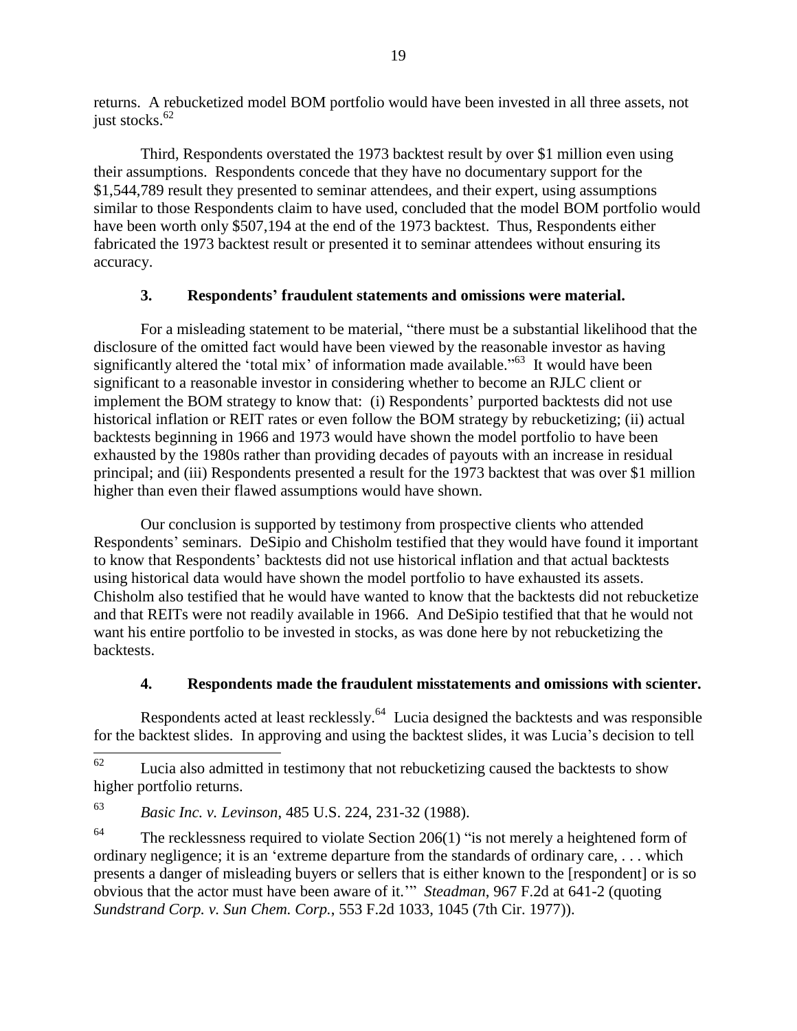returns. A rebucketized model BOM portfolio would have been invested in all three assets, not just stocks.[62]

Third, Respondents overstated the 1973 backtest result by over $1 million even using their assumptions. Respondents concede that they have no documentary support for the $1,544,789 result they presented to seminar attendees, and their expert, using assumptions similar to those Respondents claim to have used, concluded that the model BOM portfolio would have been worth only $507,194 at the end of the 1973 backtest. Thus, Respondents either fabricated the 1973 backtest result or presented it to seminar attendees without ensuring its accuracy.

### 3. Respondents' fraudulent statements and omissions were material.

For a misleading statement to be material, "there must be a substantial likelihood that the disclosure of the omitted fact would have been viewed by the reasonable investor as having significantly altered the 'total mix' of information made available."[63] It would have been significant to a reasonable investor in considering whether to become an RJLC client or implement the BOM strategy to know that: (i) Respondents' purported backtests did not use historical inflation or REIT rates or even follow the BOM strategy by rebucketizing; (ii) actual backtests beginning in 1966 and 1973 would have shown the model portfolio to have been exhausted by the 1980s rather than providing decades of payouts with an increase in residual principal; and (iii) Respondents presented a result for the 1973 backtest that was over $1 million higher than even their flawed assumptions would have shown.

Our conclusion is supported by testimony from prospective clients who attended Respondents' seminars. DeSipio and Chisholm testified that they would have found it important to know that Respondents' backtests did not use historical inflation and that actual backtests using historical data would have shown the model portfolio to have exhausted its assets. Chisholm also testified that he would have wanted to know that the backtests did not rebucketize and that REITs were not readily available in 1966. And DeSipio testified that that he would not want his entire portfolio to be invested in stocks, as was done here by not rebucketizing the backtests.

### 4. Respondents made the fraudulent misstatements and omissions with scienter.

Respondents acted at least recklessly.[64] Lucia designed the backtests and was responsible for the backtest slides. In approving and using the backtest slides, it was Lucia's decision to tell

---

[62] Lucia also admitted in testimony that not rebucketizing caused the backtests to show higher portfolio returns.

[63] *Basic Inc. v. Levinson*, 485 U.S. 224, 231-32 (1988).

[64] The recklessness required to violate Section 206(1) "is not merely a heightened form of ordinary negligence; it is an 'extreme departure from the standards of ordinary care, . . . which presents a danger of misleading buyers or sellers that is either known to the [respondent] or is so obvious that the actor must have been aware of it.'" *Steadman*, 967 F.2d at 641-2 (quoting *Sundstrand Corp. v. Sun Chem. Corp.*, 553 F.2d 1033, 1045 (7th Cir. 1977)).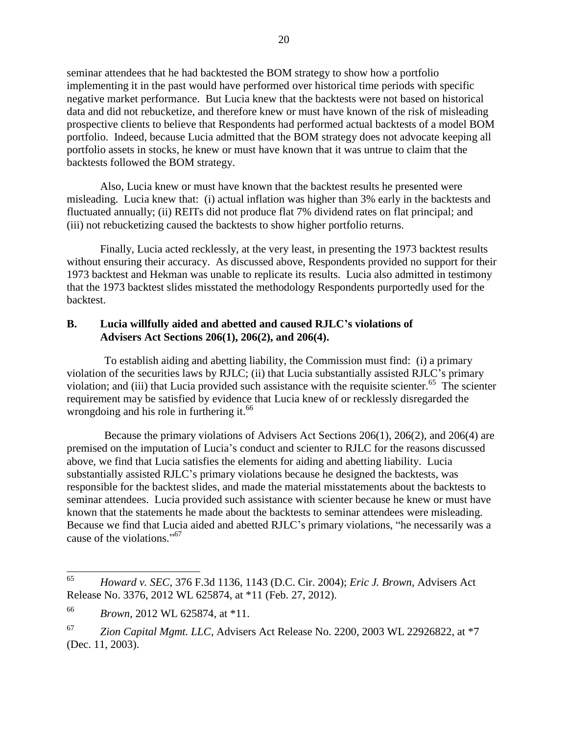seminar attendees that he had backtested the BOM strategy to show how a portfolio implementing it in the past would have performed over historical time periods with specific negative market performance. But Lucia knew that the backtests were not based on historical data and did not rebucketize, and therefore knew or must have known of the risk of misleading prospective clients to believe that Respondents had performed actual backtests of a model BOM portfolio. Indeed, because Lucia admitted that the BOM strategy does not advocate keeping all portfolio assets in stocks, he knew or must have known that it was untrue to claim that the backtests followed the BOM strategy.

Also, Lucia knew or must have known that the backtest results he presented were misleading. Lucia knew that: (i) actual inflation was higher than 3% early in the backtests and fluctuated annually; (ii) REITs did not produce flat 7% dividend rates on flat principal; and (iii) not rebucketizing caused the backtests to show higher portfolio returns.

Finally, Lucia acted recklessly, at the very least, in presenting the 1973 backtest results without ensuring their accuracy. As discussed above, Respondents provided no support for their 1973 backtest and Hekman was unable to replicate its results. Lucia also admitted in testimony that the 1973 backtest slides misstated the methodology Respondents purportedly used for the backtest.

### B. Lucia willfully aided and abetted and caused RJLC's violations of Advisers Act Sections 206(1), 206(2), and 206(4).

To establish aiding and abetting liability, the Commission must find: (i) a primary violation of the securities laws by RJLC; (ii) that Lucia substantially assisted RJLC's primary violation; and (iii) that Lucia provided such assistance with the requisite scienter.[65] The scienter requirement may be satisfied by evidence that Lucia knew of or recklessly disregarded the wrongdoing and his role in furthering it.[66]

Because the primary violations of Advisers Act Sections 206(1), 206(2), and 206(4) are premised on the imputation of Lucia's conduct and scienter to RJLC for the reasons discussed above, we find that Lucia satisfies the elements for aiding and abetting liability. Lucia substantially assisted RJLC's primary violations because he designed the backtests, was responsible for the backtest slides, and made the material misstatements about the backtests to seminar attendees. Lucia provided such assistance with scienter because he knew or must have known that the statements he made about the backtests to seminar attendees were misleading. Because we find that Lucia aided and abetted RJLC's primary violations, "he necessarily was a cause of the violations."[67]

---

[65] *Howard v. SEC*, 376 F.3d 1136, 1143 (D.C. Cir. 2004); *Eric J. Brown*, Advisers Act Release No. 3376, 2012 WL 625874, at *11 (Feb. 27, 2012).

[66] *Brown*, 2012 WL 625874, at *11.

[67] *Zion Capital Mgmt. LLC*, Advisers Act Release No. 2200, 2003 WL 22926822, at *7 (Dec. 11, 2003).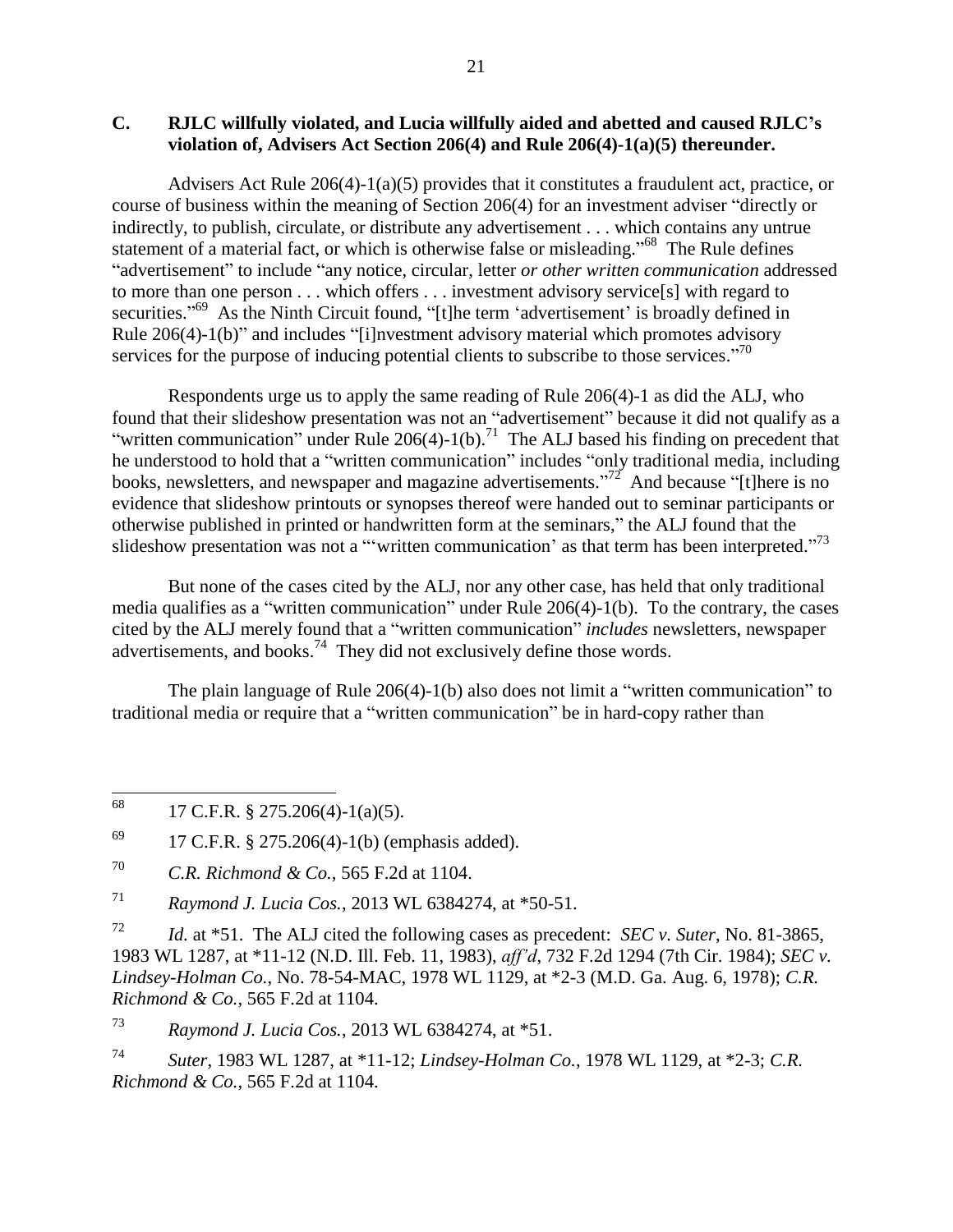### C. RJLC willfully violated, and Lucia willfully aided and abetted and caused RJLC's violation of, Advisers Act Section 206(4) and Rule 206(4)-1(a)(5) thereunder.

Advisers Act Rule 206(4)-1(a)(5) provides that it constitutes a fraudulent act, practice, or course of business within the meaning of Section 206(4) for an investment adviser "directly or indirectly, to publish, circulate, or distribute any advertisement . . . which contains any untrue statement of a material fact, or which is otherwise false or misleading."[68] The Rule defines "advertisement" to include "any notice, circular, letter *or other written communication* addressed to more than one person . . . which offers . . . investment advisory service[s] with regard to securities."[69] As the Ninth Circuit found, "[t]he term 'advertisement' is broadly defined in Rule 206(4)-1(b)" and includes "[i]nvestment advisory material which promotes advisory services for the purpose of inducing potential clients to subscribe to those services."[70]

Respondents urge us to apply the same reading of Rule 206(4)-1 as did the ALJ, who found that their slideshow presentation was not an "advertisement" because it did not qualify as a "written communication" under Rule 206(4)-1(b).[71] The ALJ based his finding on precedent that he understood to hold that a "written communication" includes "only traditional media, including books, newsletters, and newspaper and magazine advertisements."[72] And because "[t]here is no evidence that slideshow printouts or synopses thereof were handed out to seminar participants or otherwise published in printed or handwritten form at the seminars," the ALJ found that the slideshow presentation was not a "'written communication' as that term has been interpreted."[73]

But none of the cases cited by the ALJ, nor any other case, has held that only traditional media qualifies as a "written communication" under Rule 206(4)-1(b). To the contrary, the cases cited by the ALJ merely found that a "written communication" *includes* newsletters, newspaper advertisements, and books.[74] They did not exclusively define those words.

The plain language of Rule 206(4)-1(b) also does not limit a "written communication" to traditional media or require that a "written communication" be in hard-copy rather than

---

[68] 17 C.F.R. § 275.206(4)-1(a)(5).

[69] 17 C.F.R. § 275.206(4)-1(b) (emphasis added).

[70] *C.R. Richmond & Co.*, 565 F.2d at 1104.

[71] *Raymond J. Lucia Cos.*, 2013 WL 6384274, at *50-51.

[72] *Id.* at *51. The ALJ cited the following cases as precedent: *SEC v. Suter*, No. 81-3865, 1983 WL 1287, at *11-12 (N.D. Ill. Feb. 11, 1983), *aff'd*, 732 F.2d 1294 (7th Cir. 1984); *SEC v. Lindsey-Holman Co.*, No. 78-54-MAC, 1978 WL 1129, at *2-3 (M.D. Ga. Aug. 6, 1978); *C.R. Richmond & Co.*, 565 F.2d at 1104.

[73] *Raymond J. Lucia Cos.*, 2013 WL 6384274, at *51.

[74] *Suter*, 1983 WL 1287, at *11-12; *Lindsey-Holman Co.*, 1978 WL 1129, at *2-3; *C.R. Richmond & Co.*, 565 F.2d at 1104.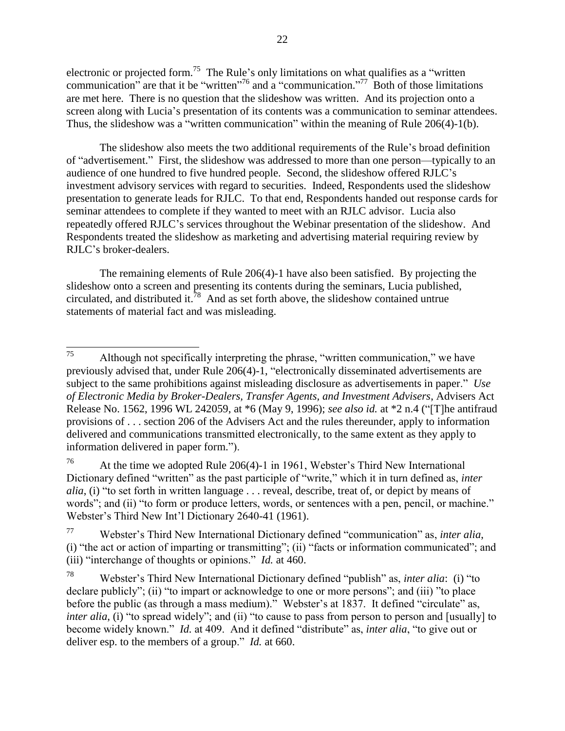electronic or projected form.[75] The Rule's only limitations on what qualifies as a "written communication" are that it be "written"[76] and a "communication."[77] Both of those limitations are met here. There is no question that the slideshow was written. And its projection onto a screen along with Lucia's presentation of its contents was a communication to seminar attendees. Thus, the slideshow was a "written communication" within the meaning of Rule 206(4)-1(b).

The slideshow also meets the two additional requirements of the Rule's broad definition of "advertisement." First, the slideshow was addressed to more than one person—typically to an audience of one hundred to five hundred people. Second, the slideshow offered RJLC's investment advisory services with regard to securities. Indeed, Respondents used the slideshow presentation to generate leads for RJLC. To that end, Respondents handed out response cards for seminar attendees to complete if they wanted to meet with an RJLC advisor. Lucia also repeatedly offered RJLC's services throughout the Webinar presentation of the slideshow. And Respondents treated the slideshow as marketing and advertising material requiring review by RJLC's broker-dealers.

The remaining elements of Rule 206(4)-1 have also been satisfied. By projecting the slideshow onto a screen and presenting its contents during the seminars, Lucia published, circulated, and distributed it.[78] And as set forth above, the slideshow contained untrue statements of material fact and was misleading.

---

[75] Although not specifically interpreting the phrase, "written communication," we have previously advised that, under Rule 206(4)-1, "electronically disseminated advertisements are subject to the same prohibitions against misleading disclosure as advertisements in paper." *Use of Electronic Media by Broker-Dealers, Transfer Agents, and Investment Advisers*, Advisers Act Release No. 1562, 1996 WL 242059, at *6 (May 9, 1996); *see also id.* at *2 n.4 ("[T]he antifraud provisions of . . . section 206 of the Advisers Act and the rules thereunder, apply to information delivered and communications transmitted electronically, to the same extent as they apply to information delivered in paper form.").

[76] At the time we adopted Rule 206(4)-1 in 1961, Webster's Third New International Dictionary defined "written" as the past participle of "write," which it in turn defined as, *inter alia*, (i) "to set forth in written language . . . reveal, describe, treat of, or depict by means of words"; and (ii) "to form or produce letters, words, or sentences with a pen, pencil, or machine." Webster's Third New Int'l Dictionary 2640-41 (1961).

[77] Webster's Third New International Dictionary defined "communication" as, *inter alia*, (i) "the act or action of imparting or transmitting"; (ii) "facts or information communicated"; and (iii) "interchange of thoughts or opinions." *Id.* at 460.

[78] Webster's Third New International Dictionary defined "publish" as, *inter alia*: (i) "to declare publicly"; (ii) "to impart or acknowledge to one or more persons"; and (iii) "to place before the public (as through a mass medium)." Webster's at 1837. It defined "circulate" as, *inter alia*, (i) "to spread widely"; and (ii) "to cause to pass from person to person and [usually] to become widely known." *Id.* at 409. And it defined "distribute" as, *inter alia*, "to give out or deliver esp. to the members of a group." *Id.* at 660.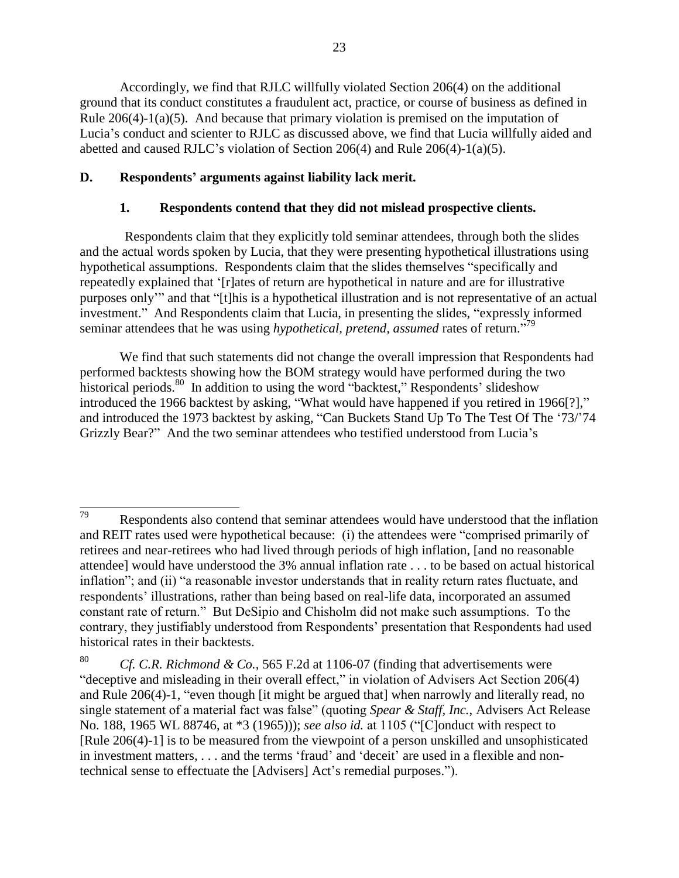Accordingly, we find that RJLC willfully violated Section 206(4) on the additional ground that its conduct constitutes a fraudulent act, practice, or course of business as defined in Rule 206(4)-1(a)(5). And because that primary violation is premised on the imputation of Lucia's conduct and scienter to RJLC as discussed above, we find that Lucia willfully aided and abetted and caused RJLC's violation of Section 206(4) and Rule 206(4)-1(a)(5).

## D. Respondents' arguments against liability lack merit.

### 1. Respondents contend that they did not mislead prospective clients.

Respondents claim that they explicitly told seminar attendees, through both the slides and the actual words spoken by Lucia, that they were presenting hypothetical illustrations using hypothetical assumptions. Respondents claim that the slides themselves "specifically and repeatedly explained that '[r]ates of return are hypothetical in nature and are for illustrative purposes only'" and that "[t]his is a hypothetical illustration and is not representative of an actual investment." And Respondents claim that Lucia, in presenting the slides, "expressly informed seminar attendees that he was using *hypothetical, pretend, assumed* rates of return."[79]

We find that such statements did not change the overall impression that Respondents had performed backtests showing how the BOM strategy would have performed during the two historical periods.[80] In addition to using the word "backtest," Respondents' slideshow introduced the 1966 backtest by asking, "What would have happened if you retired in 1966[?]," and introduced the 1973 backtest by asking, "Can Buckets Stand Up To The Test Of The '73/'74 Grizzly Bear?" And the two seminar attendees who testified understood from Lucia's

---

[79] Respondents also contend that seminar attendees would have understood that the inflation and REIT rates used were hypothetical because: (i) the attendees were "comprised primarily of retirees and near-retirees who had lived through periods of high inflation, [and no reasonable attendee] would have understood the 3% annual inflation rate . . . to be based on actual historical inflation"; and (ii) "a reasonable investor understands that in reality return rates fluctuate, and respondents' illustrations, rather than being based on real-life data, incorporated an assumed constant rate of return." But DeSipio and Chisholm did not make such assumptions. To the contrary, they justifiably understood from Respondents' presentation that Respondents had used historical rates in their backtests.

[80] *Cf. C.R. Richmond & Co.*, 565 F.2d at 1106-07 (finding that advertisements were "deceptive and misleading in their overall effect," in violation of Advisers Act Section 206(4) and Rule 206(4)-1, "even though [it might be argued that] when narrowly and literally read, no single statement of a material fact was false" (quoting *Spear & Staff, Inc.*, Advisers Act Release No. 188, 1965 WL 88746, at *3 (1965))); *see also id.* at 1105 ("[C]onduct with respect to [Rule 206(4)-1] is to be measured from the viewpoint of a person unskilled and unsophisticated in investment matters, . . . and the terms 'fraud' and 'deceit' are used in a flexible and non-technical sense to effectuate the [Advisers] Act's remedial purposes.").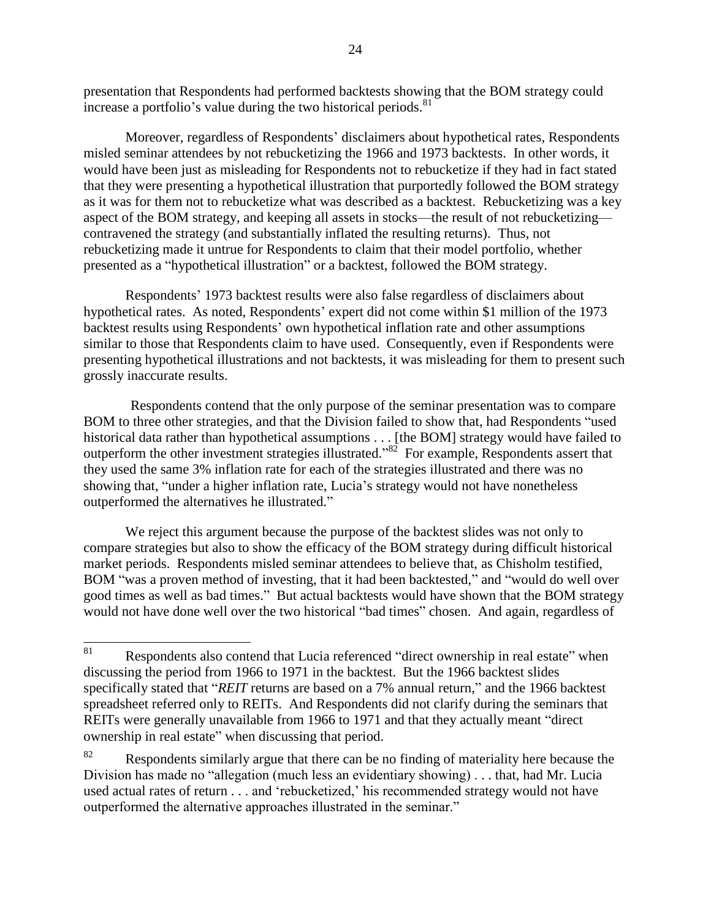presentation that Respondents had performed backtests showing that the BOM strategy could increase a portfolio's value during the two historical periods.[81]

Moreover, regardless of Respondents' disclaimers about hypothetical rates, Respondents misled seminar attendees by not rebucketizing the 1966 and 1973 backtests. In other words, it would have been just as misleading for Respondents not to rebucketize if they had in fact stated that they were presenting a hypothetical illustration that purportedly followed the BOM strategy as it was for them not to rebucketize what was described as a backtest. Rebucketizing was a key aspect of the BOM strategy, and keeping all assets in stocks—the result of not rebucketizing—contravened the strategy (and substantially inflated the resulting returns). Thus, not rebucketizing made it untrue for Respondents to claim that their model portfolio, whether presented as a "hypothetical illustration" or a backtest, followed the BOM strategy.

Respondents' 1973 backtest results were also false regardless of disclaimers about hypothetical rates. As noted, Respondents' expert did not come within $1 million of the 1973 backtest results using Respondents' own hypothetical inflation rate and other assumptions similar to those that Respondents claim to have used. Consequently, even if Respondents were presenting hypothetical illustrations and not backtests, it was misleading for them to present such grossly inaccurate results.

Respondents contend that the only purpose of the seminar presentation was to compare BOM to three other strategies, and that the Division failed to show that, had Respondents "used historical data rather than hypothetical assumptions . . . [the BOM] strategy would have failed to outperform the other investment strategies illustrated."[82] For example, Respondents assert that they used the same 3% inflation rate for each of the strategies illustrated and there was no showing that, "under a higher inflation rate, Lucia's strategy would not have nonetheless outperformed the alternatives he illustrated."

We reject this argument because the purpose of the backtest slides was not only to compare strategies but also to show the efficacy of the BOM strategy during difficult historical market periods. Respondents misled seminar attendees to believe that, as Chisholm testified, BOM "was a proven method of investing, that it had been backtested," and "would do well over good times as well as bad times." But actual backtests would have shown that the BOM strategy would not have done well over the two historical "bad times" chosen. And again, regardless of

---

[81] Respondents also contend that Lucia referenced "direct ownership in real estate" when discussing the period from 1966 to 1971 in the backtest. But the 1966 backtest slides specifically stated that "*REIT* returns are based on a 7% annual return," and the 1966 backtest spreadsheet referred only to REITs. And Respondents did not clarify during the seminars that REITs were generally unavailable from 1966 to 1971 and that they actually meant "direct ownership in real estate" when discussing that period.

[82] Respondents similarly argue that there can be no finding of materiality here because the Division has made no "allegation (much less an evidentiary showing) . . . that, had Mr. Lucia used actual rates of return . . . and 'rebucketized,' his recommended strategy would not have outperformed the alternative approaches illustrated in the seminar."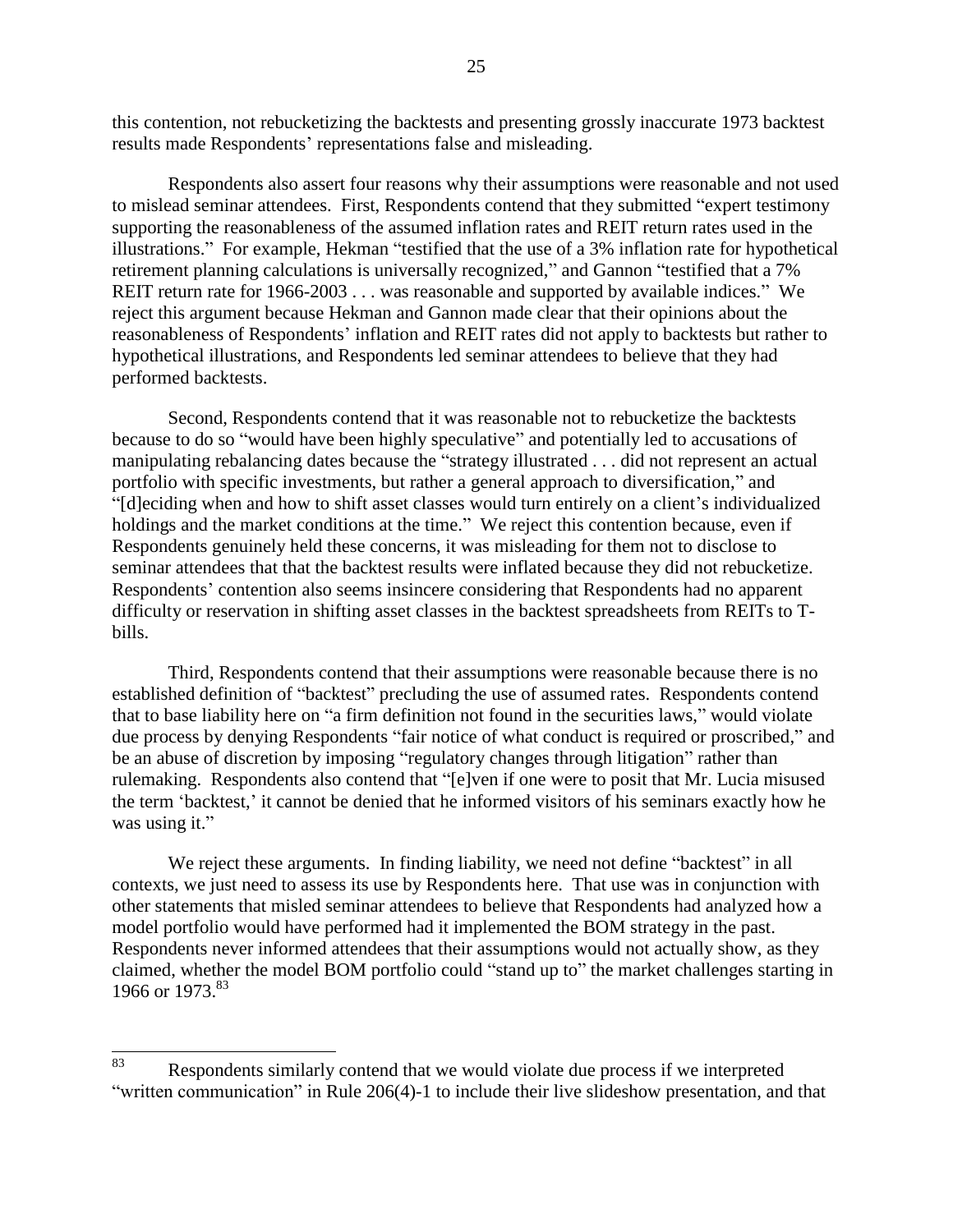this contention, not rebucketizing the backtests and presenting grossly inaccurate 1973 backtest results made Respondents' representations false and misleading.

Respondents also assert four reasons why their assumptions were reasonable and not used to mislead seminar attendees. First, Respondents contend that they submitted "expert testimony supporting the reasonableness of the assumed inflation rates and REIT return rates used in the illustrations." For example, Hekman "testified that the use of a 3% inflation rate for hypothetical retirement planning calculations is universally recognized," and Gannon "testified that a 7% REIT return rate for 1966-2003 . . . was reasonable and supported by available indices." We reject this argument because Hekman and Gannon made clear that their opinions about the reasonableness of Respondents' inflation and REIT rates did not apply to backtests but rather to hypothetical illustrations, and Respondents led seminar attendees to believe that they had performed backtests.

Second, Respondents contend that it was reasonable not to rebucketize the backtests because to do so "would have been highly speculative" and potentially led to accusations of manipulating rebalancing dates because the "strategy illustrated . . . did not represent an actual portfolio with specific investments, but rather a general approach to diversification," and "[d]eciding when and how to shift asset classes would turn entirely on a client's individualized holdings and the market conditions at the time." We reject this contention because, even if Respondents genuinely held these concerns, it was misleading for them not to disclose to seminar attendees that that the backtest results were inflated because they did not rebucketize. Respondents' contention also seems insincere considering that Respondents had no apparent difficulty or reservation in shifting asset classes in the backtest spreadsheets from REITs to T-bills.

Third, Respondents contend that their assumptions were reasonable because there is no established definition of "backtest" precluding the use of assumed rates. Respondents contend that to base liability here on "a firm definition not found in the securities laws," would violate due process by denying Respondents "fair notice of what conduct is required or proscribed," and be an abuse of discretion by imposing "regulatory changes through litigation" rather than rulemaking. Respondents also contend that "[e]ven if one were to posit that Mr. Lucia misused the term 'backtest,' it cannot be denied that he informed visitors of his seminars exactly how he was using it."

We reject these arguments. In finding liability, we need not define "backtest" in all contexts, we just need to assess its use by Respondents here. That use was in conjunction with other statements that misled seminar attendees to believe that Respondents had analyzed how a model portfolio would have performed had it implemented the BOM strategy in the past. Respondents never informed attendees that their assumptions would not actually show, as they claimed, whether the model BOM portfolio could "stand up to" the market challenges starting in 1966 or 1973.[83]

---

[83] Respondents similarly contend that we would violate due process if we interpreted "written communication" in Rule 206(4)-1 to include their live slideshow presentation, and that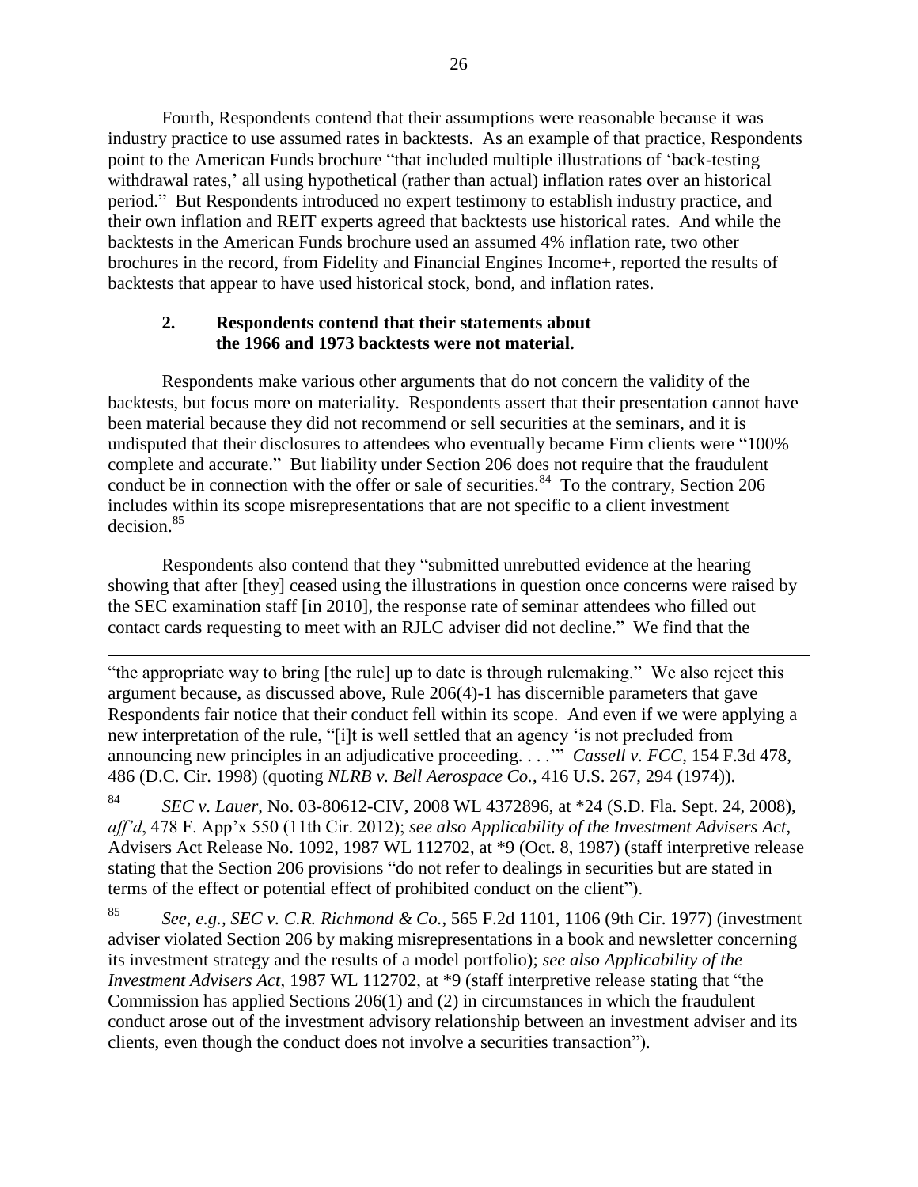Fourth, Respondents contend that their assumptions were reasonable because it was industry practice to use assumed rates in backtests. As an example of that practice, Respondents point to the American Funds brochure "that included multiple illustrations of 'back-testing withdrawal rates,' all using hypothetical (rather than actual) inflation rates over an historical period." But Respondents introduced no expert testimony to establish industry practice, and their own inflation and REIT experts agreed that backtests use historical rates. And while the backtests in the American Funds brochure used an assumed 4% inflation rate, two other brochures in the record, from Fidelity and Financial Engines Income+, reported the results of backtests that appear to have used historical stock, bond, and inflation rates.

### 2. Respondents contend that their statements about the 1966 and 1973 backtests were not material.

Respondents make various other arguments that do not concern the validity of the backtests, but focus more on materiality. Respondents assert that their presentation cannot have been material because they did not recommend or sell securities at the seminars, and it is undisputed that their disclosures to attendees who eventually became Firm clients were "100% complete and accurate." But liability under Section 206 does not require that the fraudulent conduct be in connection with the offer or sale of securities.[84] To the contrary, Section 206 includes within its scope misrepresentations that are not specific to a client investment decision.[85]

Respondents also contend that they "submitted unrebutted evidence at the hearing showing that after [they] ceased using the illustrations in question once concerns were raised by the SEC examination staff [in 2010], the response rate of seminar attendees who filled out contact cards requesting to meet with an RJLC adviser did not decline." We find that the

---

"the appropriate way to bring [the rule] up to date is through rulemaking." We also reject this argument because, as discussed above, Rule 206(4)-1 has discernible parameters that gave Respondents fair notice that their conduct fell within its scope. And even if we were applying a new interpretation of the rule, "[i]t is well settled that an agency 'is not precluded from announcing new principles in an adjudicative proceeding. . . .'" *Cassell v. FCC*, 154 F.3d 478, 486 (D.C. Cir. 1998) (quoting *NLRB v. Bell Aerospace Co.*, 416 U.S. 267, 294 (1974)).

[84] *SEC v. Lauer*, No. 03-80612-CIV, 2008 WL 4372896, at *24 (S.D. Fla. Sept. 24, 2008), *aff'd*, 478 F. App'x 550 (11th Cir. 2012); *see also Applicability of the Investment Advisers Act*, Advisers Act Release No. 1092, 1987 WL 112702, at *9 (Oct. 8, 1987) (staff interpretive release stating that the Section 206 provisions "do not refer to dealings in securities but are stated in terms of the effect or potential effect of prohibited conduct on the client").

[85] *See, e.g., SEC v. C.R. Richmond & Co.*, 565 F.2d 1101, 1106 (9th Cir. 1977) (investment adviser violated Section 206 by making misrepresentations in a book and newsletter concerning its investment strategy and the results of a model portfolio); *see also Applicability of the Investment Advisers Act*, 1987 WL 112702, at *9 (staff interpretive release stating that "the Commission has applied Sections 206(1) and (2) in circumstances in which the fraudulent conduct arose out of the investment advisory relationship between an investment adviser and its clients, even though the conduct does not involve a securities transaction").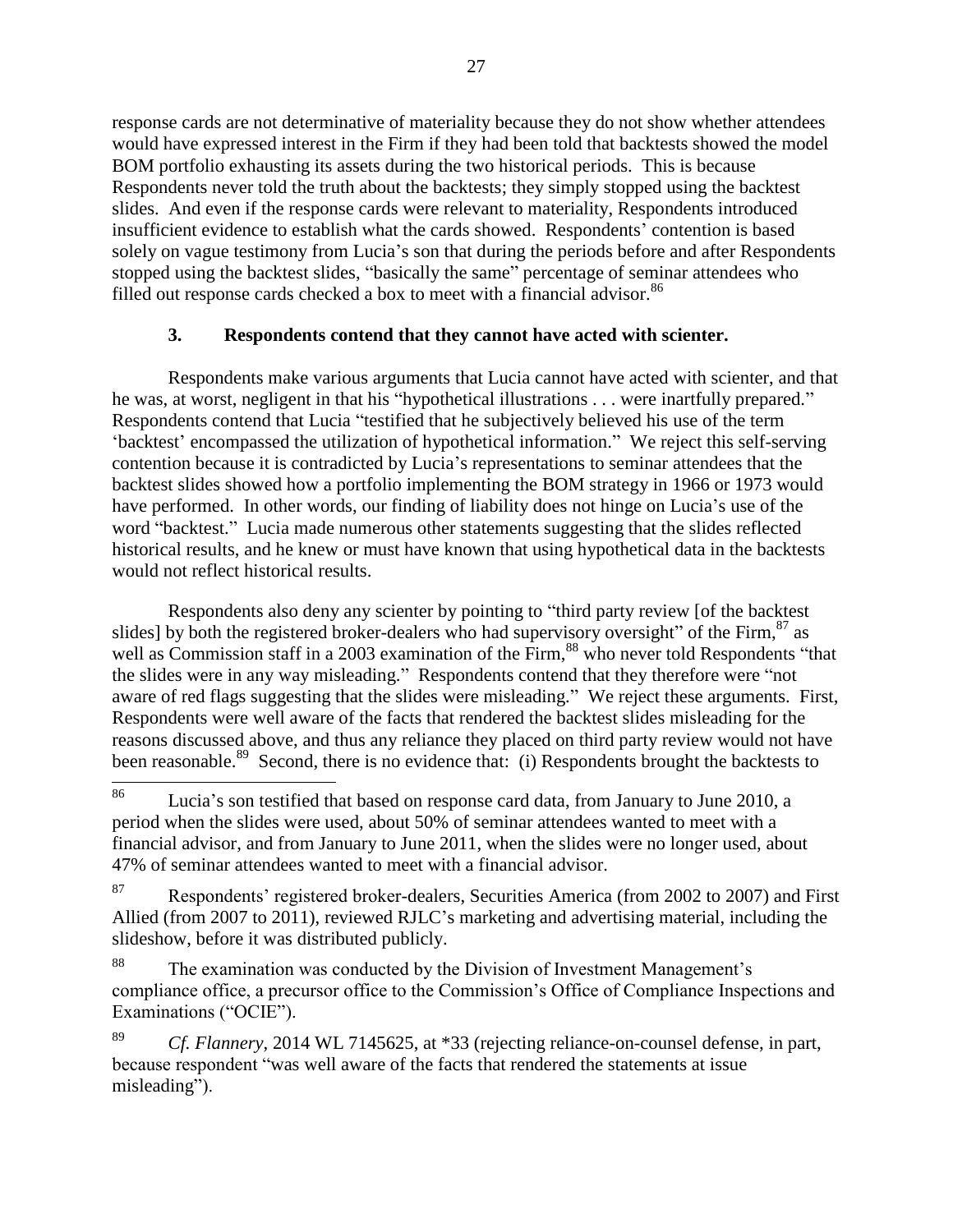response cards are not determinative of materiality because they do not show whether attendees would have expressed interest in the Firm if they had been told that backtests showed the model BOM portfolio exhausting its assets during the two historical periods. This is because Respondents never told the truth about the backtests; they simply stopped using the backtest slides. And even if the response cards were relevant to materiality, Respondents introduced insufficient evidence to establish what the cards showed. Respondents' contention is based solely on vague testimony from Lucia's son that during the periods before and after Respondents stopped using the backtest slides, "basically the same" percentage of seminar attendees who filled out response cards checked a box to meet with a financial advisor.[86]

### 3. Respondents contend that they cannot have acted with scienter.

Respondents make various arguments that Lucia cannot have acted with scienter, and that he was, at worst, negligent in that his "hypothetical illustrations . . . were inartfully prepared." Respondents contend that Lucia "testified that he subjectively believed his use of the term 'backtest' encompassed the utilization of hypothetical information." We reject this self-serving contention because it is contradicted by Lucia's representations to seminar attendees that the backtest slides showed how a portfolio implementing the BOM strategy in 1966 or 1973 would have performed. In other words, our finding of liability does not hinge on Lucia's use of the word "backtest." Lucia made numerous other statements suggesting that the slides reflected historical results, and he knew or must have known that using hypothetical data in the backtests would not reflect historical results.

Respondents also deny any scienter by pointing to "third party review [of the backtest slides] by both the registered broker-dealers who had supervisory oversight" of the Firm,[87] as well as Commission staff in a 2003 examination of the Firm,[88] who never told Respondents "that the slides were in any way misleading." Respondents contend that they therefore were "not aware of red flags suggesting that the slides were misleading." We reject these arguments. First, Respondents were well aware of the facts that rendered the backtest slides misleading for the reasons discussed above, and thus any reliance they placed on third party review would not have been reasonable.[89] Second, there is no evidence that: (i) Respondents brought the backtests to

---

[86] Lucia's son testified that based on response card data, from January to June 2010, a period when the slides were used, about 50% of seminar attendees wanted to meet with a financial advisor, and from January to June 2011, when the slides were no longer used, about 47% of seminar attendees wanted to meet with a financial advisor.

[87] Respondents' registered broker-dealers, Securities America (from 2002 to 2007) and First Allied (from 2007 to 2011), reviewed RJLC's marketing and advertising material, including the slideshow, before it was distributed publicly.

[88] The examination was conducted by the Division of Investment Management's compliance office, a precursor office to the Commission's Office of Compliance Inspections and Examinations ("OCIE").

[89] *Cf. Flannery*, 2014 WL 7145625, at *33 (rejecting reliance-on-counsel defense, in part, because respondent "was well aware of the facts that rendered the statements at issue misleading").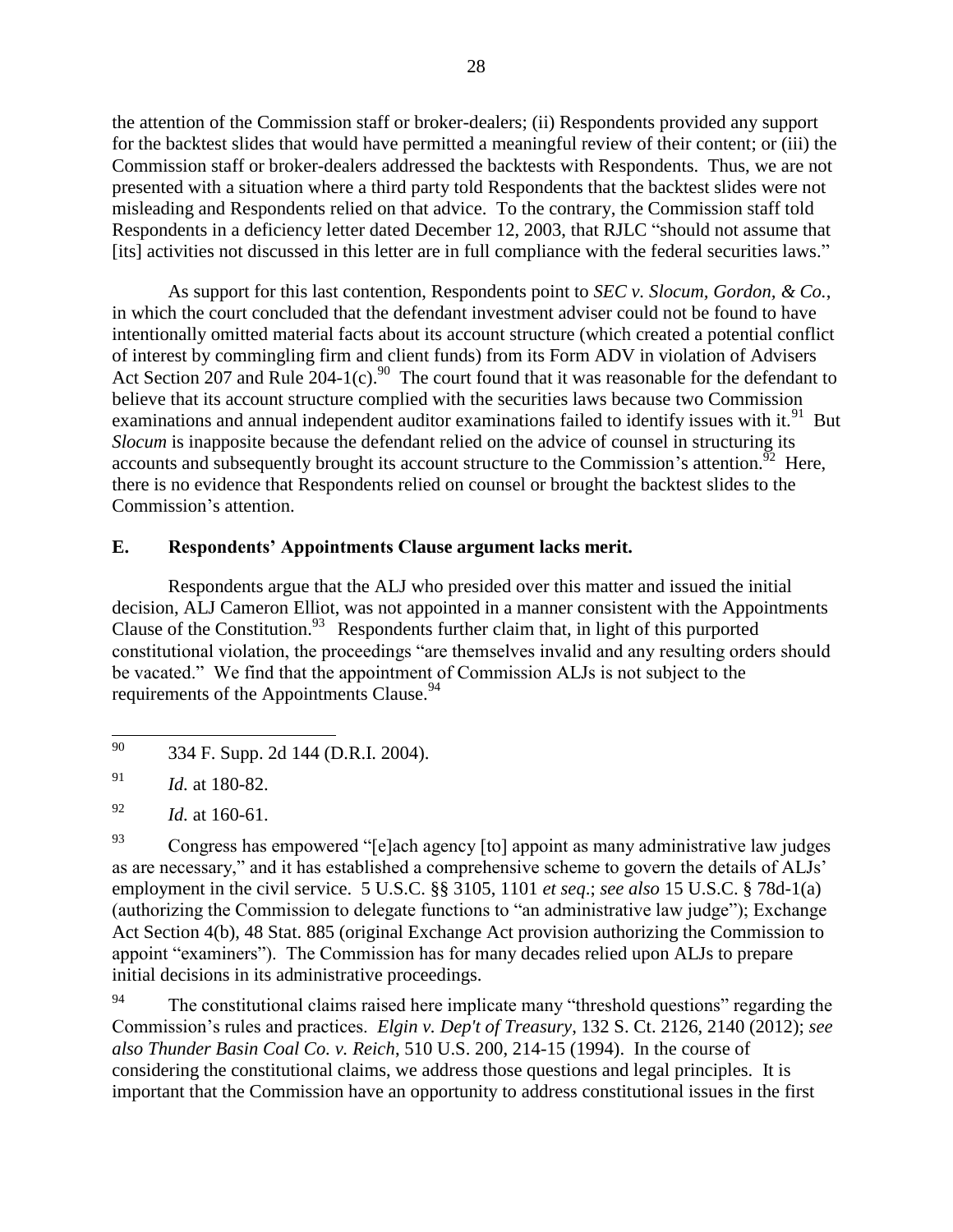the attention of the Commission staff or broker-dealers; (ii) Respondents provided any support for the backtest slides that would have permitted a meaningful review of their content; or (iii) the Commission staff or broker-dealers addressed the backtests with Respondents. Thus, we are not presented with a situation where a third party told Respondents that the backtest slides were not misleading and Respondents relied on that advice. To the contrary, the Commission staff told Respondents in a deficiency letter dated December 12, 2003, that RJLC "should not assume that [its] activities not discussed in this letter are in full compliance with the federal securities laws."

As support for this last contention, Respondents point to *SEC v. Slocum, Gordon, & Co.*, in which the court concluded that the defendant investment adviser could not be found to have intentionally omitted material facts about its account structure (which created a potential conflict of interest by commingling firm and client funds) from its Form ADV in violation of Advisers Act Section 207 and Rule 204-1(c).[90] The court found that it was reasonable for the defendant to believe that its account structure complied with the securities laws because two Commission examinations and annual independent auditor examinations failed to identify issues with it.[91] But *Slocum* is inapposite because the defendant relied on the advice of counsel in structuring its accounts and subsequently brought its account structure to the Commission's attention.[92] Here, there is no evidence that Respondents relied on counsel or brought the backtest slides to the Commission's attention.

## E. Respondents' Appointments Clause argument lacks merit.

Respondents argue that the ALJ who presided over this matter and issued the initial decision, ALJ Cameron Elliot, was not appointed in a manner consistent with the Appointments Clause of the Constitution.[93] Respondents further claim that, in light of this purported constitutional violation, the proceedings "are themselves invalid and any resulting orders should be vacated." We find that the appointment of Commission ALJs is not subject to the requirements of the Appointments Clause.[94]

---

[90] 334 F. Supp. 2d 144 (D.R.I. 2004).

[91] *Id.* at 180-82.

[92] *Id.* at 160-61.

[93] Congress has empowered "[e]ach agency [to] appoint as many administrative law judges as are necessary," and it has established a comprehensive scheme to govern the details of ALJs' employment in the civil service. 5 U.S.C. §§ 3105, 1101 *et seq.*; *see also* 15 U.S.C. § 78d-1(a) (authorizing the Commission to delegate functions to "an administrative law judge"); Exchange Act Section 4(b), 48 Stat. 885 (original Exchange Act provision authorizing the Commission to appoint "examiners"). The Commission has for many decades relied upon ALJs to prepare initial decisions in its administrative proceedings.

[94] The constitutional claims raised here implicate many "threshold questions" regarding the Commission's rules and practices. *Elgin v. Dep't of Treasury*, 132 S. Ct. 2126, 2140 (2012); *see also Thunder Basin Coal Co. v. Reich*, 510 U.S. 200, 214-15 (1994). In the course of considering the constitutional claims, we address those questions and legal principles. It is important that the Commission have an opportunity to address constitutional issues in the first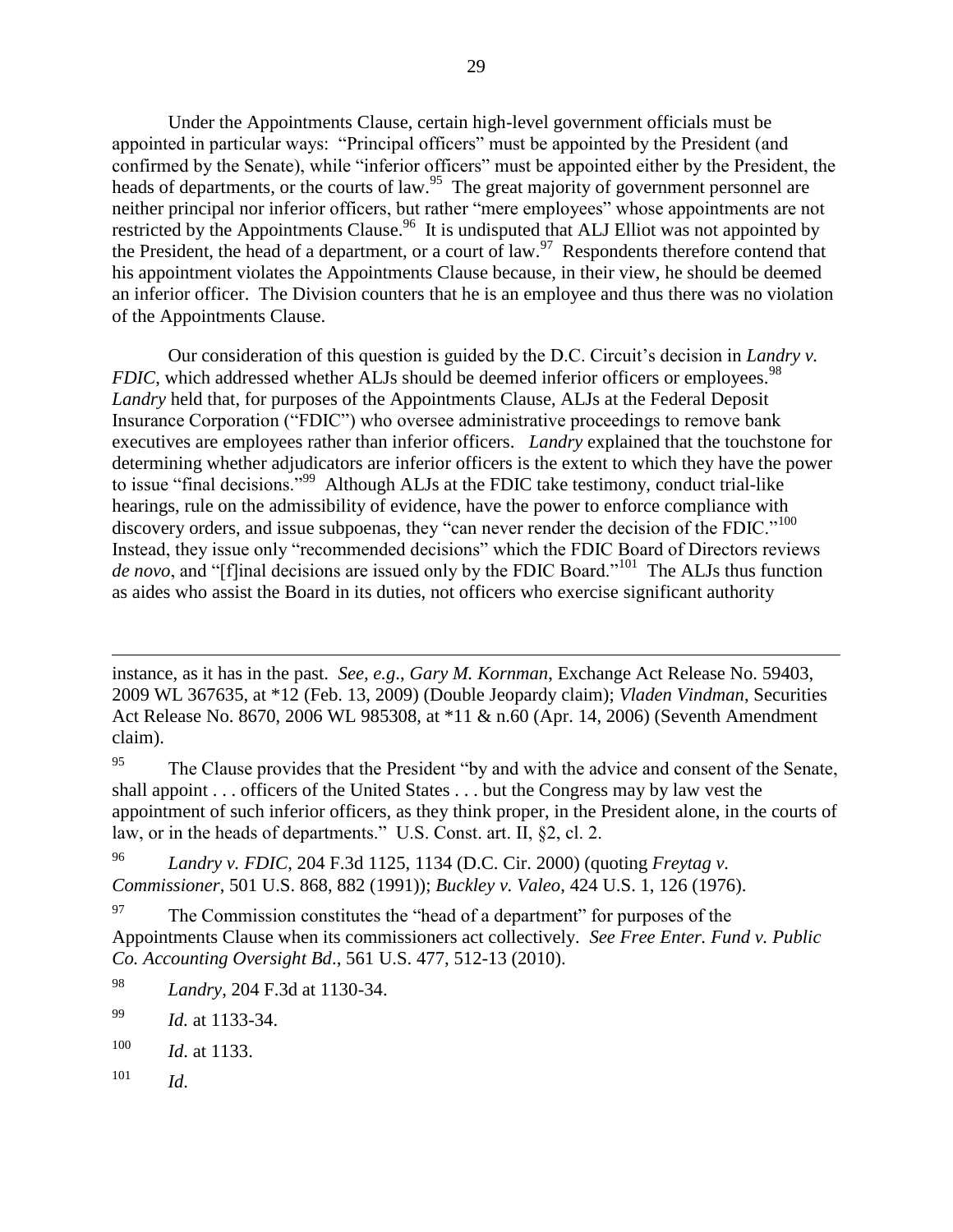Under the Appointments Clause, certain high-level government officials must be appointed in particular ways: "Principal officers" must be appointed by the President (and confirmed by the Senate), while "inferior officers" must be appointed either by the President, the heads of departments, or the courts of law.[95] The great majority of government personnel are neither principal nor inferior officers, but rather "mere employees" whose appointments are not restricted by the Appointments Clause.[96] It is undisputed that ALJ Elliot was not appointed by the President, the head of a department, or a court of law.[97] Respondents therefore contend that his appointment violates the Appointments Clause because, in their view, he should be deemed an inferior officer. The Division counters that he is an employee and thus there was no violation of the Appointments Clause.

Our consideration of this question is guided by the D.C. Circuit's decision in *Landry v. FDIC*, which addressed whether ALJs should be deemed inferior officers or employees.[98] *Landry* held that, for purposes of the Appointments Clause, ALJs at the Federal Deposit Insurance Corporation ("FDIC") who oversee administrative proceedings to remove bank executives are employees rather than inferior officers. *Landry* explained that the touchstone for determining whether adjudicators are inferior officers is the extent to which they have the power to issue "final decisions."[99] Although ALJs at the FDIC take testimony, conduct trial-like hearings, rule on the admissibility of evidence, have the power to enforce compliance with discovery orders, and issue subpoenas, they "can never render the decision of the FDIC."[100] Instead, they issue only "recommended decisions" which the FDIC Board of Directors reviews *de novo*, and "[f]inal decisions are issued only by the FDIC Board."[101] The ALJs thus function as aides who assist the Board in its duties, not officers who exercise significant authority

---

instance, as it has in the past. *See, e.g.*, *Gary M. Kornman*, Exchange Act Release No. 59403, 2009 WL 367635, at *12 (Feb. 13, 2009) (Double Jeopardy claim); *Vladen Vindman*, Securities Act Release No. 8670, 2006 WL 985308, at *11 & n.60 (Apr. 14, 2006) (Seventh Amendment claim).

[95] The Clause provides that the President "by and with the advice and consent of the Senate, shall appoint . . . officers of the United States . . . but the Congress may by law vest the appointment of such inferior officers, as they think proper, in the President alone, in the courts of law, or in the heads of departments." U.S. Const. art. II, §2, cl. 2.

[96] *Landry v. FDIC*, 204 F.3d 1125, 1134 (D.C. Cir. 2000) (quoting *Freytag v. Commissioner*, 501 U.S. 868, 882 (1991)); *Buckley v. Valeo*, 424 U.S. 1, 126 (1976).

[97] The Commission constitutes the "head of a department" for purposes of the Appointments Clause when its commissioners act collectively. *See Free Enter. Fund v. Public Co. Accounting Oversight Bd.*, 561 U.S. 477, 512-13 (2010).

[98] *Landry*, 204 F.3d at 1130-34.

[99] *Id.* at 1133-34.

[100] *Id*. at 1133.

[101] *Id*.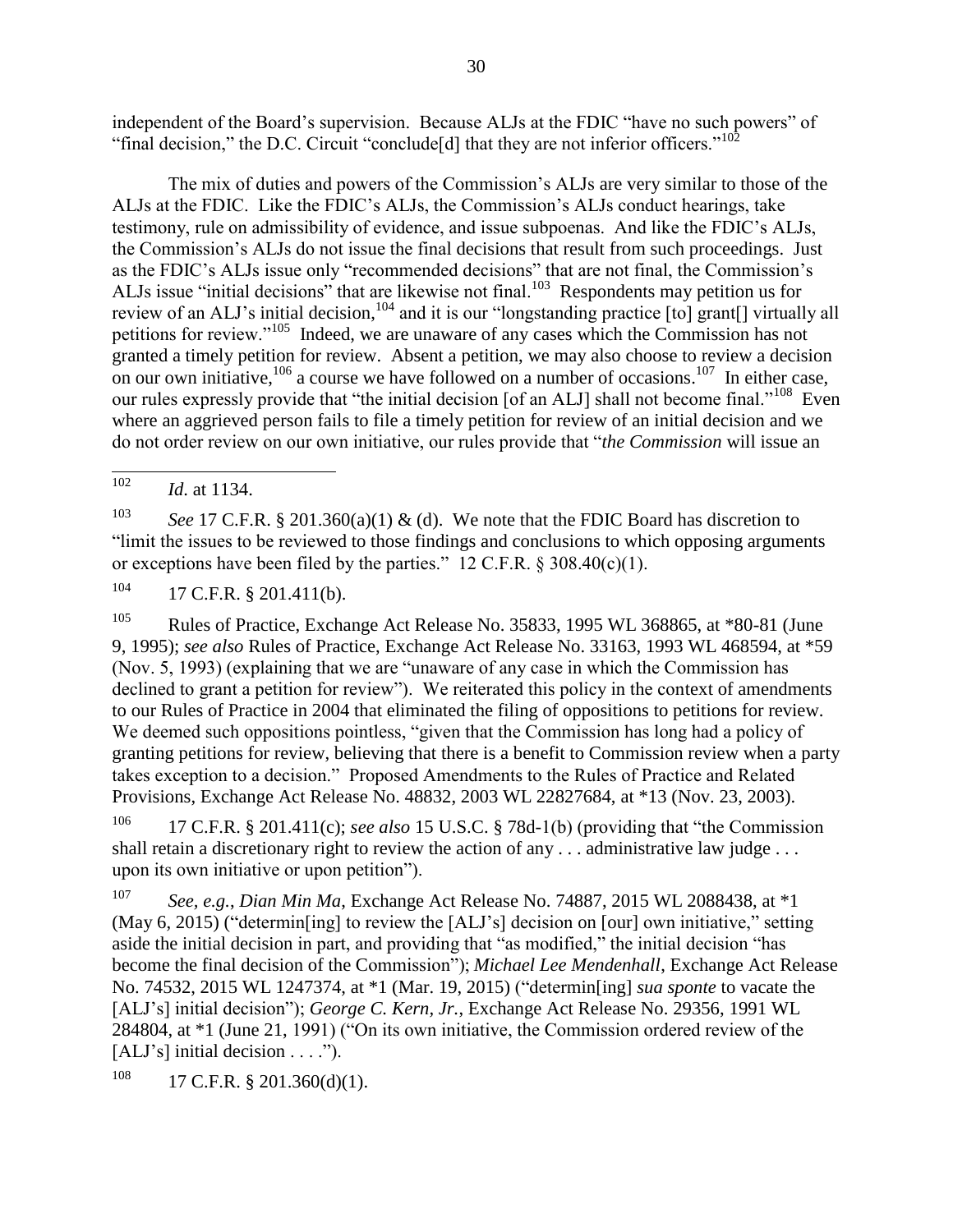independent of the Board's supervision. Because ALJs at the FDIC "have no such powers" of "final decision," the D.C. Circuit "conclude[d] that they are not inferior officers."[102]

The mix of duties and powers of the Commission's ALJs are very similar to those of the ALJs at the FDIC. Like the FDIC's ALJs, the Commission's ALJs conduct hearings, take testimony, rule on admissibility of evidence, and issue subpoenas. And like the FDIC's ALJs, the Commission's ALJs do not issue the final decisions that result from such proceedings. Just as the FDIC's ALJs issue only "recommended decisions" that are not final, the Commission's ALJs issue "initial decisions" that are likewise not final.[103] Respondents may petition us for review of an ALJ's initial decision,[104] and it is our "longstanding practice [to] grant[] virtually all petitions for review."[105] Indeed, we are unaware of any cases which the Commission has not granted a timely petition for review. Absent a petition, we may also choose to review a decision on our own initiative,[106] a course we have followed on a number of occasions.[107] In either case, our rules expressly provide that "the initial decision [of an ALJ] shall not become final."[108] Even where an aggrieved person fails to file a timely petition for review of an initial decision and we do not order review on our own initiative, our rules provide that "*the Commission* will issue an

---

[102] *Id.* at 1134.

[103] *See* 17 C.F.R. § 201.360(a)(1) & (d). We note that the FDIC Board has discretion to "limit the issues to be reviewed to those findings and conclusions to which opposing arguments or exceptions have been filed by the parties." 12 C.F.R. § 308.40(c)(1).

[104] 17 C.F.R. § 201.411(b).

[105] Rules of Practice, Exchange Act Release No. 35833, 1995 WL 368865, at *80-81 (June 9, 1995); *see also* Rules of Practice, Exchange Act Release No. 33163, 1993 WL 468594, at *59 (Nov. 5, 1993) (explaining that we are "unaware of any case in which the Commission has declined to grant a petition for review"). We reiterated this policy in the context of amendments to our Rules of Practice in 2004 that eliminated the filing of oppositions to petitions for review. We deemed such oppositions pointless, "given that the Commission has long had a policy of granting petitions for review, believing that there is a benefit to Commission review when a party takes exception to a decision." Proposed Amendments to the Rules of Practice and Related Provisions, Exchange Act Release No. 48832, 2003 WL 22827684, at *13 (Nov. 23, 2003).

[106] 17 C.F.R. § 201.411(c); *see also* 15 U.S.C. § 78d-1(b) (providing that "the Commission shall retain a discretionary right to review the action of any . . . administrative law judge . . . upon its own initiative or upon petition").

[107] *See, e.g.*, *Dian Min Ma*, Exchange Act Release No. 74887, 2015 WL 2088438, at *1 (May 6, 2015) ("determin[ing] to review the [ALJ's] decision on [our] own initiative," setting aside the initial decision in part, and providing that "as modified," the initial decision "has become the final decision of the Commission"); *Michael Lee Mendenhall*, Exchange Act Release No. 74532, 2015 WL 1247374, at *1 (Mar. 19, 2015) ("determin[ing] *sua sponte* to vacate the [ALJ's] initial decision"); *George C. Kern, Jr.*, Exchange Act Release No. 29356, 1991 WL 284804, at *1 (June 21, 1991) ("On its own initiative, the Commission ordered review of the [ALJ's] initial decision . . . .").

[108] 17 C.F.R. § 201.360(d)(1).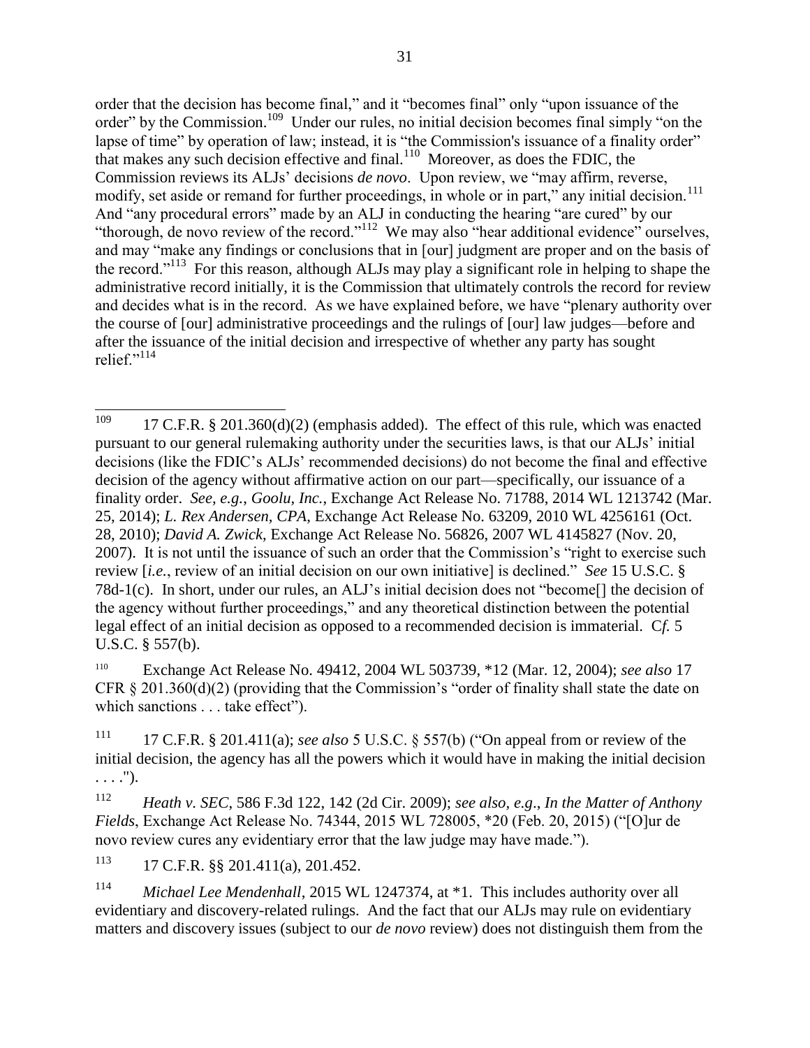order that the decision has become final," and it "becomes final" only "upon issuance of the order" by the Commission.[109] Under our rules, no initial decision becomes final simply "on the lapse of time" by operation of law; instead, it is "the Commission's issuance of a finality order" that makes any such decision effective and final.[110] Moreover, as does the FDIC, the Commission reviews its ALJs' decisions *de novo*. Upon review, we "may affirm, reverse, modify, set aside or remand for further proceedings, in whole or in part," any initial decision.[111] And "any procedural errors" made by an ALJ in conducting the hearing "are cured" by our "thorough, de novo review of the record."[112] We may also "hear additional evidence" ourselves, and may "make any findings or conclusions that in [our] judgment are proper and on the basis of the record."[113] For this reason, although ALJs may play a significant role in helping to shape the administrative record initially, it is the Commission that ultimately controls the record for review and decides what is in the record. As we have explained before, we have "plenary authority over the course of [our] administrative proceedings and the rulings of [our] law judges—before and after the issuance of the initial decision and irrespective of whether any party has sought relief."[114]

---

[109] 17 C.F.R. § 201.360(d)(2) (emphasis added). The effect of this rule, which was enacted pursuant to our general rulemaking authority under the securities laws, is that our ALJs' initial decisions (like the FDIC's ALJs' recommended decisions) do not become the final and effective decision of the agency without affirmative action on our part—specifically, our issuance of a finality order. *See, e.g.*, *Goolu, Inc.*, Exchange Act Release No. 71788, 2014 WL 1213742 (Mar. 25, 2014); *L. Rex Andersen, CPA*, Exchange Act Release No. 63209, 2010 WL 4256161 (Oct. 28, 2010); *David A. Zwick*, Exchange Act Release No. 56826, 2007 WL 4145827 (Nov. 20, 2007). It is not until the issuance of such an order that the Commission's "right to exercise such review [*i.e.*, review of an initial decision on our own initiative] is declined." *See* 15 U.S.C. § 78d-1(c). In short, under our rules, an ALJ's initial decision does not "become[] the decision of the agency without further proceedings," and any theoretical distinction between the potential legal effect of an initial decision as opposed to a recommended decision is immaterial. C*f.* 5 U.S.C. § 557(b).

[110] Exchange Act Release No. 49412, 2004 WL 503739, *12 (Mar. 12, 2004); *see also* 17 CFR § 201.360(d)(2) (providing that the Commission's "order of finality shall state the date on which sanctions . . . take effect").

[111] 17 C.F.R. § 201.411(a); *see also* 5 U.S.C. § 557(b) ("On appeal from or review of the initial decision, the agency has all the powers which it would have in making the initial decision . . . .").

[112] *Heath v. SEC*, 586 F.3d 122, 142 (2d Cir. 2009); *see also, e.g.*, *In the Matter of Anthony Fields*, Exchange Act Release No. 74344, 2015 WL 728005, *20 (Feb. 20, 2015) ("[O]ur de novo review cures any evidentiary error that the law judge may have made.").

[113] 17 C.F.R. §§ 201.411(a), 201.452.

[114] *Michael Lee Mendenhall*, 2015 WL 1247374, at *1. This includes authority over all evidentiary and discovery-related rulings. And the fact that our ALJs may rule on evidentiary matters and discovery issues (subject to our *de novo* review) does not distinguish them from the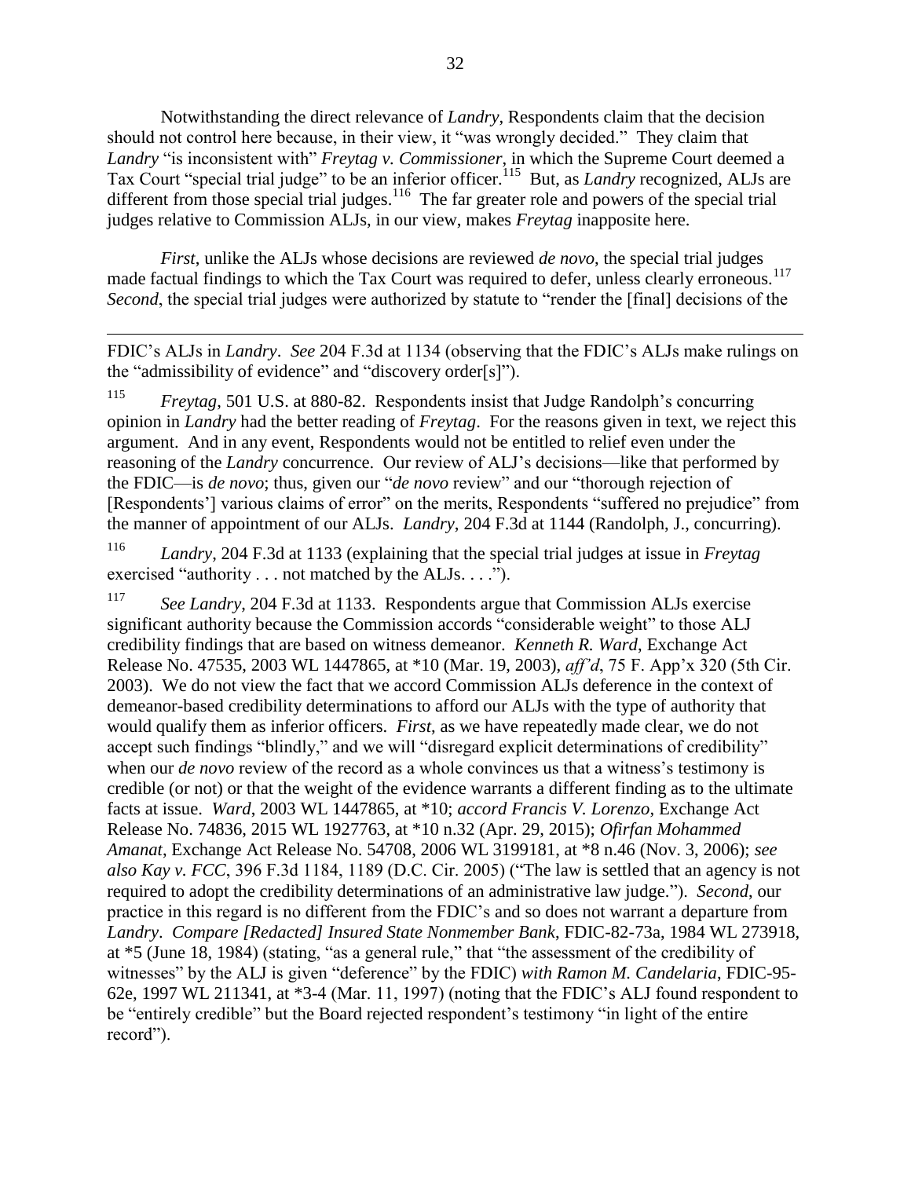Notwithstanding the direct relevance of *Landry*, Respondents claim that the decision should not control here because, in their view, it "was wrongly decided." They claim that *Landry* "is inconsistent with" *Freytag v. Commissioner*, in which the Supreme Court deemed a Tax Court "special trial judge" to be an inferior officer.[115] But, as *Landry* recognized, ALJs are different from those special trial judges.[116] The far greater role and powers of the special trial judges relative to Commission ALJs, in our view, makes *Freytag* inapposite here.

*First*, unlike the ALJs whose decisions are reviewed *de novo*, the special trial judges made factual findings to which the Tax Court was required to defer, unless clearly erroneous.[117] *Second*, the special trial judges were authorized by statute to "render the [final] decisions of the

---

FDIC's ALJs in *Landry*. *See* 204 F.3d at 1134 (observing that the FDIC's ALJs make rulings on the "admissibility of evidence" and "discovery order[s]").

[115] *Freytag*, 501 U.S. at 880-82. Respondents insist that Judge Randolph's concurring opinion in *Landry* had the better reading of *Freytag*. For the reasons given in text, we reject this argument. And in any event, Respondents would not be entitled to relief even under the reasoning of the *Landry* concurrence. Our review of ALJ's decisions—like that performed by the FDIC—is *de novo*; thus, given our "*de novo* review" and our "thorough rejection of [Respondents'] various claims of error" on the merits, Respondents "suffered no prejudice" from the manner of appointment of our ALJs. *Landry*, 204 F.3d at 1144 (Randolph, J., concurring).

[116] *Landry*, 204 F.3d at 1133 (explaining that the special trial judges at issue in *Freytag* exercised "authority . . . not matched by the ALJs. . . .").

[117] *See Landry*, 204 F.3d at 1133. Respondents argue that Commission ALJs exercise significant authority because the Commission accords "considerable weight" to those ALJ credibility findings that are based on witness demeanor. *Kenneth R. Ward*, Exchange Act Release No. 47535, 2003 WL 1447865, at *10 (Mar. 19, 2003), *aff'd*, 75 F. App'x 320 (5th Cir. 2003). We do not view the fact that we accord Commission ALJs deference in the context of demeanor-based credibility determinations to afford our ALJs with the type of authority that would qualify them as inferior officers. *First*, as we have repeatedly made clear, we do not accept such findings "blindly," and we will "disregard explicit determinations of credibility" when our *de novo* review of the record as a whole convinces us that a witness's testimony is credible (or not) or that the weight of the evidence warrants a different finding as to the ultimate facts at issue. *Ward*, 2003 WL 1447865, at *10; *accord Francis V. Lorenzo*, Exchange Act Release No. 74836, 2015 WL 1927763, at *10 n.32 (Apr. 29, 2015); *Ofirfan Mohammed Amanat*, Exchange Act Release No. 54708, 2006 WL 3199181, at *8 n.46 (Nov. 3, 2006); *see also Kay v. FCC*, 396 F.3d 1184, 1189 (D.C. Cir. 2005) ("The law is settled that an agency is not required to adopt the credibility determinations of an administrative law judge."). *Second*, our practice in this regard is no different from the FDIC's and so does not warrant a departure from *Landry*. *Compare [Redacted] Insured State Nonmember Bank*, FDIC-82-73a, 1984 WL 273918, at *5 (June 18, 1984) (stating, "as a general rule," that "the assessment of the credibility of witnesses" by the ALJ is given "deference" by the FDIC) *with Ramon M. Candelaria*, FDIC-95-62e, 1997 WL 211341, at *3-4 (Mar. 11, 1997) (noting that the FDIC's ALJ found respondent to be "entirely credible" but the Board rejected respondent's testimony "in light of the entire record").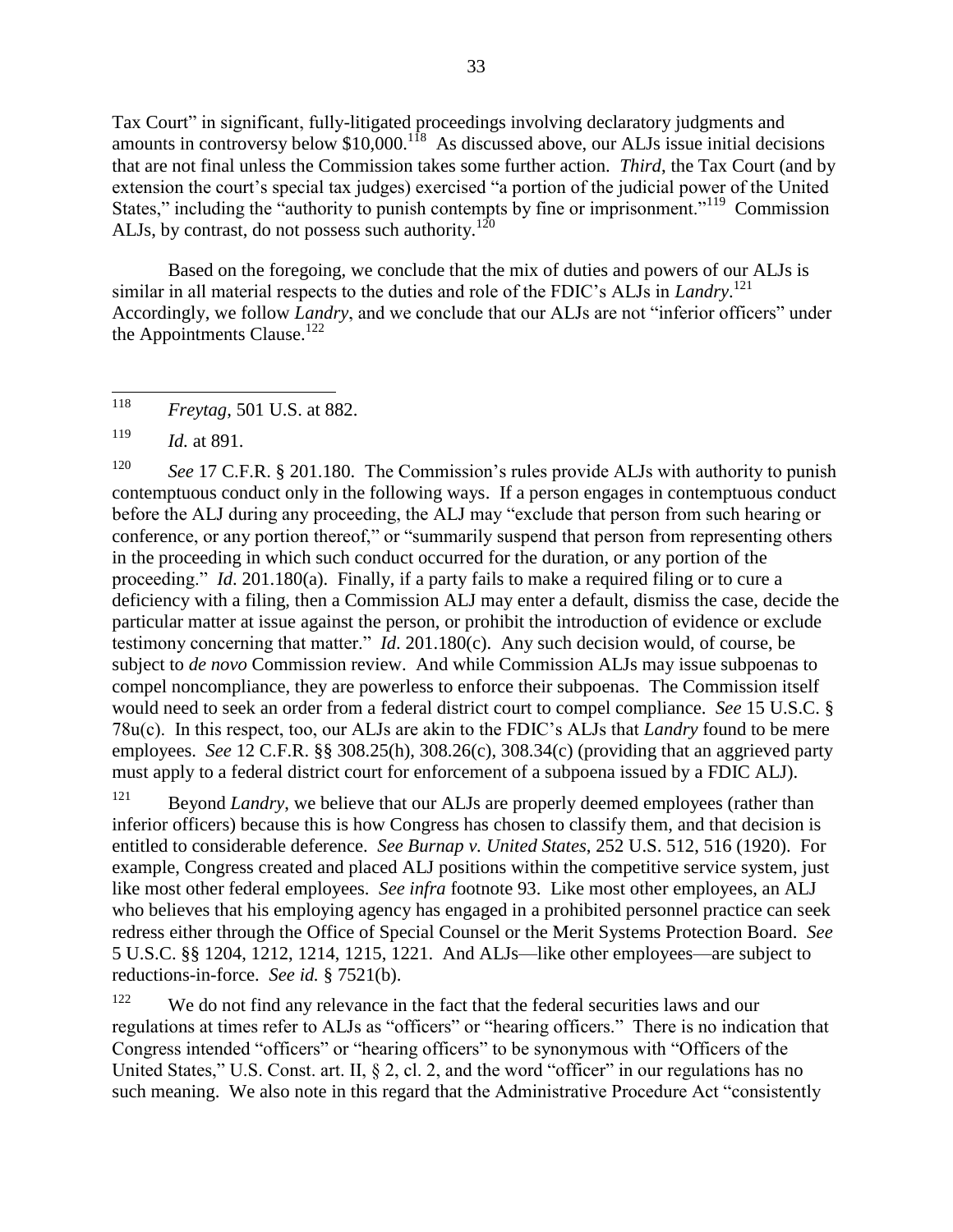Tax Court" in significant, fully-litigated proceedings involving declaratory judgments and amounts in controversy below $10,000.[118] As discussed above, our ALJs issue initial decisions that are not final unless the Commission takes some further action. *Third*, the Tax Court (and by extension the court's special tax judges) exercised "a portion of the judicial power of the United States," including the "authority to punish contempts by fine or imprisonment."[119] Commission ALJs, by contrast, do not possess such authority.[120]

Based on the foregoing, we conclude that the mix of duties and powers of our ALJs is similar in all material respects to the duties and role of the FDIC's ALJs in *Landry*.[121] Accordingly, we follow *Landry*, and we conclude that our ALJs are not "inferior officers" under the Appointments Clause.[122]

---

[118] *Freytag*, 501 U.S. at 882.

[119] *Id.* at 891.

[120] *See* 17 C.F.R. § 201.180. The Commission's rules provide ALJs with authority to punish contemptuous conduct only in the following ways. If a person engages in contemptuous conduct before the ALJ during any proceeding, the ALJ may "exclude that person from such hearing or conference, or any portion thereof," or "summarily suspend that person from representing others in the proceeding in which such conduct occurred for the duration, or any portion of the proceeding." *Id*. 201.180(a). Finally, if a party fails to make a required filing or to cure a deficiency with a filing, then a Commission ALJ may enter a default, dismiss the case, decide the particular matter at issue against the person, or prohibit the introduction of evidence or exclude testimony concerning that matter." *Id*. 201.180(c). Any such decision would, of course, be subject to *de novo* Commission review. And while Commission ALJs may issue subpoenas to compel noncompliance, they are powerless to enforce their subpoenas. The Commission itself would need to seek an order from a federal district court to compel compliance. *See* 15 U.S.C. § 78u(c). In this respect, too, our ALJs are akin to the FDIC's ALJs that *Landry* found to be mere employees. *See* 12 C.F.R. §§ 308.25(h), 308.26(c), 308.34(c) (providing that an aggrieved party must apply to a federal district court for enforcement of a subpoena issued by a FDIC ALJ).

[121] Beyond *Landry*, we believe that our ALJs are properly deemed employees (rather than inferior officers) because this is how Congress has chosen to classify them, and that decision is entitled to considerable deference. *See Burnap v. United States*, 252 U.S. 512, 516 (1920). For example, Congress created and placed ALJ positions within the competitive service system, just like most other federal employees. *See infra* footnote 93. Like most other employees, an ALJ who believes that his employing agency has engaged in a prohibited personnel practice can seek redress either through the Office of Special Counsel or the Merit Systems Protection Board. *See* 5 U.S.C. §§ 1204, 1212, 1214, 1215, 1221. And ALJs—like other employees—are subject to reductions-in-force. *See id.* § 7521(b).

[122] We do not find any relevance in the fact that the federal securities laws and our regulations at times refer to ALJs as "officers" or "hearing officers." There is no indication that Congress intended "officers" or "hearing officers" to be synonymous with "Officers of the United States," U.S. Const. art. II, § 2, cl. 2, and the word "officer" in our regulations has no such meaning. We also note in this regard that the Administrative Procedure Act "consistently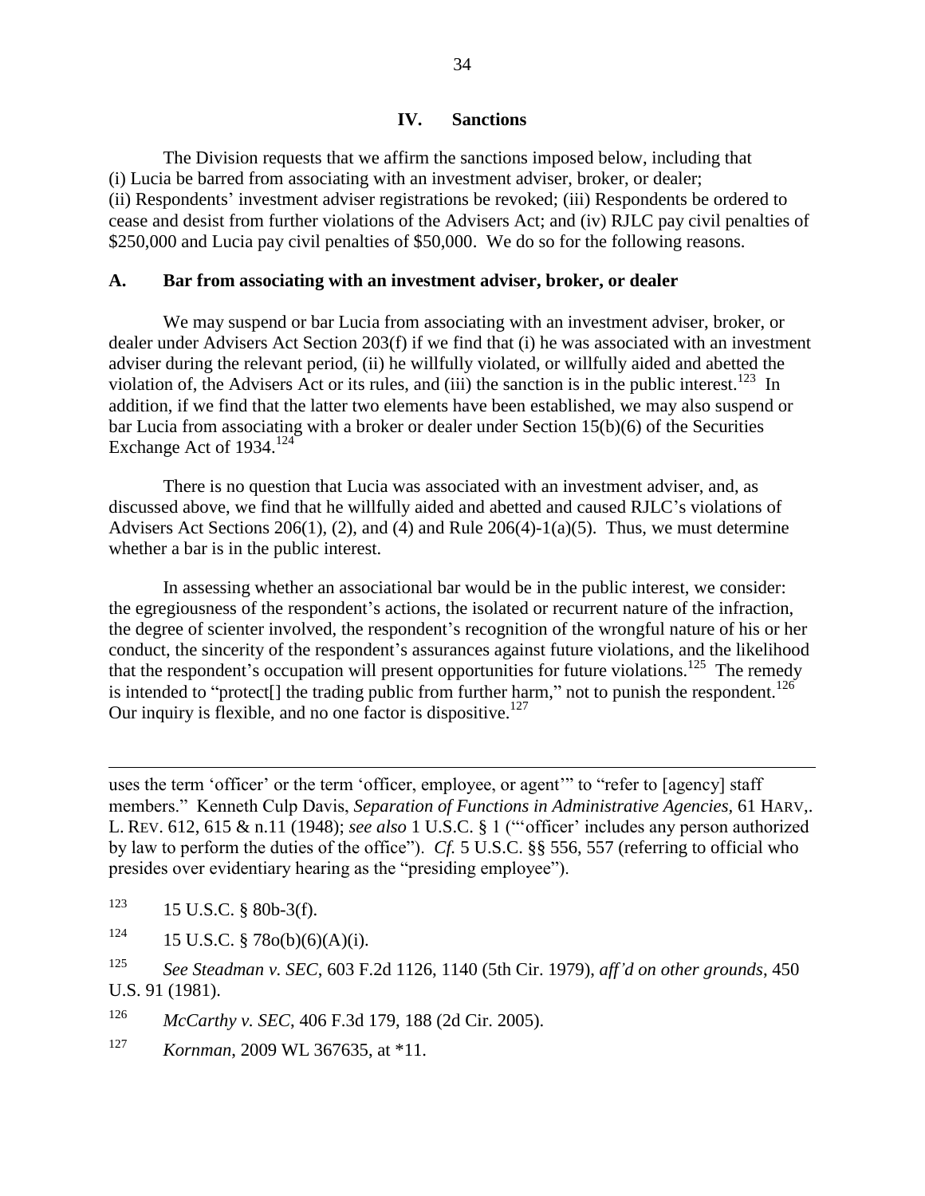## IV. Sanctions

The Division requests that we affirm the sanctions imposed below, including that (i) Lucia be barred from associating with an investment adviser, broker, or dealer; (ii) Respondents' investment adviser registrations be revoked; (iii) Respondents be ordered to cease and desist from further violations of the Advisers Act; and (iv) RJLC pay civil penalties of $250,000 and Lucia pay civil penalties of $50,000. We do so for the following reasons.

### A. Bar from associating with an investment adviser, broker, or dealer

We may suspend or bar Lucia from associating with an investment adviser, broker, or dealer under Advisers Act Section 203(f) if we find that (i) he was associated with an investment adviser during the relevant period, (ii) he willfully violated, or willfully aided and abetted the violation of, the Advisers Act or its rules, and (iii) the sanction is in the public interest.[123] In addition, if we find that the latter two elements have been established, we may also suspend or bar Lucia from associating with a broker or dealer under Section 15(b)(6) of the Securities Exchange Act of 1934.[124]

There is no question that Lucia was associated with an investment adviser, and, as discussed above, we find that he willfully aided and abetted and caused RJLC's violations of Advisers Act Sections 206(1), (2), and (4) and Rule 206(4)-1(a)(5). Thus, we must determine whether a bar is in the public interest.

In assessing whether an associational bar would be in the public interest, we consider: the egregiousness of the respondent's actions, the isolated or recurrent nature of the infraction, the degree of scienter involved, the respondent's recognition of the wrongful nature of his or her conduct, the sincerity of the respondent's assurances against future violations, and the likelihood that the respondent's occupation will present opportunities for future violations.[125] The remedy is intended to "protect[] the trading public from further harm," not to punish the respondent.[126] Our inquiry is flexible, and no one factor is dispositive.[127]

---

uses the term 'officer' or the term 'officer, employee, or agent'" to "refer to [agency] staff members." Kenneth Culp Davis, *Separation of Functions in Administrative Agencies*, 61 HARV,. L. REV. 612, 615 & n.11 (1948); *see also* 1 U.S.C. § 1 ("'officer' includes any person authorized by law to perform the duties of the office"). *Cf.* 5 U.S.C. §§ 556, 557 (referring to official who presides over evidentiary hearing as the "presiding employee").

[123] 15 U.S.C. § 80b-3(f).

[124] 15 U.S.C. § 78o(b)(6)(A)(i).

[125] *See Steadman v. SEC*, 603 F.2d 1126, 1140 (5th Cir. 1979), *aff'd on other grounds*, 450 U.S. 91 (1981).

[126] *McCarthy v. SEC*, 406 F.3d 179, 188 (2d Cir. 2005).

[127] *Kornman*, 2009 WL 367635, at *11.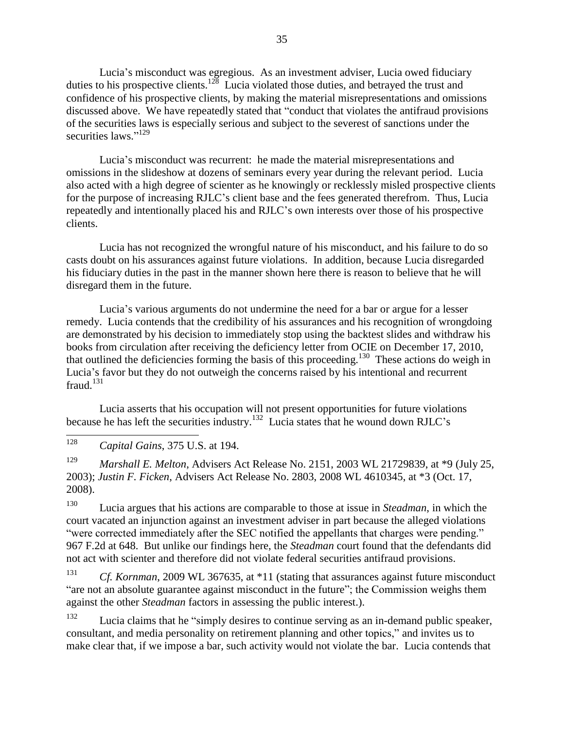Lucia's misconduct was egregious. As an investment adviser, Lucia owed fiduciary duties to his prospective clients.[128] Lucia violated those duties, and betrayed the trust and confidence of his prospective clients, by making the material misrepresentations and omissions discussed above. We have repeatedly stated that "conduct that violates the antifraud provisions of the securities laws is especially serious and subject to the severest of sanctions under the securities laws."[129]

Lucia's misconduct was recurrent: he made the material misrepresentations and omissions in the slideshow at dozens of seminars every year during the relevant period. Lucia also acted with a high degree of scienter as he knowingly or recklessly misled prospective clients for the purpose of increasing RJLC's client base and the fees generated therefrom. Thus, Lucia repeatedly and intentionally placed his and RJLC's own interests over those of his prospective clients.

Lucia has not recognized the wrongful nature of his misconduct, and his failure to do so casts doubt on his assurances against future violations. In addition, because Lucia disregarded his fiduciary duties in the past in the manner shown here there is reason to believe that he will disregard them in the future.

Lucia's various arguments do not undermine the need for a bar or argue for a lesser remedy. Lucia contends that the credibility of his assurances and his recognition of wrongdoing are demonstrated by his decision to immediately stop using the backtest slides and withdraw his books from circulation after receiving the deficiency letter from OCIE on December 17, 2010, that outlined the deficiencies forming the basis of this proceeding.[130] These actions do weigh in Lucia's favor but they do not outweigh the concerns raised by his intentional and recurrent fraud.[131]

Lucia asserts that his occupation will not present opportunities for future violations because he has left the securities industry.[132] Lucia states that he wound down RJLC's

---

[128] *Capital Gains*, 375 U.S. at 194.

[129] *Marshall E. Melton*, Advisers Act Release No. 2151, 2003 WL 21729839, at *9 (July 25, 2003); *Justin F. Ficken*, Advisers Act Release No. 2803, 2008 WL 4610345, at *3 (Oct. 17, 2008).

[130] Lucia argues that his actions are comparable to those at issue in *Steadman*, in which the court vacated an injunction against an investment adviser in part because the alleged violations "were corrected immediately after the SEC notified the appellants that charges were pending." 967 F.2d at 648. But unlike our findings here, the *Steadman* court found that the defendants did not act with scienter and therefore did not violate federal securities antifraud provisions.

[131] *Cf. Kornman*, 2009 WL 367635, at *11 (stating that assurances against future misconduct "are not an absolute guarantee against misconduct in the future"; the Commission weighs them against the other *Steadman* factors in assessing the public interest.).

[132] Lucia claims that he "simply desires to continue serving as an in-demand public speaker, consultant, and media personality on retirement planning and other topics," and invites us to make clear that, if we impose a bar, such activity would not violate the bar. Lucia contends that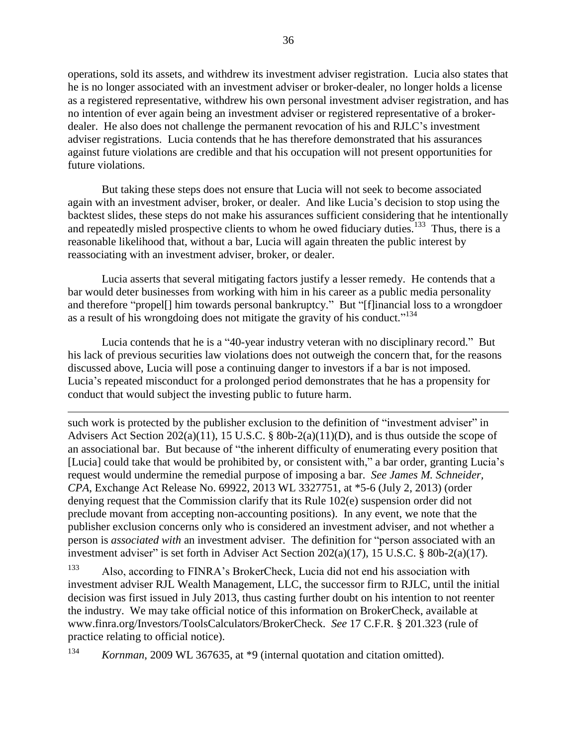operations, sold its assets, and withdrew its investment adviser registration. Lucia also states that he is no longer associated with an investment adviser or broker-dealer, no longer holds a license as a registered representative, withdrew his own personal investment adviser registration, and has no intention of ever again being an investment adviser or registered representative of a broker-dealer. He also does not challenge the permanent revocation of his and RJLC's investment adviser registrations. Lucia contends that he has therefore demonstrated that his assurances against future violations are credible and that his occupation will not present opportunities for future violations.

But taking these steps does not ensure that Lucia will not seek to become associated again with an investment adviser, broker, or dealer. And like Lucia's decision to stop using the backtest slides, these steps do not make his assurances sufficient considering that he intentionally and repeatedly misled prospective clients to whom he owed fiduciary duties.[133] Thus, there is a reasonable likelihood that, without a bar, Lucia will again threaten the public interest by reassociating with an investment adviser, broker, or dealer.

Lucia asserts that several mitigating factors justify a lesser remedy. He contends that a bar would deter businesses from working with him in his career as a public media personality and therefore "propel[] him towards personal bankruptcy." But "[f]inancial loss to a wrongdoer as a result of his wrongdoing does not mitigate the gravity of his conduct."[134]

Lucia contends that he is a "40-year industry veteran with no disciplinary record." But his lack of previous securities law violations does not outweigh the concern that, for the reasons discussed above, Lucia will pose a continuing danger to investors if a bar is not imposed. Lucia's repeated misconduct for a prolonged period demonstrates that he has a propensity for conduct that would subject the investing public to future harm.

---

such work is protected by the publisher exclusion to the definition of "investment adviser" in Advisers Act Section 202(a)(11), 15 U.S.C. § 80b-2(a)(11)(D), and is thus outside the scope of an associational bar. But because of "the inherent difficulty of enumerating every position that [Lucia] could take that would be prohibited by, or consistent with," a bar order, granting Lucia's request would undermine the remedial purpose of imposing a bar. *See James M. Schneider, CPA*, Exchange Act Release No. 69922, 2013 WL 3327751, at *5-6 (July 2, 2013) (order denying request that the Commission clarify that its Rule 102(e) suspension order did not preclude movant from accepting non-accounting positions). In any event, we note that the publisher exclusion concerns only who is considered an investment adviser, and not whether a person is *associated with* an investment adviser. The definition for "person associated with an investment adviser" is set forth in Adviser Act Section 202(a)(17), 15 U.S.C. § 80b-2(a)(17).

[133] Also, according to FINRA's BrokerCheck, Lucia did not end his association with investment adviser RJL Wealth Management, LLC, the successor firm to RJLC, until the initial decision was first issued in July 2013, thus casting further doubt on his intention to not reenter the industry. We may take official notice of this information on BrokerCheck, available at www.finra.org/Investors/ToolsCalculators/BrokerCheck. *See* 17 C.F.R. § 201.323 (rule of practice relating to official notice).

[134] *Kornman*, 2009 WL 367635, at *9 (internal quotation and citation omitted).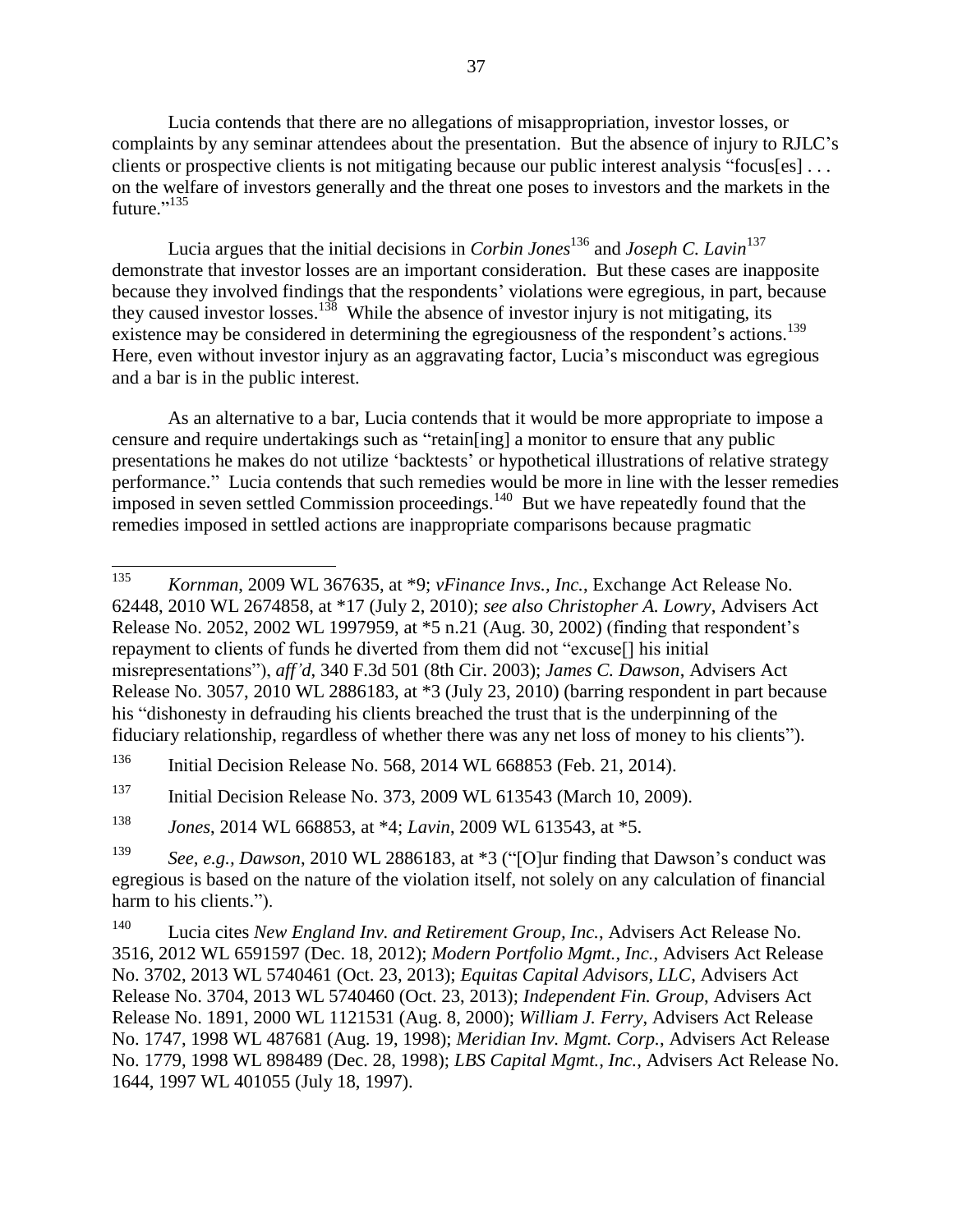Lucia contends that there are no allegations of misappropriation, investor losses, or complaints by any seminar attendees about the presentation. But the absence of injury to RJLC's clients or prospective clients is not mitigating because our public interest analysis "focus[es] . . . on the welfare of investors generally and the threat one poses to investors and the markets in the future."[135]

Lucia argues that the initial decisions in *Corbin Jones*[136] and *Joseph C. Lavin*[137] demonstrate that investor losses are an important consideration. But these cases are inapposite because they involved findings that the respondents' violations were egregious, in part, because they caused investor losses.[138] While the absence of investor injury is not mitigating, its existence may be considered in determining the egregiousness of the respondent's actions.[139] Here, even without investor injury as an aggravating factor, Lucia's misconduct was egregious and a bar is in the public interest.

As an alternative to a bar, Lucia contends that it would be more appropriate to impose a censure and require undertakings such as "retain[ing] a monitor to ensure that any public presentations he makes do not utilize 'backtests' or hypothetical illustrations of relative strategy performance." Lucia contends that such remedies would be more in line with the lesser remedies imposed in seven settled Commission proceedings.[140] But we have repeatedly found that the remedies imposed in settled actions are inappropriate comparisons because pragmatic

---

[135] *Kornman*, 2009 WL 367635, at *9; *vFinance Invs., Inc.*, Exchange Act Release No. 62448, 2010 WL 2674858, at *17 (July 2, 2010); *see also Christopher A. Lowry*, Advisers Act Release No. 2052, 2002 WL 1997959, at *5 n.21 (Aug. 30, 2002) (finding that respondent's repayment to clients of funds he diverted from them did not "excuse[] his initial misrepresentations"), *aff'd*, 340 F.3d 501 (8th Cir. 2003); *James C. Dawson*, Advisers Act Release No. 3057, 2010 WL 2886183, at *3 (July 23, 2010) (barring respondent in part because his "dishonesty in defrauding his clients breached the trust that is the underpinning of the fiduciary relationship, regardless of whether there was any net loss of money to his clients").

[136] Initial Decision Release No. 568, 2014 WL 668853 (Feb. 21, 2014).

[137] Initial Decision Release No. 373, 2009 WL 613543 (March 10, 2009).

[138] *Jones*, 2014 WL 668853, at *4; *Lavin*, 2009 WL 613543, at *5.

[139] *See, e.g.*, *Dawson*, 2010 WL 2886183, at *3 ("[O]ur finding that Dawson's conduct was egregious is based on the nature of the violation itself, not solely on any calculation of financial harm to his clients.").

[140] Lucia cites *New England Inv. and Retirement Group, Inc.*, Advisers Act Release No. 3516, 2012 WL 6591597 (Dec. 18, 2012); *Modern Portfolio Mgmt., Inc.*, Advisers Act Release No. 3702, 2013 WL 5740461 (Oct. 23, 2013); *Equitas Capital Advisors, LLC*, Advisers Act Release No. 3704, 2013 WL 5740460 (Oct. 23, 2013); *Independent Fin. Group*, Advisers Act Release No. 1891, 2000 WL 1121531 (Aug. 8, 2000); *William J. Ferry*, Advisers Act Release No. 1747, 1998 WL 487681 (Aug. 19, 1998); *Meridian Inv. Mgmt. Corp.*, Advisers Act Release No. 1779, 1998 WL 898489 (Dec. 28, 1998); *LBS Capital Mgmt., Inc.*, Advisers Act Release No. 1644, 1997 WL 401055 (July 18, 1997).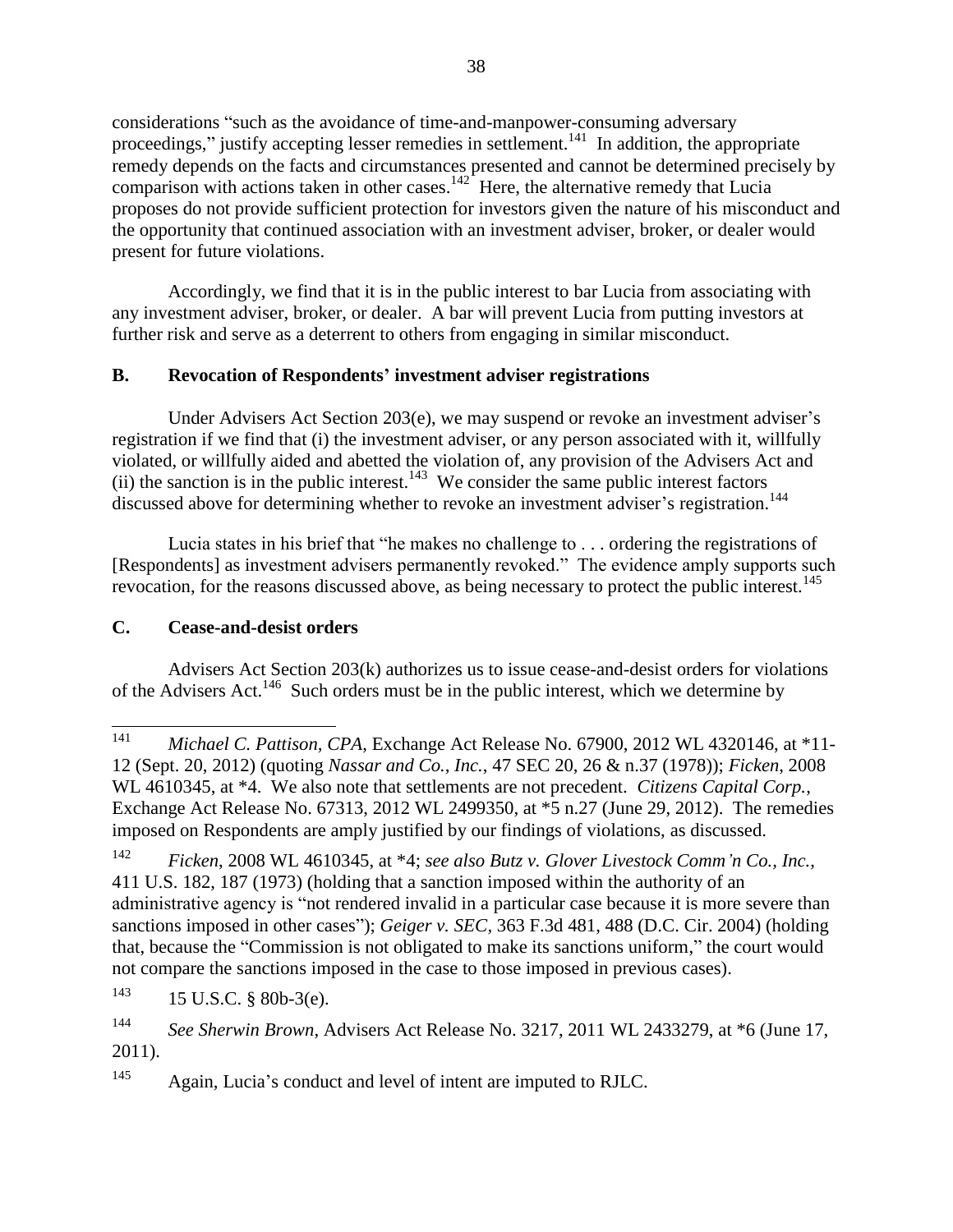considerations "such as the avoidance of time-and-manpower-consuming adversary proceedings," justify accepting lesser remedies in settlement.[141] In addition, the appropriate remedy depends on the facts and circumstances presented and cannot be determined precisely by comparison with actions taken in other cases.[142] Here, the alternative remedy that Lucia proposes do not provide sufficient protection for investors given the nature of his misconduct and the opportunity that continued association with an investment adviser, broker, or dealer would present for future violations.

Accordingly, we find that it is in the public interest to bar Lucia from associating with any investment adviser, broker, or dealer. A bar will prevent Lucia from putting investors at further risk and serve as a deterrent to others from engaging in similar misconduct.

### B. Revocation of Respondents' investment adviser registrations

Under Advisers Act Section 203(e), we may suspend or revoke an investment adviser's registration if we find that (i) the investment adviser, or any person associated with it, willfully violated, or willfully aided and abetted the violation of, any provision of the Advisers Act and (ii) the sanction is in the public interest.[143] We consider the same public interest factors discussed above for determining whether to revoke an investment adviser's registration.[144]

Lucia states in his brief that "he makes no challenge to . . . ordering the registrations of [Respondents] as investment advisers permanently revoked." The evidence amply supports such revocation, for the reasons discussed above, as being necessary to protect the public interest.[145]

### C. Cease-and-desist orders

Advisers Act Section 203(k) authorizes us to issue cease-and-desist orders for violations of the Advisers Act.[146] Such orders must be in the public interest, which we determine by

---

[141] *Michael C. Pattison, CPA*, Exchange Act Release No. 67900, 2012 WL 4320146, at *11-12 (Sept. 20, 2012) (quoting *Nassar and Co., Inc.*, 47 SEC 20, 26 & n.37 (1978)); *Ficken*, 2008 WL 4610345, at *4. We also note that settlements are not precedent. *Citizens Capital Corp.*, Exchange Act Release No. 67313, 2012 WL 2499350, at *5 n.27 (June 29, 2012). The remedies imposed on Respondents are amply justified by our findings of violations, as discussed.

[142] *Ficken*, 2008 WL 4610345, at *4; *see also Butz v. Glover Livestock Comm'n Co., Inc.*, 411 U.S. 182, 187 (1973) (holding that a sanction imposed within the authority of an administrative agency is "not rendered invalid in a particular case because it is more severe than sanctions imposed in other cases"); *Geiger v. SEC*, 363 F.3d 481, 488 (D.C. Cir. 2004) (holding that, because the "Commission is not obligated to make its sanctions uniform," the court would not compare the sanctions imposed in the case to those imposed in previous cases).

[143] 15 U.S.C. § 80b-3(e).

[144] *See Sherwin Brown*, Advisers Act Release No. 3217, 2011 WL 2433279, at *6 (June 17, 2011).

[145] Again, Lucia's conduct and level of intent are imputed to RJLC.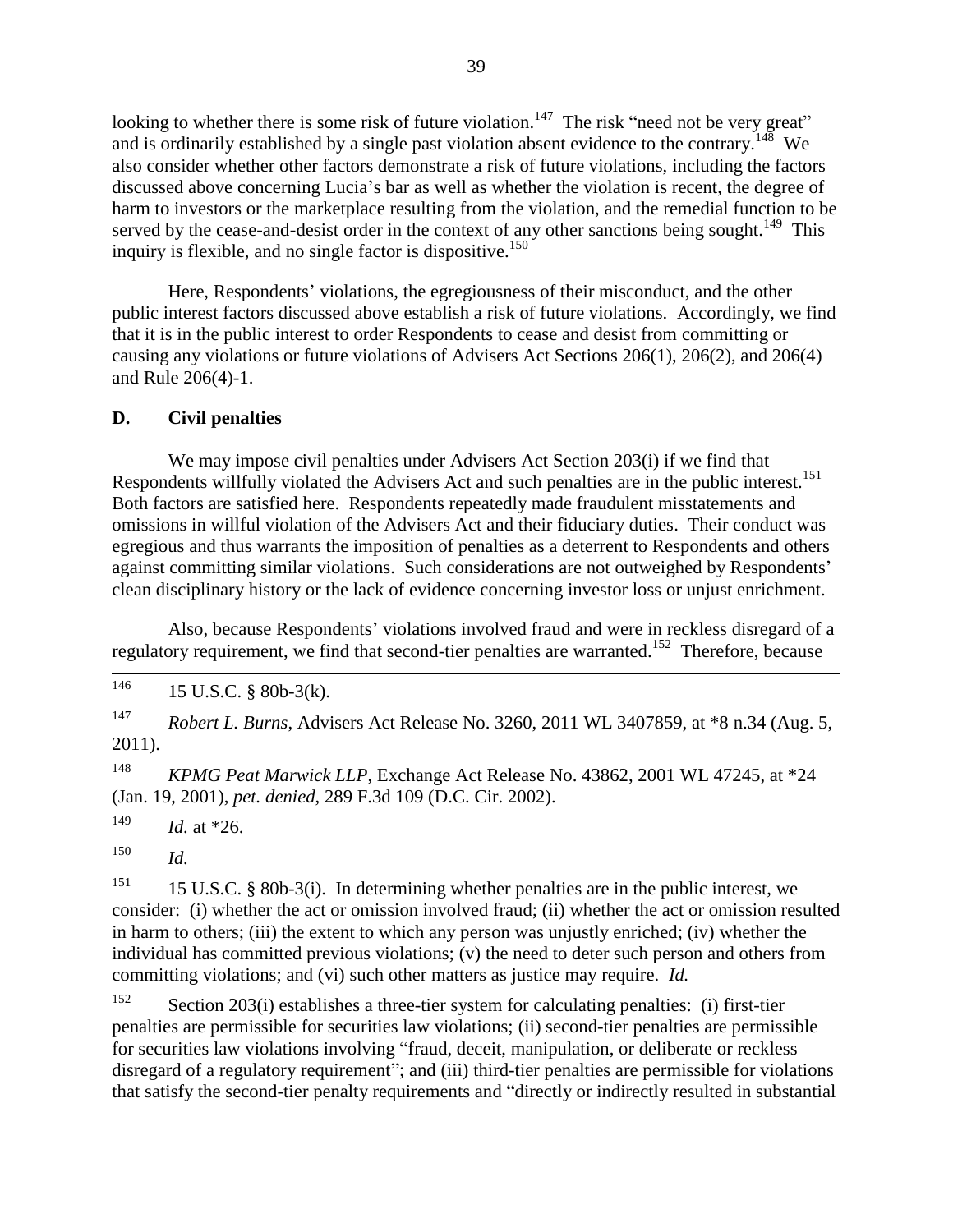looking to whether there is some risk of future violation.[147] The risk "need not be very great" and is ordinarily established by a single past violation absent evidence to the contrary.[148] We also consider whether other factors demonstrate a risk of future violations, including the factors discussed above concerning Lucia's bar as well as whether the violation is recent, the degree of harm to investors or the marketplace resulting from the violation, and the remedial function to be served by the cease-and-desist order in the context of any other sanctions being sought.[149] This inquiry is flexible, and no single factor is dispositive.[150]

Here, Respondents' violations, the egregiousness of their misconduct, and the other public interest factors discussed above establish a risk of future violations. Accordingly, we find that it is in the public interest to order Respondents to cease and desist from committing or causing any violations or future violations of Advisers Act Sections 206(1), 206(2), and 206(4) and Rule 206(4)-1.

### D. Civil penalties

We may impose civil penalties under Advisers Act Section 203(i) if we find that Respondents willfully violated the Advisers Act and such penalties are in the public interest.[151] Both factors are satisfied here. Respondents repeatedly made fraudulent misstatements and omissions in willful violation of the Advisers Act and their fiduciary duties. Their conduct was egregious and thus warrants the imposition of penalties as a deterrent to Respondents and others against committing similar violations. Such considerations are not outweighed by Respondents' clean disciplinary history or the lack of evidence concerning investor loss or unjust enrichment.

Also, because Respondents' violations involved fraud and were in reckless disregard of a regulatory requirement, we find that second-tier penalties are warranted.[152] Therefore, because

---

[146] 15 U.S.C. § 80b-3(k).

[147] *Robert L. Burns*, Advisers Act Release No. 3260, 2011 WL 3407859, at *8 n.34 (Aug. 5, 2011).

[148] *KPMG Peat Marwick LLP*, Exchange Act Release No. 43862, 2001 WL 47245, at *24 (Jan. 19, 2001), *pet. denied*, 289 F.3d 109 (D.C. Cir. 2002).

[149] *Id.* at *26.

[150] *Id.*

[151] 15 U.S.C. § 80b-3(i). In determining whether penalties are in the public interest, we consider: (i) whether the act or omission involved fraud; (ii) whether the act or omission resulted in harm to others; (iii) the extent to which any person was unjustly enriched; (iv) whether the individual has committed previous violations; (v) the need to deter such person and others from committing violations; and (vi) such other matters as justice may require. *Id.*

[152] Section 203(i) establishes a three-tier system for calculating penalties: (i) first-tier penalties are permissible for securities law violations; (ii) second-tier penalties are permissible for securities law violations involving "fraud, deceit, manipulation, or deliberate or reckless disregard of a regulatory requirement"; and (iii) third-tier penalties are permissible for violations that satisfy the second-tier penalty requirements and "directly or indirectly resulted in substantial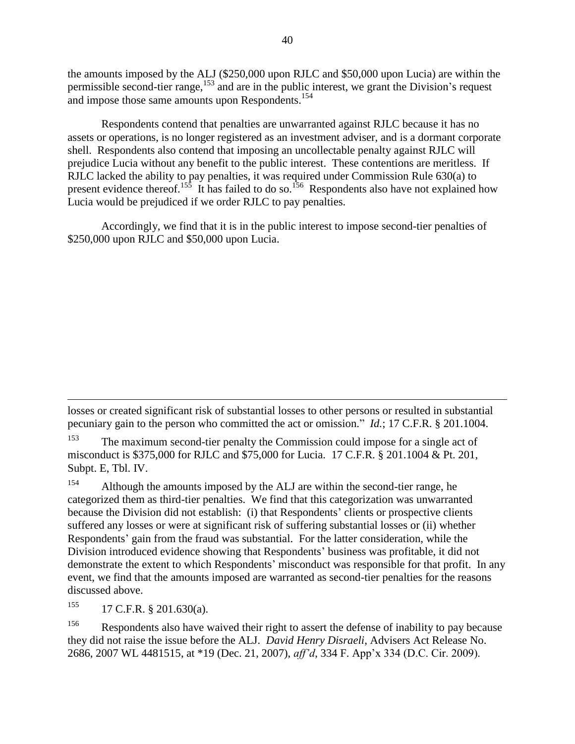the amounts imposed by the ALJ ($250,000 upon RJLC and $50,000 upon Lucia) are within the permissible second-tier range,[153] and are in the public interest, we grant the Division's request and impose those same amounts upon Respondents.[154]

Respondents contend that penalties are unwarranted against RJLC because it has no assets or operations, is no longer registered as an investment adviser, and is a dormant corporate shell. Respondents also contend that imposing an uncollectable penalty against RJLC will prejudice Lucia without any benefit to the public interest. These contentions are meritless. If RJLC lacked the ability to pay penalties, it was required under Commission Rule 630(a) to present evidence thereof.[155] It has failed to do so.[156] Respondents also have not explained how Lucia would be prejudiced if we order RJLC to pay penalties.

Accordingly, we find that it is in the public interest to impose second-tier penalties of $250,000 upon RJLC and $50,000 upon Lucia.

---

losses or created significant risk of substantial losses to other persons or resulted in substantial pecuniary gain to the person who committed the act or omission." *Id.*; 17 C.F.R. § 201.1004.

[153] The maximum second-tier penalty the Commission could impose for a single act of misconduct is $375,000 for RJLC and $75,000 for Lucia. 17 C.F.R. § 201.1004 & Pt. 201, Subpt. E, Tbl. IV.

[154] Although the amounts imposed by the ALJ are within the second-tier range, he categorized them as third-tier penalties. We find that this categorization was unwarranted because the Division did not establish: (i) that Respondents' clients or prospective clients suffered any losses or were at significant risk of suffering substantial losses or (ii) whether Respondents' gain from the fraud was substantial. For the latter consideration, while the Division introduced evidence showing that Respondents' business was profitable, it did not demonstrate the extent to which Respondents' misconduct was responsible for that profit. In any event, we find that the amounts imposed are warranted as second-tier penalties for the reasons discussed above.

[155] 17 C.F.R. § 201.630(a).

[156] Respondents also have waived their right to assert the defense of inability to pay because they did not raise the issue before the ALJ. *David Henry Disraeli*, Advisers Act Release No. 2686, 2007 WL 4481515, at *19 (Dec. 21, 2007), *aff'd*, 334 F. App'x 334 (D.C. Cir. 2009).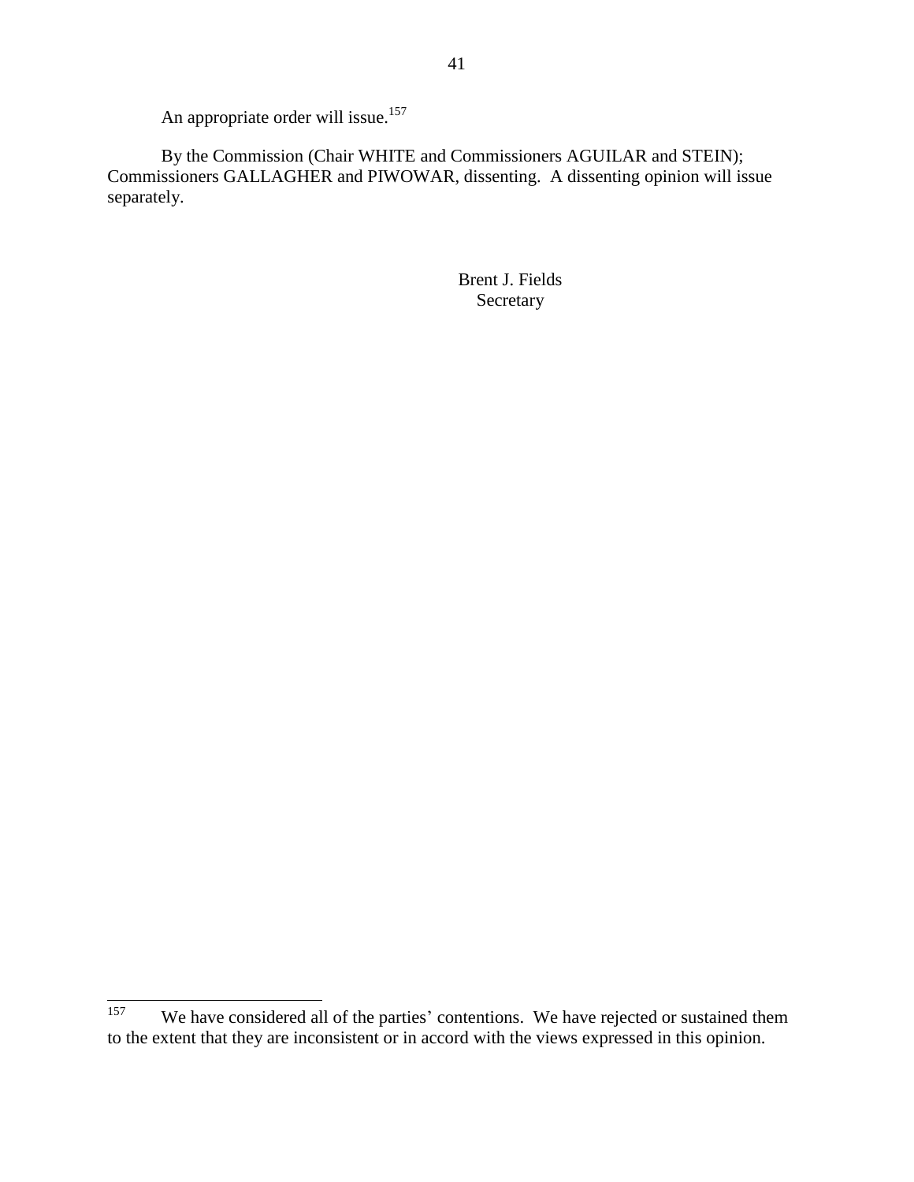An appropriate order will issue.[157]

By the Commission (Chair WHITE and Commissioners AGUILAR and STEIN); Commissioners GALLAGHER and PIWOWAR, dissenting. A dissenting opinion will issue separately.

Brent J. Fields
Secretary

---

[157] We have considered all of the parties' contentions. We have rejected or sustained them to the extent that they are inconsistent or in accord with the views expressed in this opinion.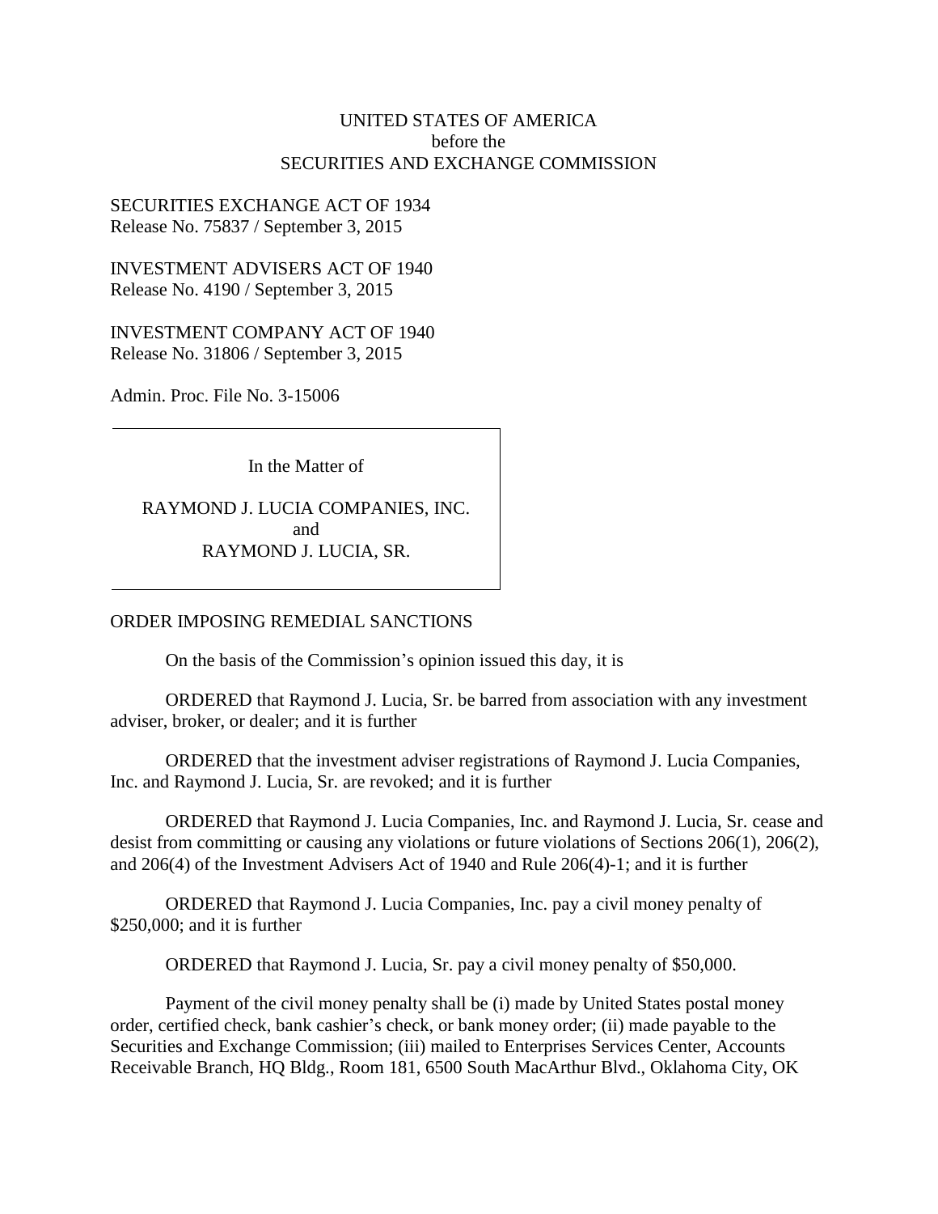UNITED STATES OF AMERICA
before the
SECURITIES AND EXCHANGE COMMISSION

SECURITIES EXCHANGE ACT OF 1934
Release No. 75837 / September 3, 2015

INVESTMENT ADVISERS ACT OF 1940
Release No. 4190 / September 3, 2015

INVESTMENT COMPANY ACT OF 1940
Release No. 31806 / September 3, 2015

Admin. Proc. File No. 3-15006

In the Matter of

RAYMOND J. LUCIA COMPANIES, INC.
and
RAYMOND J. LUCIA, SR.

ORDER IMPOSING REMEDIAL SANCTIONS

On the basis of the Commission's opinion issued this day, it is

ORDERED that Raymond J. Lucia, Sr. be barred from association with any investment adviser, broker, or dealer; and it is further

ORDERED that the investment adviser registrations of Raymond J. Lucia Companies, Inc. and Raymond J. Lucia, Sr. are revoked; and it is further

ORDERED that Raymond J. Lucia Companies, Inc. and Raymond J. Lucia, Sr. cease and desist from committing or causing any violations or future violations of Sections 206(1), 206(2), and 206(4) of the Investment Advisers Act of 1940 and Rule 206(4)-1; and it is further

ORDERED that Raymond J. Lucia Companies, Inc. pay a civil money penalty of $250,000; and it is further

ORDERED that Raymond J. Lucia, Sr. pay a civil money penalty of $50,000.

Payment of the civil money penalty shall be (i) made by United States postal money order, certified check, bank cashier's check, or bank money order; (ii) made payable to the Securities and Exchange Commission; (iii) mailed to Enterprises Services Center, Accounts Receivable Branch, HQ Bldg., Room 181, 6500 South MacArthur Blvd., Oklahoma City, OK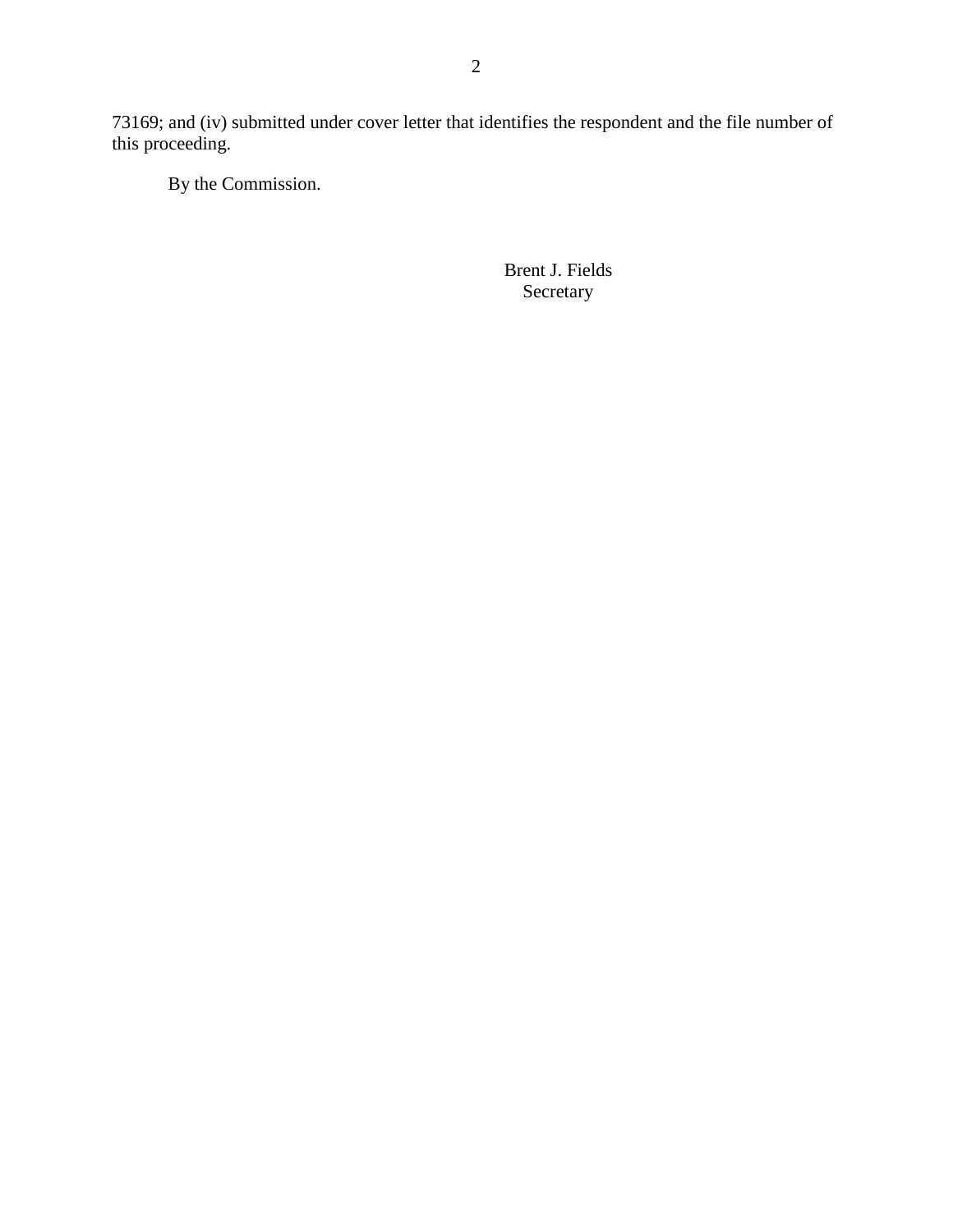73169; and (iv) submitted under cover letter that identifies the respondent and the file number of this proceeding.

By the Commission.

Brent J. Fields
Secretary